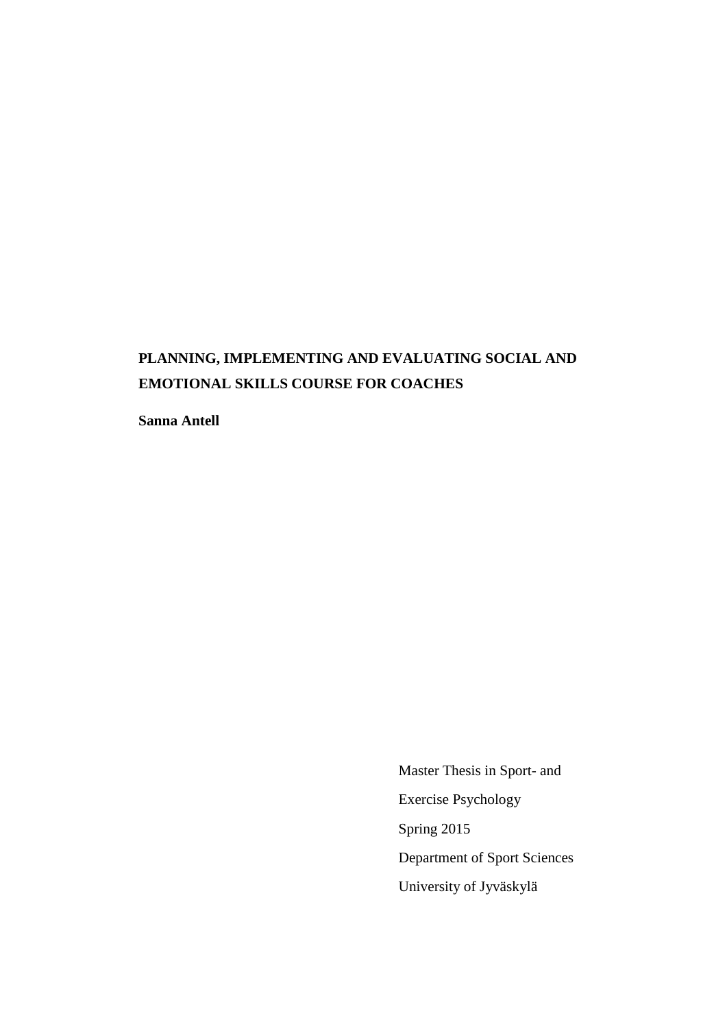# PLANNING, IMPLEMENTING AND EVALUATING SOCIAL AND EMOTIONAL SKILLS COURSE FOR COACHES

**Sanna Antell**

Master Thesis in Sport- and Exercise Psychology

Spring 2015

Department of Sport Sciences

University of Jyväskylä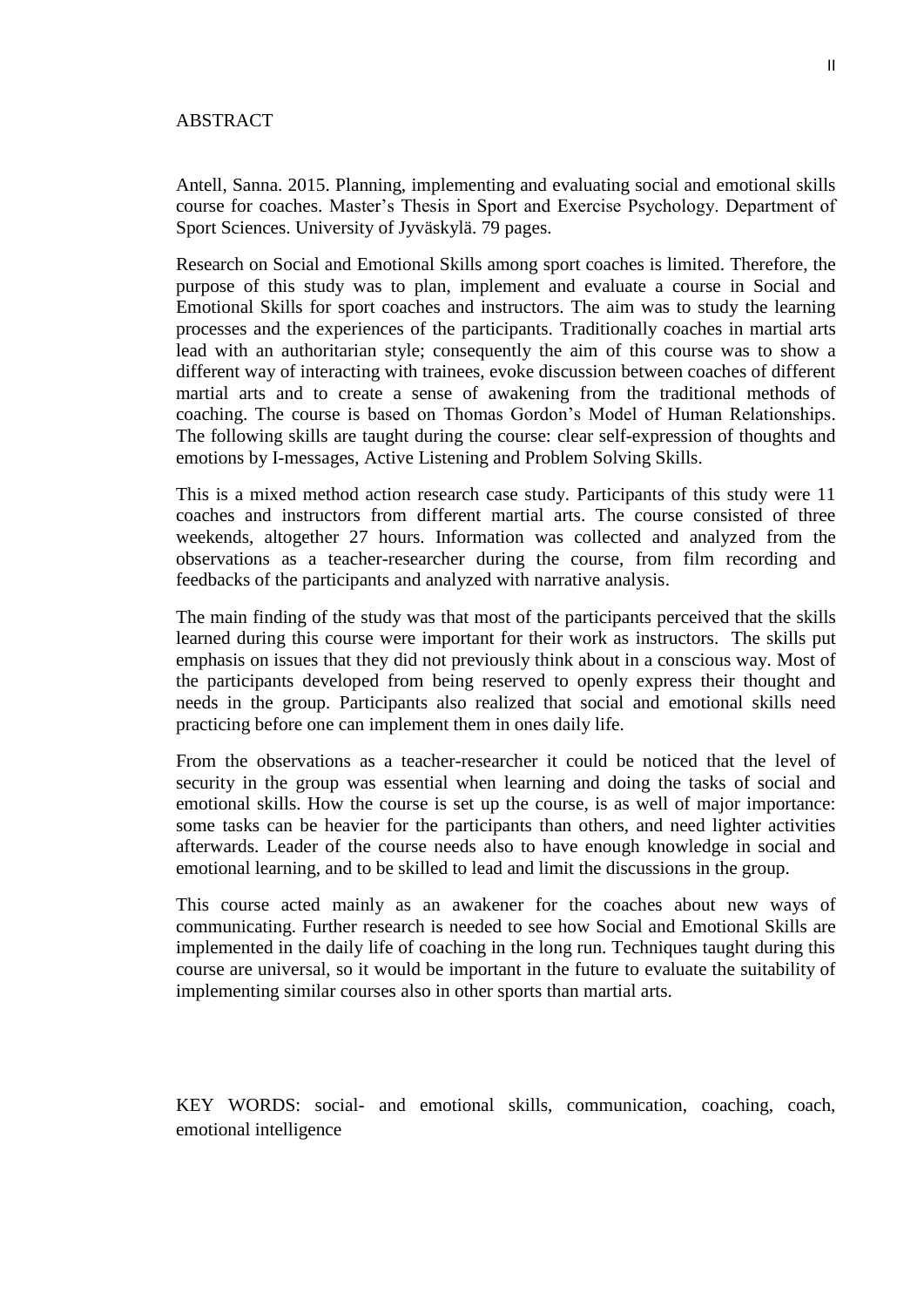## ABSTRACT

Antell, Sanna. 2015. Planning, implementing and evaluating social and emotional skills course for coaches. Master's Thesis in Sport and Exercise Psychology. Department of Sport Sciences. University of Jyväskylä. 79 pages.

Research on Social and Emotional Skills among sport coaches is limited. Therefore, the purpose of this study was to plan, implement and evaluate a course in Social and Emotional Skills for sport coaches and instructors. The aim was to study the learning processes and the experiences of the participants. Traditionally coaches in martial arts lead with an authoritarian style; consequently the aim of this course was to show a different way of interacting with trainees, evoke discussion between coaches of different martial arts and to create a sense of awakening from the traditional methods of coaching. The course is based on Thomas Gordon's Model of Human Relationships. The following skills are taught during the course: clear self-expression of thoughts and emotions by I-messages, Active Listening and Problem Solving Skills.

This is a mixed method action research case study. Participants of this study were 11 coaches and instructors from different martial arts. The course consisted of three weekends, altogether 27 hours. Information was collected and analyzed from the observations as a teacher-researcher during the course, from film recording and feedbacks of the participants and analyzed with narrative analysis.

The main finding of the study was that most of the participants perceived that the skills learned during this course were important for their work as instructors. The skills put emphasis on issues that they did not previously think about in a conscious way. Most of the participants developed from being reserved to openly express their thought and needs in the group. Participants also realized that social and emotional skills need practicing before one can implement them in ones daily life.

From the observations as a teacher-researcher it could be noticed that the level of security in the group was essential when learning and doing the tasks of social and emotional skills. How the course is set up the course, is as well of major importance: some tasks can be heavier for the participants than others, and need lighter activities afterwards. Leader of the course needs also to have enough knowledge in social and emotional learning, and to be skilled to lead and limit the discussions in the group.

This course acted mainly as an awakener for the coaches about new ways of communicating. Further research is needed to see how Social and Emotional Skills are implemented in the daily life of coaching in the long run. Techniques taught during this course are universal, so it would be important in the future to evaluate the suitability of implementing similar courses also in other sports than martial arts.

KEY WORDS: social- and emotional skills, communication, coaching, coach, emotional intelligence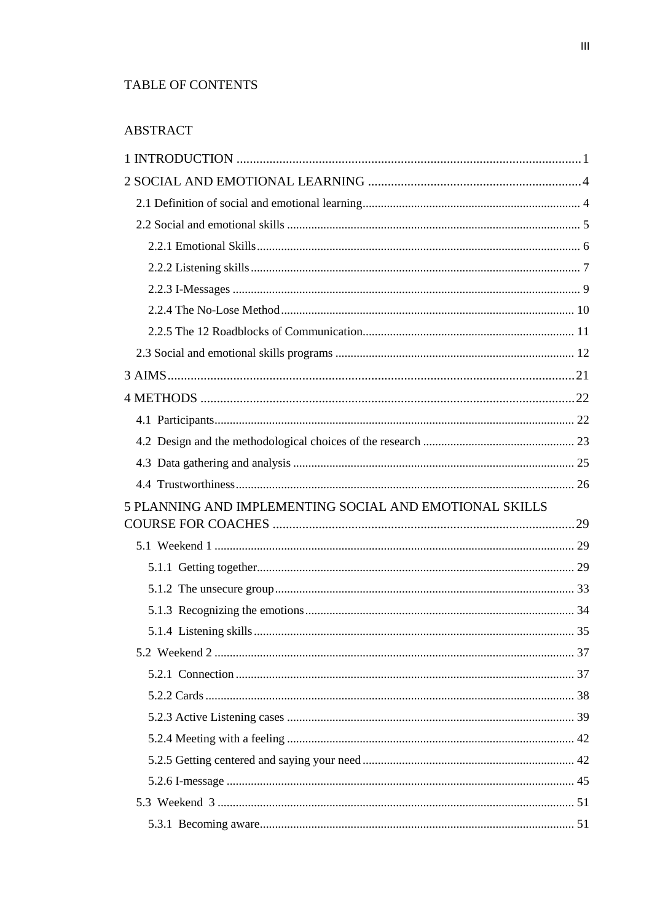# TABLE OF CONTENTS

ABSTRACT

1 INTRODUCTION ........................................................................................................ 1

2 SOCIAL AND EMOTIONAL LEARNING ................................................................ 4

- 2.1 Definition of social and emotional learning ........................................................................ 4
- 2.2 Social and emotional skills ................................................................................................ 5
  - 2.2.1 Emotional Skills ......................................................................................................... 6
  - 2.2.2 Listening skills ........................................................................................................... 7
  - 2.2.3 I-Messages ................................................................................................................. 9
  - 2.2.4 The No-Lose Method ............................................................................................... 10
  - 2.2.5 The 12 Roadblocks of Communication ..................................................................... 11
- 2.3 Social and emotional skills programs .............................................................................. 12

3 AIMS ............................................................................................................................ 21

4 METHODS .................................................................................................................. 22

- 4.1 Participants ..................................................................................................................... 22
- 4.2 Design and the methodological choices of the research .................................................. 23
- 4.3 Data gathering and analysis ............................................................................................ 25
- 4.4 Trustworthiness ............................................................................................................... 26

5 PLANNING AND IMPLEMENTING SOCIAL AND EMOTIONAL SKILLS COURSE FOR COACHES ............................................................................................. 29

- 5.1 Weekend 1 ...................................................................................................................... 29
  - 5.1.1 Getting together ........................................................................................................ 29
  - 5.1.2 The unsecure group .................................................................................................. 33
  - 5.1.3 Recognizing the emotions ......................................................................................... 34
  - 5.1.4 Listening skills ......................................................................................................... 35
- 5.2 Weekend 2 ...................................................................................................................... 37
  - 5.2.1 Connection ............................................................................................................... 37
  - 5.2.2 Cards ........................................................................................................................ 38
  - 5.2.3 Active Listening cases .............................................................................................. 39
  - 5.2.4 Meeting with a feeling .............................................................................................. 42
  - 5.2.5 Getting centered and saying your need ...................................................................... 42
  - 5.2.6 I-message ................................................................................................................. 45
- 5.3 Weekend 3 ...................................................................................................................... 51
  - 5.3.1 Becoming aware ....................................................................................................... 51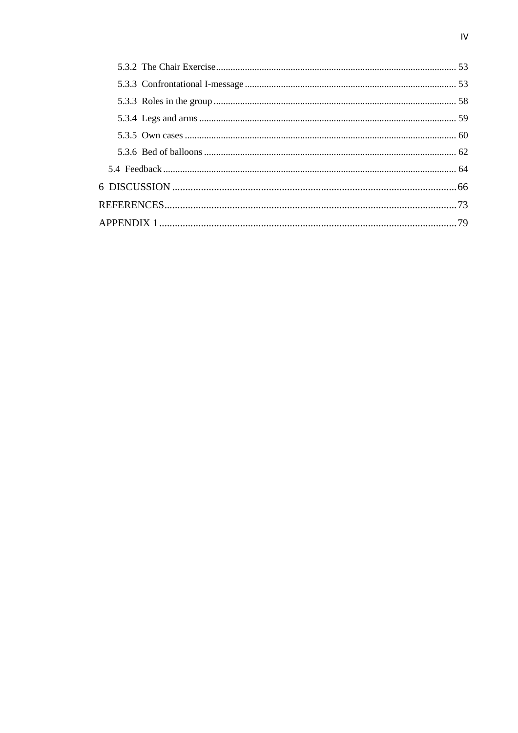5.3.2 The Chair Exercise ........................................................................................... 53

5.3.3 Confrontational I-message ........................................................................... 53

5.3.3 Roles in the group ....................................................................................... 58

5.3.4 Legs and arms ............................................................................................. 59

5.3.5 Own cases ................................................................................................... 60

5.3.6 Bed of balloons ........................................................................................... 62

5.4 Feedback ......................................................................................................... 64

6 DISCUSSION ....................................................................................................... 66

REFERENCES .......................................................................................................... 73

APPENDIX 1 ............................................................................................................ 79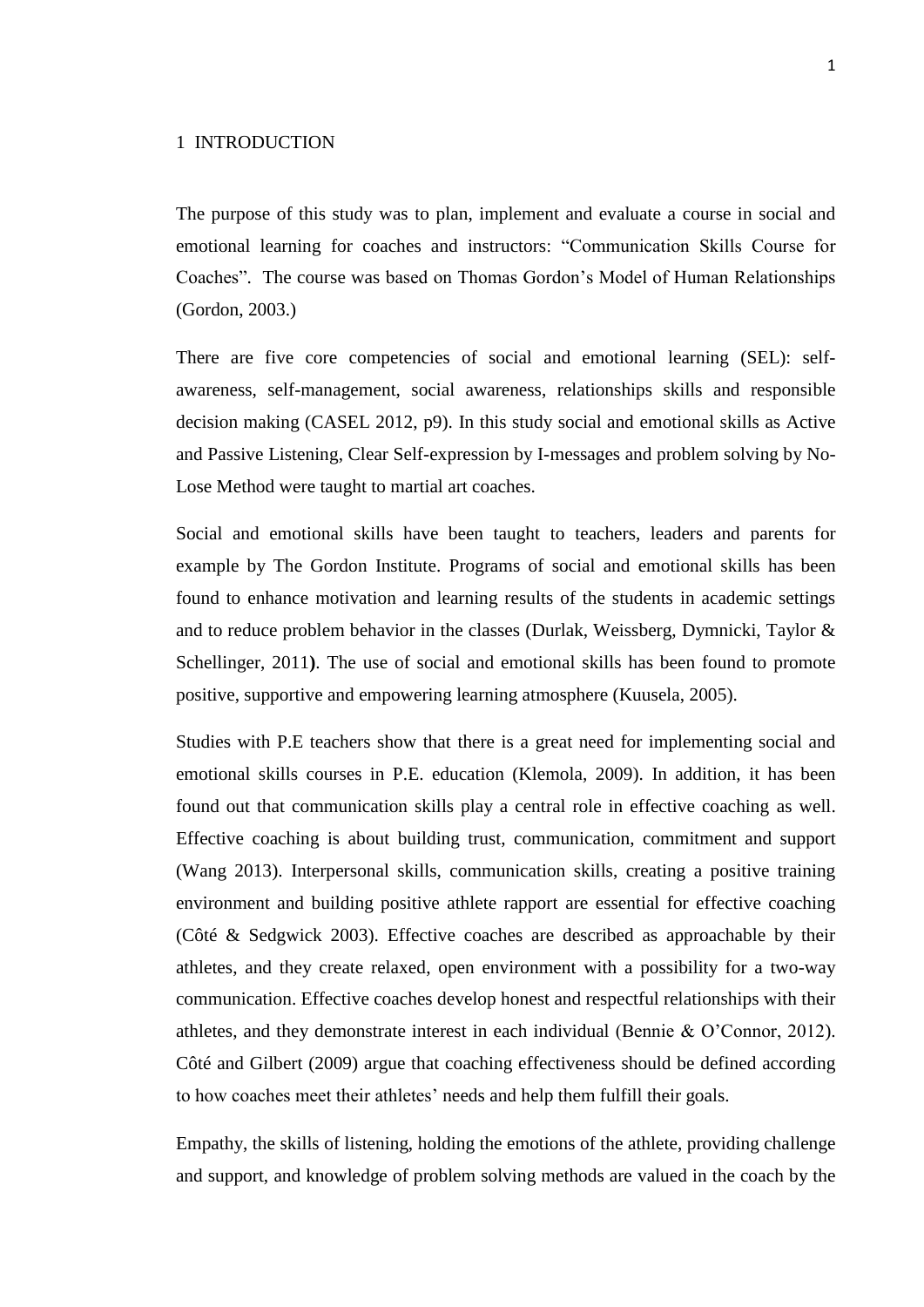# 1 INTRODUCTION

The purpose of this study was to plan, implement and evaluate a course in social and emotional learning for coaches and instructors: "Communication Skills Course for Coaches". The course was based on Thomas Gordon's Model of Human Relationships (Gordon, 2003.)

There are five core competencies of social and emotional learning (SEL): self-awareness, self-management, social awareness, relationships skills and responsible decision making (CASEL 2012, p9). In this study social and emotional skills as Active and Passive Listening, Clear Self-expression by I-messages and problem solving by No-Lose Method were taught to martial art coaches.

Social and emotional skills have been taught to teachers, leaders and parents for example by The Gordon Institute. Programs of social and emotional skills has been found to enhance motivation and learning results of the students in academic settings and to reduce problem behavior in the classes (Durlak, Weissberg, Dymnicki, Taylor & Schellinger, 2011**)**. The use of social and emotional skills has been found to promote positive, supportive and empowering learning atmosphere (Kuusela, 2005).

Studies with P.E teachers show that there is a great need for implementing social and emotional skills courses in P.E. education (Klemola, 2009). In addition, it has been found out that communication skills play a central role in effective coaching as well. Effective coaching is about building trust, communication, commitment and support (Wang 2013). Interpersonal skills, communication skills, creating a positive training environment and building positive athlete rapport are essential for effective coaching (Côté & Sedgwick 2003). Effective coaches are described as approachable by their athletes, and they create relaxed, open environment with a possibility for a two-way communication. Effective coaches develop honest and respectful relationships with their athletes, and they demonstrate interest in each individual (Bennie & O'Connor, 2012). Côté and Gilbert (2009) argue that coaching effectiveness should be defined according to how coaches meet their athletes' needs and help them fulfill their goals.

Empathy, the skills of listening, holding the emotions of the athlete, providing challenge and support, and knowledge of problem solving methods are valued in the coach by the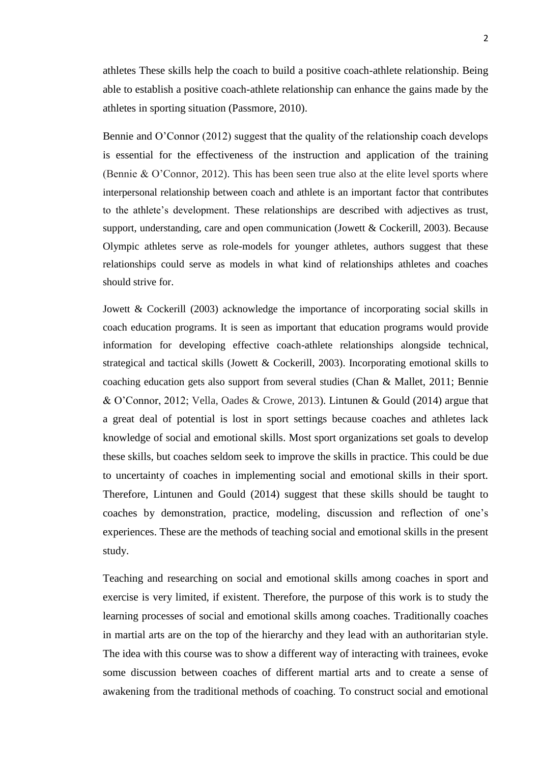athletes These skills help the coach to build a positive coach-athlete relationship. Being able to establish a positive coach-athlete relationship can enhance the gains made by the athletes in sporting situation (Passmore, 2010).

Bennie and O'Connor (2012) suggest that the quality of the relationship coach develops is essential for the effectiveness of the instruction and application of the training (Bennie & O'Connor, 2012). This has been seen true also at the elite level sports where interpersonal relationship between coach and athlete is an important factor that contributes to the athlete's development. These relationships are described with adjectives as trust, support, understanding, care and open communication (Jowett & Cockerill, 2003). Because Olympic athletes serve as role-models for younger athletes, authors suggest that these relationships could serve as models in what kind of relationships athletes and coaches should strive for.

Jowett & Cockerill (2003) acknowledge the importance of incorporating social skills in coach education programs. It is seen as important that education programs would provide information for developing effective coach-athlete relationships alongside technical, strategical and tactical skills (Jowett & Cockerill, 2003). Incorporating emotional skills to coaching education gets also support from several studies (Chan & Mallet, 2011; Bennie & O'Connor, 2012; Vella, Oades & Crowe, 2013). Lintunen & Gould (2014) argue that a great deal of potential is lost in sport settings because coaches and athletes lack knowledge of social and emotional skills. Most sport organizations set goals to develop these skills, but coaches seldom seek to improve the skills in practice. This could be due to uncertainty of coaches in implementing social and emotional skills in their sport. Therefore, Lintunen and Gould (2014) suggest that these skills should be taught to coaches by demonstration, practice, modeling, discussion and reflection of one's experiences. These are the methods of teaching social and emotional skills in the present study.

Teaching and researching on social and emotional skills among coaches in sport and exercise is very limited, if existent. Therefore, the purpose of this work is to study the learning processes of social and emotional skills among coaches. Traditionally coaches in martial arts are on the top of the hierarchy and they lead with an authoritarian style. The idea with this course was to show a different way of interacting with trainees, evoke some discussion between coaches of different martial arts and to create a sense of awakening from the traditional methods of coaching. To construct social and emotional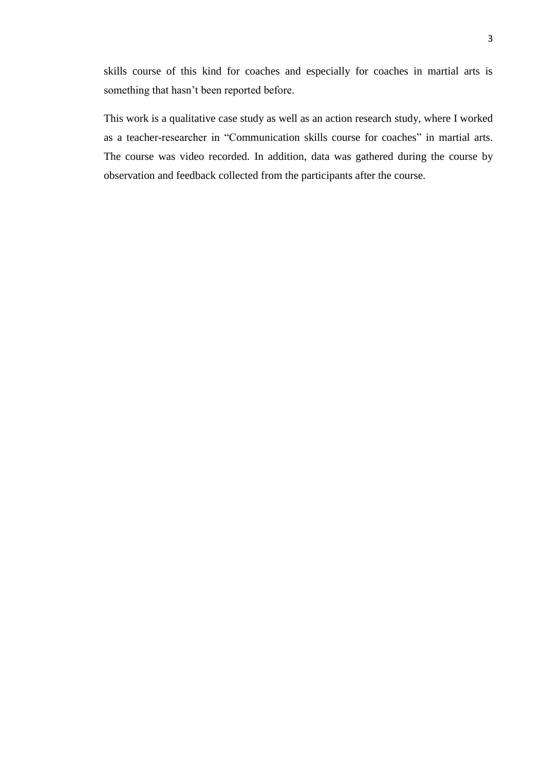skills course of this kind for coaches and especially for coaches in martial arts is something that hasn’t been reported before.

This work is a qualitative case study as well as an action research study, where I worked as a teacher-researcher in “Communication skills course for coaches” in martial arts. The course was video recorded. In addition, data was gathered during the course by observation and feedback collected from the participants after the course.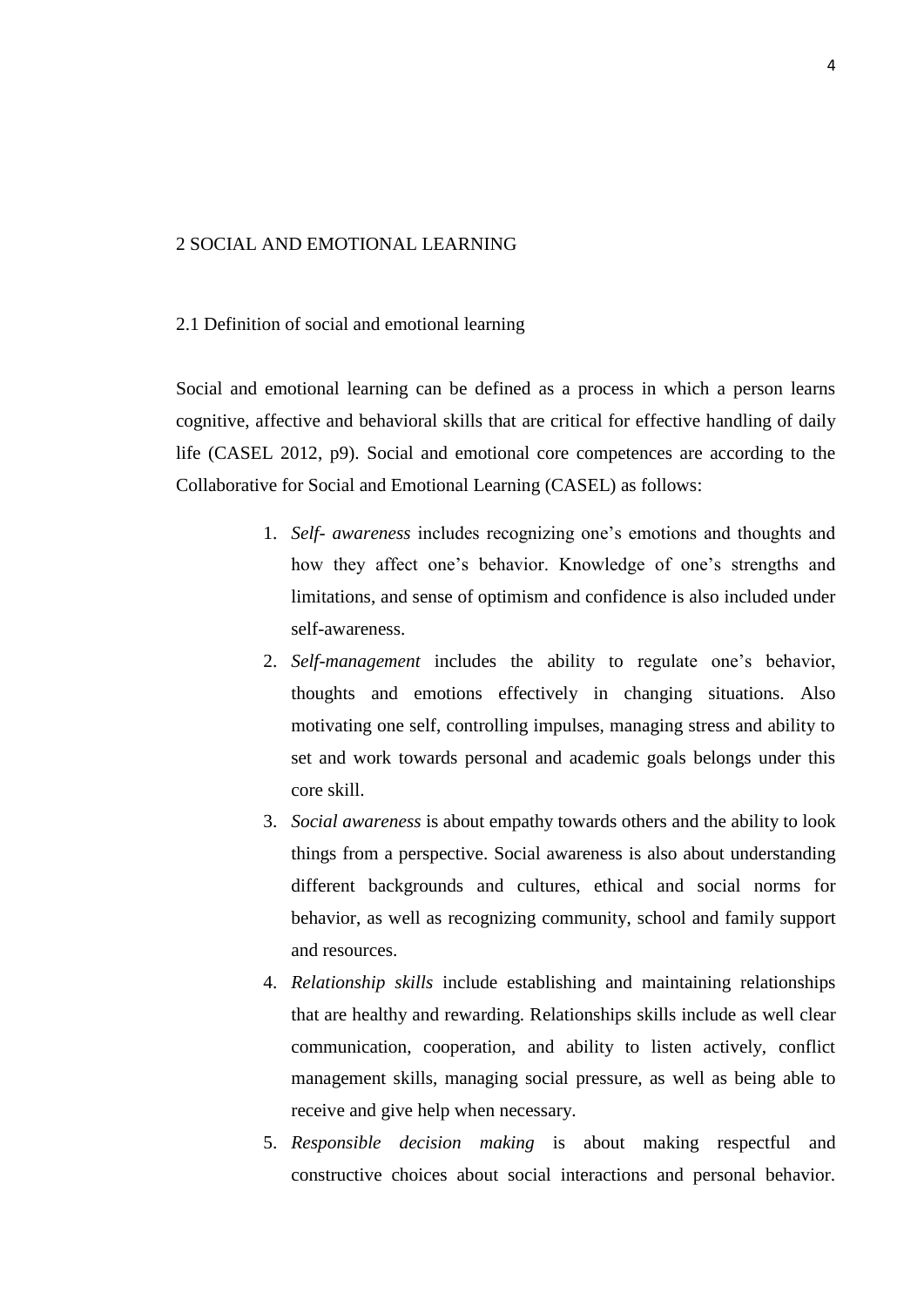# 2 SOCIAL AND EMOTIONAL LEARNING

## 2.1 Definition of social and emotional learning

Social and emotional learning can be defined as a process in which a person learns cognitive, affective and behavioral skills that are critical for effective handling of daily life (CASEL 2012, p9). Social and emotional core competences are according to the Collaborative for Social and Emotional Learning (CASEL) as follows:

1. *Self- awareness* includes recognizing one's emotions and thoughts and how they affect one's behavior. Knowledge of one's strengths and limitations, and sense of optimism and confidence is also included under self-awareness.
2. *Self-management* includes the ability to regulate one's behavior, thoughts and emotions effectively in changing situations. Also motivating one self, controlling impulses, managing stress and ability to set and work towards personal and academic goals belongs under this core skill.
3. *Social awareness* is about empathy towards others and the ability to look things from a perspective. Social awareness is also about understanding different backgrounds and cultures, ethical and social norms for behavior, as well as recognizing community, school and family support and resources.
4. *Relationship skills* include establishing and maintaining relationships that are healthy and rewarding. Relationships skills include as well clear communication, cooperation, and ability to listen actively, conflict management skills, managing social pressure, as well as being able to receive and give help when necessary.
5. *Responsible decision making* is about making respectful and constructive choices about social interactions and personal behavior.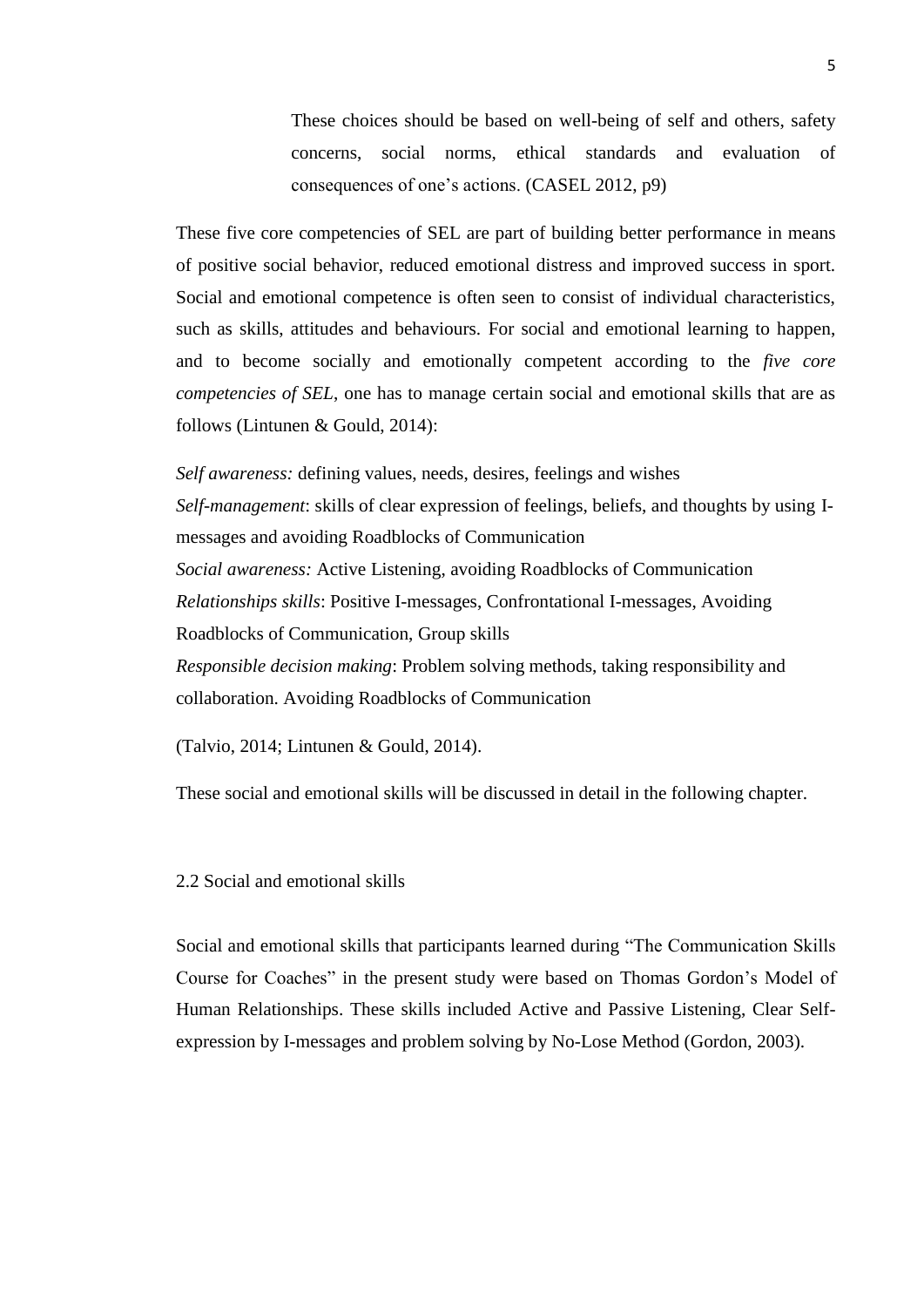> These choices should be based on well-being of self and others, safety concerns, social norms, ethical standards and evaluation of consequences of one's actions. (CASEL 2012, p9)

These five core competencies of SEL are part of building better performance in means of positive social behavior, reduced emotional distress and improved success in sport. Social and emotional competence is often seen to consist of individual characteristics, such as skills, attitudes and behaviours. For social and emotional learning to happen, and to become socially and emotionally competent according to the *five core competencies of SEL*, one has to manage certain social and emotional skills that are as follows (Lintunen & Gould, 2014):

*Self awareness:* defining values, needs, desires, feelings and wishes
*Self-management*: skills of clear expression of feelings, beliefs, and thoughts by using I-messages and avoiding Roadblocks of Communication
*Social awareness:* Active Listening, avoiding Roadblocks of Communication
*Relationships skills*: Positive I-messages, Confrontational I-messages, Avoiding Roadblocks of Communication, Group skills
*Responsible decision making*: Problem solving methods, taking responsibility and collaboration. Avoiding Roadblocks of Communication

(Talvio, 2014; Lintunen & Gould, 2014).

These social and emotional skills will be discussed in detail in the following chapter.

## 2.2 Social and emotional skills

Social and emotional skills that participants learned during "The Communication Skills Course for Coaches" in the present study were based on Thomas Gordon's Model of Human Relationships. These skills included Active and Passive Listening, Clear Self-expression by I-messages and problem solving by No-Lose Method (Gordon, 2003).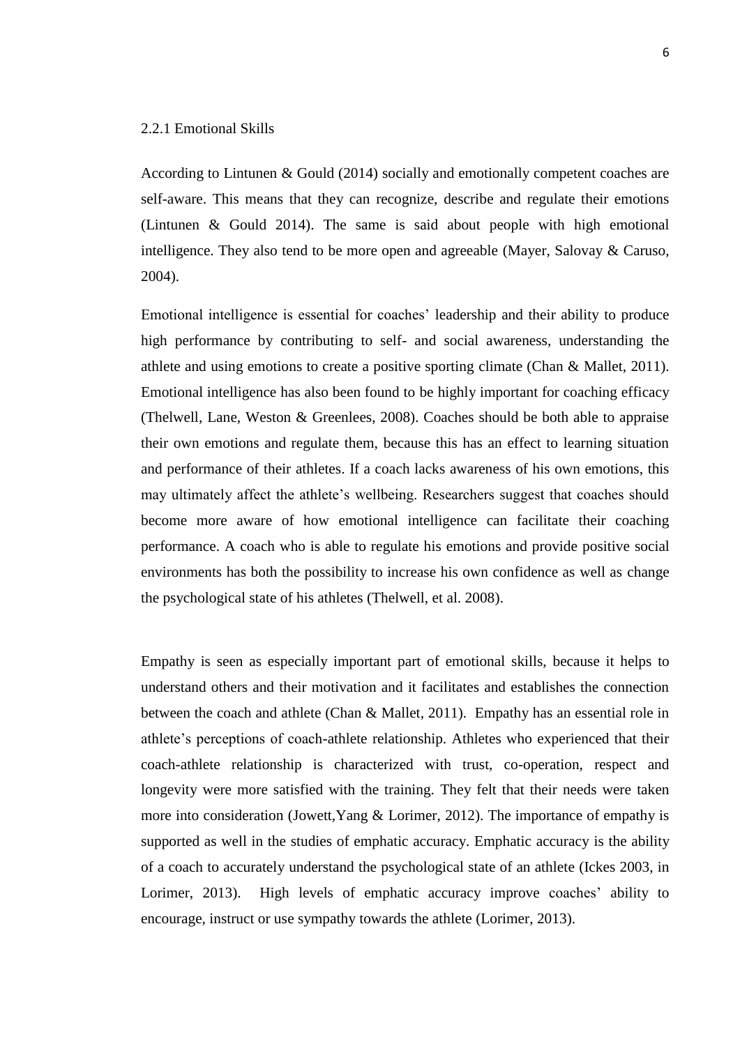### 2.2.1 Emotional Skills

According to Lintunen & Gould (2014) socially and emotionally competent coaches are self-aware. This means that they can recognize, describe and regulate their emotions (Lintunen & Gould 2014). The same is said about people with high emotional intelligence. They also tend to be more open and agreeable (Mayer, Salovay & Caruso, 2004).

Emotional intelligence is essential for coaches' leadership and their ability to produce high performance by contributing to self- and social awareness, understanding the athlete and using emotions to create a positive sporting climate (Chan & Mallet, 2011). Emotional intelligence has also been found to be highly important for coaching efficacy (Thelwell, Lane, Weston & Greenlees, 2008). Coaches should be both able to appraise their own emotions and regulate them, because this has an effect to learning situation and performance of their athletes. If a coach lacks awareness of his own emotions, this may ultimately affect the athlete's wellbeing. Researchers suggest that coaches should become more aware of how emotional intelligence can facilitate their coaching performance. A coach who is able to regulate his emotions and provide positive social environments has both the possibility to increase his own confidence as well as change the psychological state of his athletes (Thelwell, et al. 2008).

Empathy is seen as especially important part of emotional skills, because it helps to understand others and their motivation and it facilitates and establishes the connection between the coach and athlete (Chan & Mallet, 2011). Empathy has an essential role in athlete's perceptions of coach-athlete relationship. Athletes who experienced that their coach-athlete relationship is characterized with trust, co-operation, respect and longevity were more satisfied with the training. They felt that their needs were taken more into consideration (Jowett,Yang & Lorimer, 2012). The importance of empathy is supported as well in the studies of emphatic accuracy. Emphatic accuracy is the ability of a coach to accurately understand the psychological state of an athlete (Ickes 2003, in Lorimer, 2013). High levels of emphatic accuracy improve coaches' ability to encourage, instruct or use sympathy towards the athlete (Lorimer, 2013).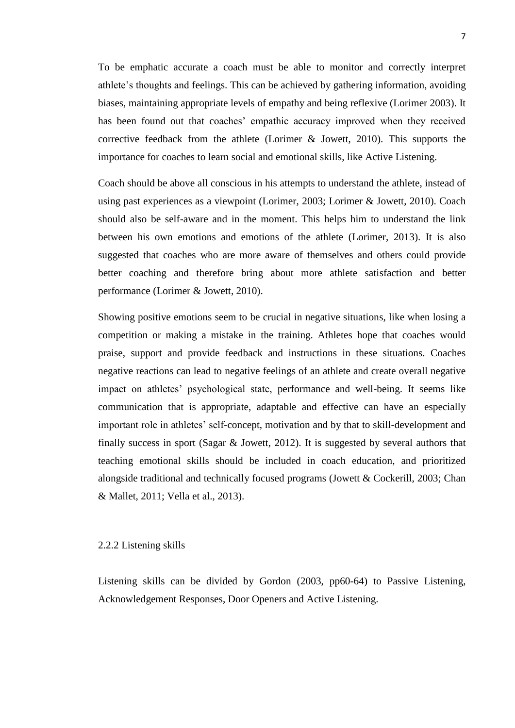To be emphatic accurate a coach must be able to monitor and correctly interpret athlete's thoughts and feelings. This can be achieved by gathering information, avoiding biases, maintaining appropriate levels of empathy and being reflexive (Lorimer 2003). It has been found out that coaches' empathic accuracy improved when they received corrective feedback from the athlete (Lorimer & Jowett, 2010). This supports the importance for coaches to learn social and emotional skills, like Active Listening.

Coach should be above all conscious in his attempts to understand the athlete, instead of using past experiences as a viewpoint (Lorimer, 2003; Lorimer & Jowett, 2010). Coach should also be self-aware and in the moment. This helps him to understand the link between his own emotions and emotions of the athlete (Lorimer, 2013). It is also suggested that coaches who are more aware of themselves and others could provide better coaching and therefore bring about more athlete satisfaction and better performance (Lorimer & Jowett, 2010).

Showing positive emotions seem to be crucial in negative situations, like when losing a competition or making a mistake in the training. Athletes hope that coaches would praise, support and provide feedback and instructions in these situations. Coaches negative reactions can lead to negative feelings of an athlete and create overall negative impact on athletes' psychological state, performance and well-being. It seems like communication that is appropriate, adaptable and effective can have an especially important role in athletes' self-concept, motivation and by that to skill-development and finally success in sport (Sagar & Jowett, 2012). It is suggested by several authors that teaching emotional skills should be included in coach education, and prioritized alongside traditional and technically focused programs (Jowett & Cockerill, 2003; Chan & Mallet, 2011; Vella et al., 2013).

### 2.2.2 Listening skills

Listening skills can be divided by Gordon (2003, pp60-64) to Passive Listening, Acknowledgement Responses, Door Openers and Active Listening.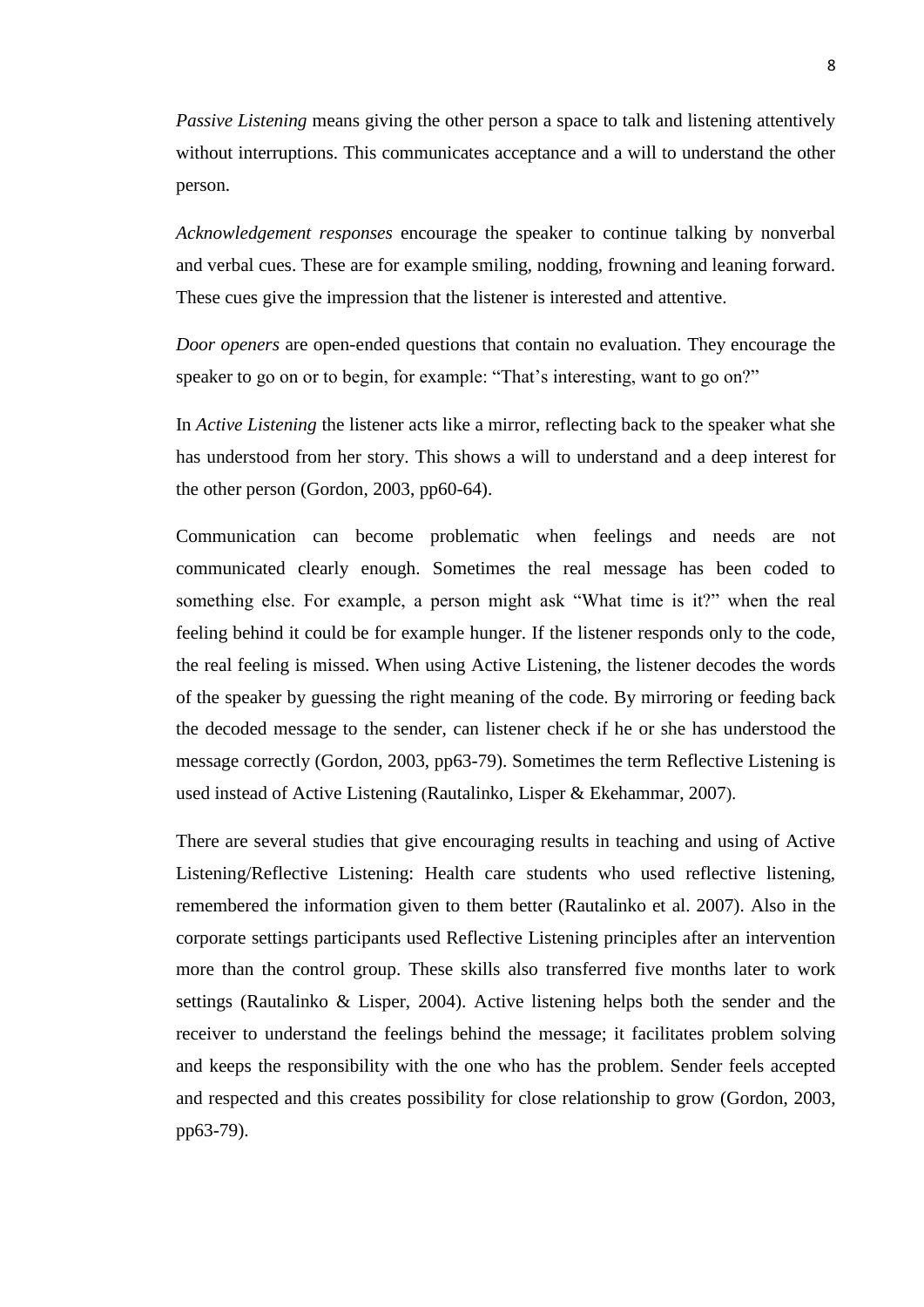*Passive Listening* means giving the other person a space to talk and listening attentively without interruptions. This communicates acceptance and a will to understand the other person.

*Acknowledgement responses* encourage the speaker to continue talking by nonverbal and verbal cues. These are for example smiling, nodding, frowning and leaning forward. These cues give the impression that the listener is interested and attentive.

*Door openers* are open-ended questions that contain no evaluation. They encourage the speaker to go on or to begin, for example: "That's interesting, want to go on?"

In *Active Listening* the listener acts like a mirror, reflecting back to the speaker what she has understood from her story. This shows a will to understand and a deep interest for the other person (Gordon, 2003, pp60-64).

Communication can become problematic when feelings and needs are not communicated clearly enough. Sometimes the real message has been coded to something else. For example, a person might ask "What time is it?" when the real feeling behind it could be for example hunger. If the listener responds only to the code, the real feeling is missed. When using Active Listening, the listener decodes the words of the speaker by guessing the right meaning of the code. By mirroring or feeding back the decoded message to the sender, can listener check if he or she has understood the message correctly (Gordon, 2003, pp63-79). Sometimes the term Reflective Listening is used instead of Active Listening (Rautalinko, Lisper & Ekehammar, 2007).

There are several studies that give encouraging results in teaching and using of Active Listening/Reflective Listening: Health care students who used reflective listening, remembered the information given to them better (Rautalinko et al. 2007). Also in the corporate settings participants used Reflective Listening principles after an intervention more than the control group. These skills also transferred five months later to work settings (Rautalinko & Lisper, 2004). Active listening helps both the sender and the receiver to understand the feelings behind the message; it facilitates problem solving and keeps the responsibility with the one who has the problem. Sender feels accepted and respected and this creates possibility for close relationship to grow (Gordon, 2003, pp63-79).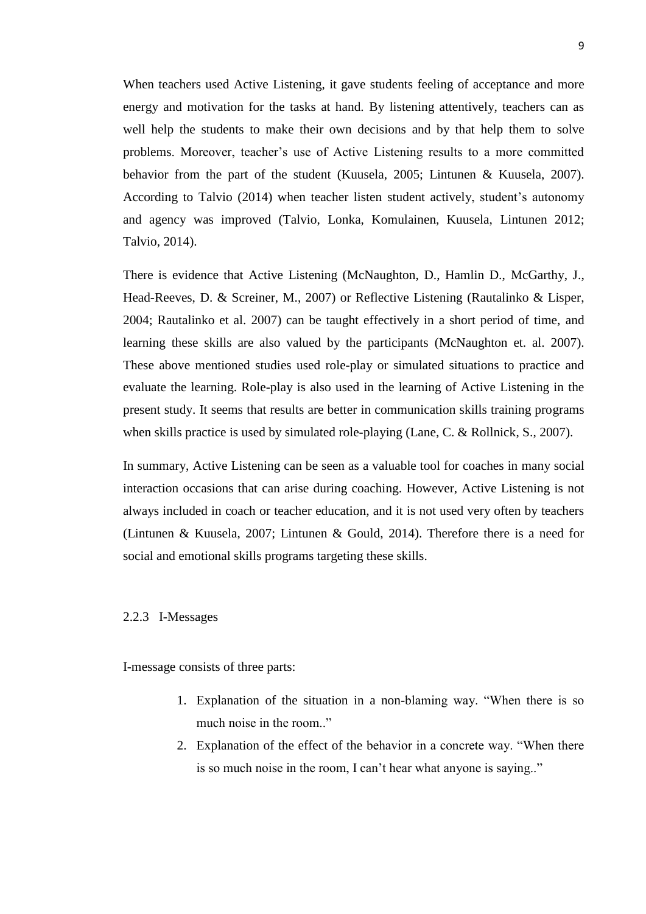When teachers used Active Listening, it gave students feeling of acceptance and more energy and motivation for the tasks at hand. By listening attentively, teachers can as well help the students to make their own decisions and by that help them to solve problems. Moreover, teacher's use of Active Listening results to a more committed behavior from the part of the student (Kuusela, 2005; Lintunen & Kuusela, 2007). According to Talvio (2014) when teacher listen student actively, student's autonomy and agency was improved (Talvio, Lonka, Komulainen, Kuusela, Lintunen 2012; Talvio, 2014).

There is evidence that Active Listening (McNaughton, D., Hamlin D., McGarthy, J., Head-Reeves, D. & Screiner, M., 2007) or Reflective Listening (Rautalinko & Lisper, 2004; Rautalinko et al. 2007) can be taught effectively in a short period of time, and learning these skills are also valued by the participants (McNaughton et. al. 2007). These above mentioned studies used role-play or simulated situations to practice and evaluate the learning. Role-play is also used in the learning of Active Listening in the present study. It seems that results are better in communication skills training programs when skills practice is used by simulated role-playing (Lane, C. & Rollnick, S., 2007).

In summary, Active Listening can be seen as a valuable tool for coaches in many social interaction occasions that can arise during coaching. However, Active Listening is not always included in coach or teacher education, and it is not used very often by teachers (Lintunen & Kuusela, 2007; Lintunen & Gould, 2014). Therefore there is a need for social and emotional skills programs targeting these skills.

### 2.2.3 I-Messages

I-message consists of three parts:

1. Explanation of the situation in a non-blaming way. "When there is so much noise in the room.."
2. Explanation of the effect of the behavior in a concrete way. "When there is so much noise in the room, I can't hear what anyone is saying.."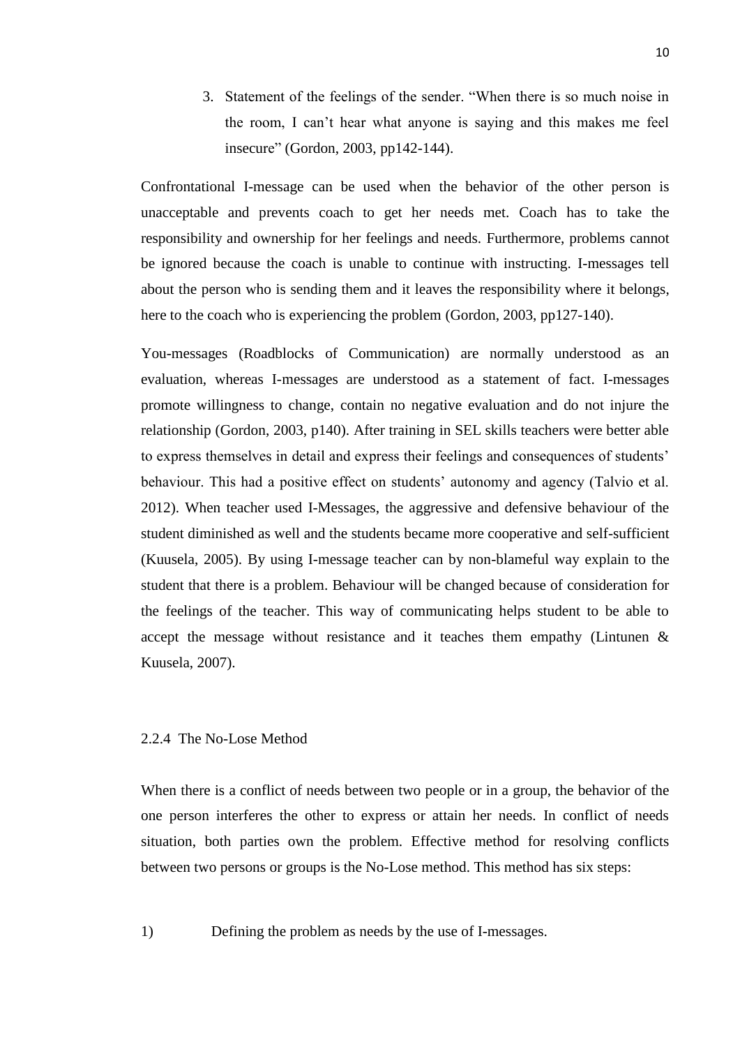3. Statement of the feelings of the sender. “When there is so much noise in the room, I can’t hear what anyone is saying and this makes me feel insecure” (Gordon, 2003, pp142-144).

Confrontational I-message can be used when the behavior of the other person is unacceptable and prevents coach to get her needs met. Coach has to take the responsibility and ownership for her feelings and needs. Furthermore, problems cannot be ignored because the coach is unable to continue with instructing. I-messages tell about the person who is sending them and it leaves the responsibility where it belongs, here to the coach who is experiencing the problem (Gordon, 2003, pp127-140).

You-messages (Roadblocks of Communication) are normally understood as an evaluation, whereas I-messages are understood as a statement of fact. I-messages promote willingness to change, contain no negative evaluation and do not injure the relationship (Gordon, 2003, p140). After training in SEL skills teachers were better able to express themselves in detail and express their feelings and consequences of students’ behaviour. This had a positive effect on students’ autonomy and agency (Talvio et al. 2012). When teacher used I-Messages, the aggressive and defensive behaviour of the student diminished as well and the students became more cooperative and self-sufficient (Kuusela, 2005). By using I-message teacher can by non-blameful way explain to the student that there is a problem. Behaviour will be changed because of consideration for the feelings of the teacher. This way of communicating helps student to be able to accept the message without resistance and it teaches them empathy (Lintunen & Kuusela, 2007).

### 2.2.4 The No-Lose Method

When there is a conflict of needs between two people or in a group, the behavior of the one person interferes the other to express or attain her needs. In conflict of needs situation, both parties own the problem. Effective method for resolving conflicts between two persons or groups is the No-Lose method. This method has six steps:

1) Defining the problem as needs by the use of I-messages.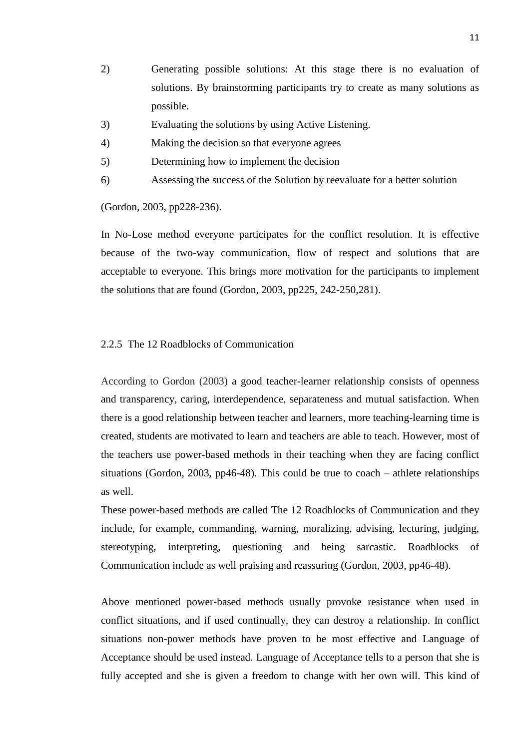2) Generating possible solutions: At this stage there is no evaluation of solutions. By brainstorming participants try to create as many solutions as possible.
3) Evaluating the solutions by using Active Listening.
4) Making the decision so that everyone agrees
5) Determining how to implement the decision
6) Assessing the success of the Solution by reevaluate for a better solution

(Gordon, 2003, pp228-236).

In No-Lose method everyone participates for the conflict resolution. It is effective because of the two-way communication, flow of respect and solutions that are acceptable to everyone. This brings more motivation for the participants to implement the solutions that are found (Gordon, 2003, pp225, 242-250,281).

### 2.2.5 The 12 Roadblocks of Communication

According to Gordon (2003) a good teacher-learner relationship consists of openness and transparency, caring, interdependence, separateness and mutual satisfaction. When there is a good relationship between teacher and learners, more teaching-learning time is created, students are motivated to learn and teachers are able to teach. However, most of the teachers use power-based methods in their teaching when they are facing conflict situations (Gordon, 2003, pp46-48). This could be true to coach – athlete relationships as well.
These power-based methods are called The 12 Roadblocks of Communication and they include, for example, commanding, warning, moralizing, advising, lecturing, judging, stereotyping, interpreting, questioning and being sarcastic. Roadblocks of Communication include as well praising and reassuring (Gordon, 2003, pp46-48).

Above mentioned power-based methods usually provoke resistance when used in conflict situations, and if used continually, they can destroy a relationship. In conflict situations non-power methods have proven to be most effective and Language of Acceptance should be used instead. Language of Acceptance tells to a person that she is fully accepted and she is given a freedom to change with her own will. This kind of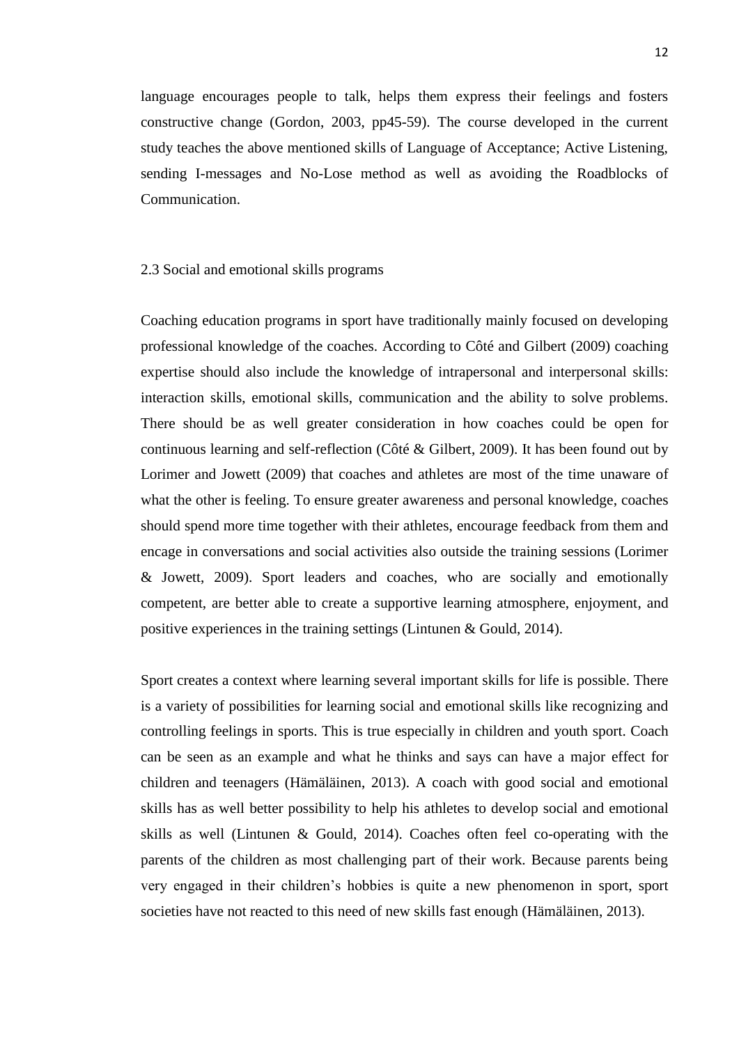language encourages people to talk, helps them express their feelings and fosters constructive change (Gordon, 2003, pp45-59). The course developed in the current study teaches the above mentioned skills of Language of Acceptance; Active Listening, sending I-messages and No-Lose method as well as avoiding the Roadblocks of Communication.

### 2.3 Social and emotional skills programs

Coaching education programs in sport have traditionally mainly focused on developing professional knowledge of the coaches. According to Côté and Gilbert (2009) coaching expertise should also include the knowledge of intrapersonal and interpersonal skills: interaction skills, emotional skills, communication and the ability to solve problems. There should be as well greater consideration in how coaches could be open for continuous learning and self-reflection (Côté & Gilbert, 2009). It has been found out by Lorimer and Jowett (2009) that coaches and athletes are most of the time unaware of what the other is feeling. To ensure greater awareness and personal knowledge, coaches should spend more time together with their athletes, encourage feedback from them and encage in conversations and social activities also outside the training sessions (Lorimer & Jowett, 2009). Sport leaders and coaches, who are socially and emotionally competent, are better able to create a supportive learning atmosphere, enjoyment, and positive experiences in the training settings (Lintunen & Gould, 2014).

Sport creates a context where learning several important skills for life is possible. There is a variety of possibilities for learning social and emotional skills like recognizing and controlling feelings in sports. This is true especially in children and youth sport. Coach can be seen as an example and what he thinks and says can have a major effect for children and teenagers (Hämäläinen, 2013). A coach with good social and emotional skills has as well better possibility to help his athletes to develop social and emotional skills as well (Lintunen & Gould, 2014). Coaches often feel co-operating with the parents of the children as most challenging part of their work. Because parents being very engaged in their children's hobbies is quite a new phenomenon in sport, sport societies have not reacted to this need of new skills fast enough (Hämäläinen, 2013).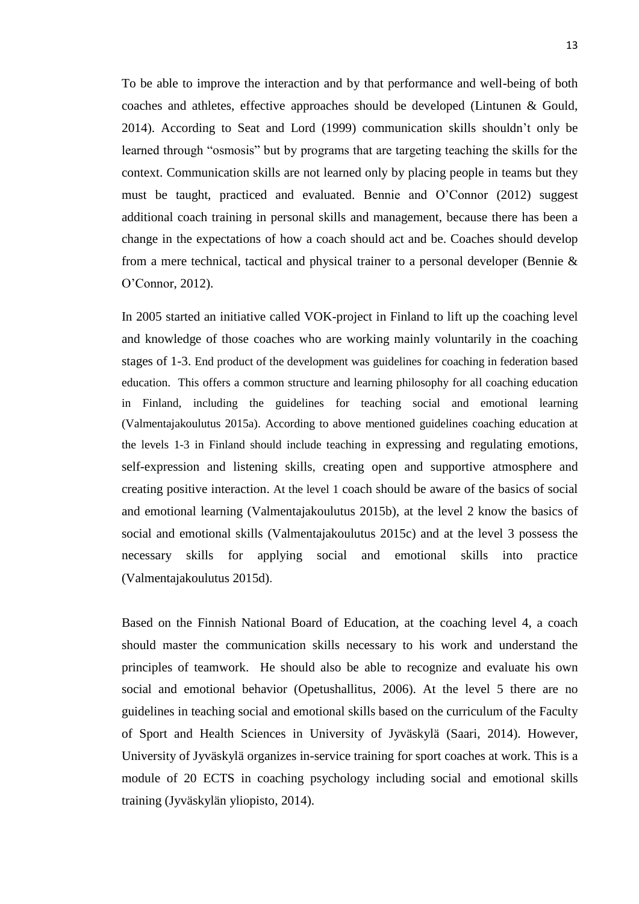To be able to improve the interaction and by that performance and well-being of both coaches and athletes, effective approaches should be developed (Lintunen & Gould, 2014). According to Seat and Lord (1999) communication skills shouldn't only be learned through "osmosis" but by programs that are targeting teaching the skills for the context. Communication skills are not learned only by placing people in teams but they must be taught, practiced and evaluated. Bennie and O'Connor (2012) suggest additional coach training in personal skills and management, because there has been a change in the expectations of how a coach should act and be. Coaches should develop from a mere technical, tactical and physical trainer to a personal developer (Bennie & O'Connor, 2012).

In 2005 started an initiative called VOK-project in Finland to lift up the coaching level and knowledge of those coaches who are working mainly voluntarily in the coaching stages of 1-3. End product of the development was guidelines for coaching in federation based education. This offers a common structure and learning philosophy for all coaching education in Finland, including the guidelines for teaching social and emotional learning (Valmentajakoulutus 2015a). According to above mentioned guidelines coaching education at the levels 1-3 in Finland should include teaching in expressing and regulating emotions, self-expression and listening skills, creating open and supportive atmosphere and creating positive interaction. At the level 1 coach should be aware of the basics of social and emotional learning (Valmentajakoulutus 2015b), at the level 2 know the basics of social and emotional skills (Valmentajakoulutus 2015c) and at the level 3 possess the necessary skills for applying social and emotional skills into practice (Valmentajakoulutus 2015d).

Based on the Finnish National Board of Education, at the coaching level 4, a coach should master the communication skills necessary to his work and understand the principles of teamwork. He should also be able to recognize and evaluate his own social and emotional behavior (Opetushallitus, 2006). At the level 5 there are no guidelines in teaching social and emotional skills based on the curriculum of the Faculty of Sport and Health Sciences in University of Jyväskylä (Saari, 2014). However, University of Jyväskylä organizes in-service training for sport coaches at work. This is a module of 20 ECTS in coaching psychology including social and emotional skills training (Jyväskylän yliopisto, 2014).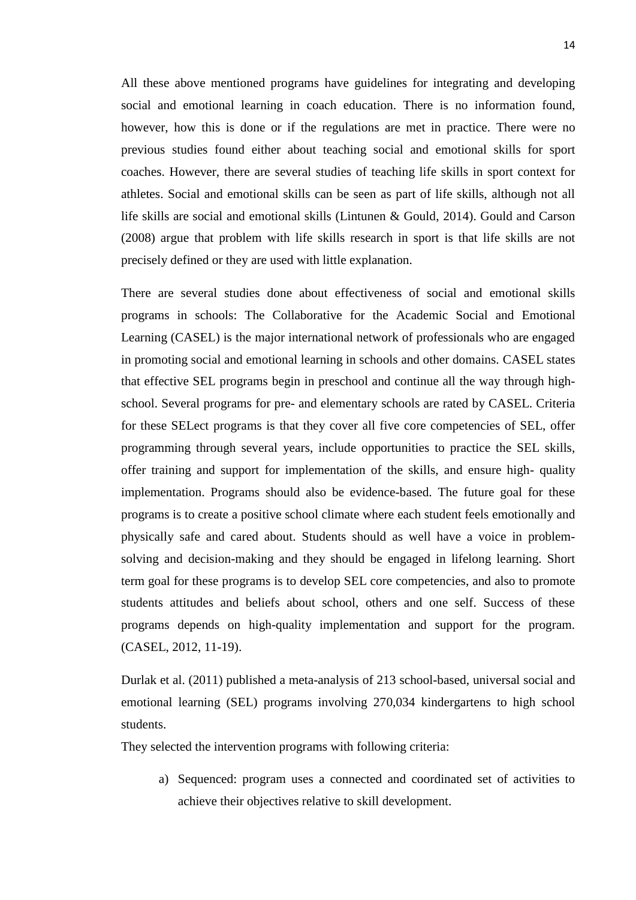All these above mentioned programs have guidelines for integrating and developing social and emotional learning in coach education. There is no information found, however, how this is done or if the regulations are met in practice. There were no previous studies found either about teaching social and emotional skills for sport coaches. However, there are several studies of teaching life skills in sport context for athletes. Social and emotional skills can be seen as part of life skills, although not all life skills are social and emotional skills (Lintunen & Gould, 2014). Gould and Carson (2008) argue that problem with life skills research in sport is that life skills are not precisely defined or they are used with little explanation.

There are several studies done about effectiveness of social and emotional skills programs in schools: The Collaborative for the Academic Social and Emotional Learning (CASEL) is the major international network of professionals who are engaged in promoting social and emotional learning in schools and other domains. CASEL states that effective SEL programs begin in preschool and continue all the way through high-school. Several programs for pre- and elementary schools are rated by CASEL. Criteria for these SELect programs is that they cover all five core competencies of SEL, offer programming through several years, include opportunities to practice the SEL skills, offer training and support for implementation of the skills, and ensure high- quality implementation. Programs should also be evidence-based. The future goal for these programs is to create a positive school climate where each student feels emotionally and physically safe and cared about. Students should as well have a voice in problem-solving and decision-making and they should be engaged in lifelong learning. Short term goal for these programs is to develop SEL core competencies, and also to promote students attitudes and beliefs about school, others and one self. Success of these programs depends on high-quality implementation and support for the program. (CASEL, 2012, 11-19).

Durlak et al. (2011) published a meta-analysis of 213 school-based, universal social and emotional learning (SEL) programs involving 270,034 kindergartens to high school students.

They selected the intervention programs with following criteria:

a) Sequenced: program uses a connected and coordinated set of activities to achieve their objectives relative to skill development.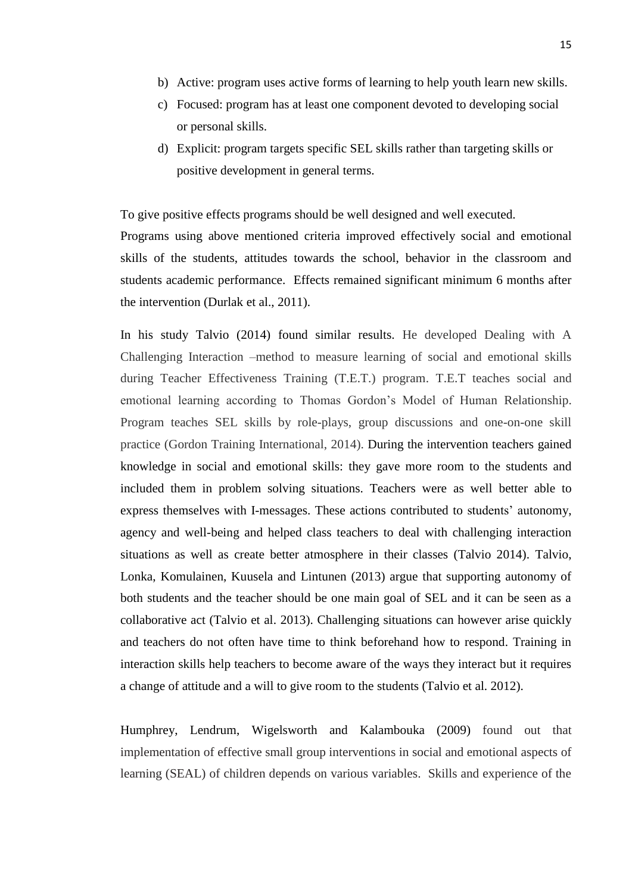b) Active: program uses active forms of learning to help youth learn new skills.
c) Focused: program has at least one component devoted to developing social or personal skills.
d) Explicit: program targets specific SEL skills rather than targeting skills or positive development in general terms.

To give positive effects programs should be well designed and well executed. Programs using above mentioned criteria improved effectively social and emotional skills of the students, attitudes towards the school, behavior in the classroom and students academic performance. Effects remained significant minimum 6 months after the intervention (Durlak et al., 2011).

In his study Talvio (2014) found similar results. He developed Dealing with A Challenging Interaction –method to measure learning of social and emotional skills during Teacher Effectiveness Training (T.E.T.) program. T.E.T teaches social and emotional learning according to Thomas Gordon's Model of Human Relationship. Program teaches SEL skills by role-plays, group discussions and one-on-one skill practice (Gordon Training International, 2014). During the intervention teachers gained knowledge in social and emotional skills: they gave more room to the students and included them in problem solving situations. Teachers were as well better able to express themselves with I-messages. These actions contributed to students' autonomy, agency and well-being and helped class teachers to deal with challenging interaction situations as well as create better atmosphere in their classes (Talvio 2014). Talvio, Lonka, Komulainen, Kuusela and Lintunen (2013) argue that supporting autonomy of both students and the teacher should be one main goal of SEL and it can be seen as a collaborative act (Talvio et al. 2013). Challenging situations can however arise quickly and teachers do not often have time to think beforehand how to respond. Training in interaction skills help teachers to become aware of the ways they interact but it requires a change of attitude and a will to give room to the students (Talvio et al. 2012).

Humphrey, Lendrum, Wigelsworth and Kalambouka (2009) found out that implementation of effective small group interventions in social and emotional aspects of learning (SEAL) of children depends on various variables. Skills and experience of the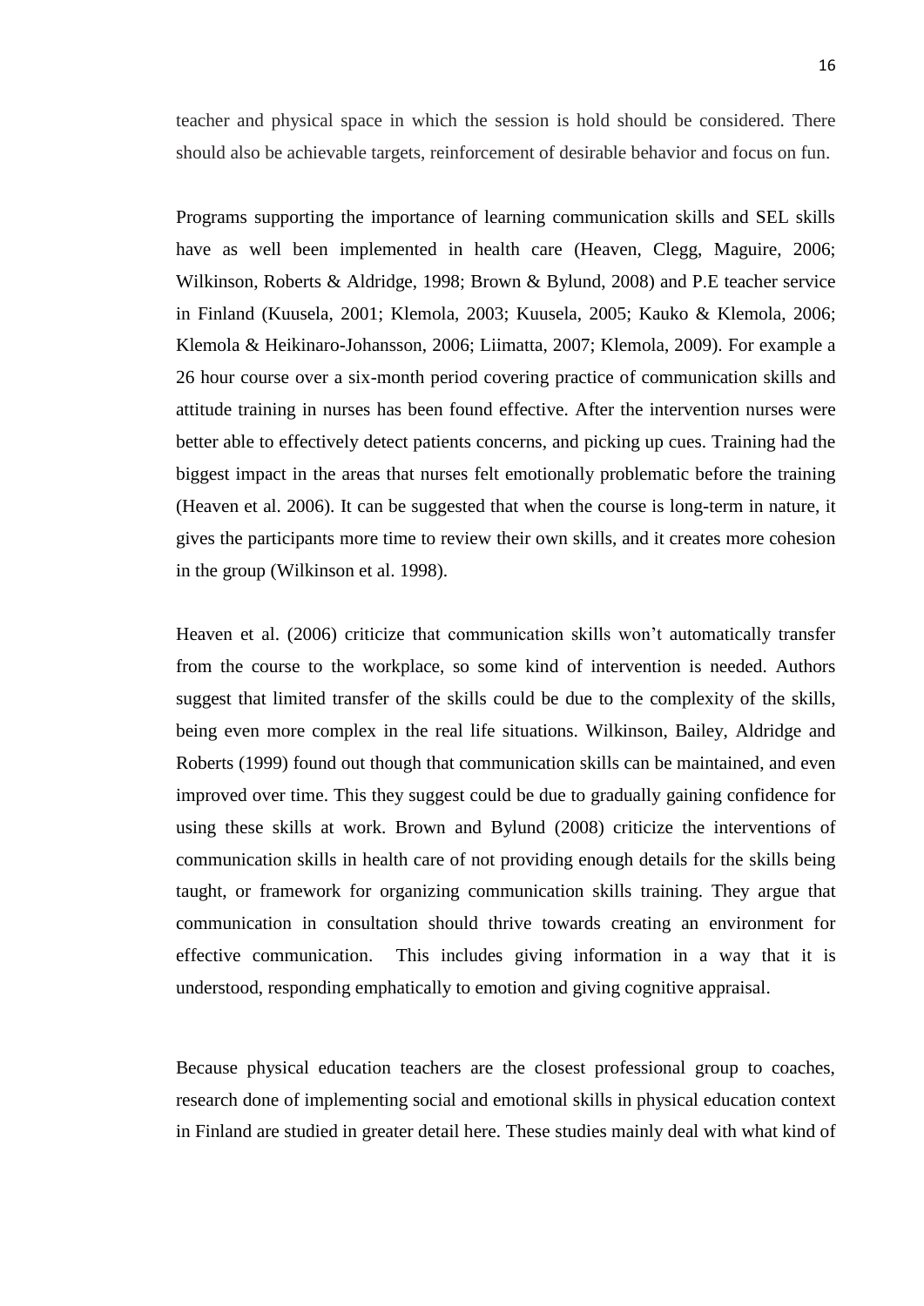teacher and physical space in which the session is hold should be considered. There should also be achievable targets, reinforcement of desirable behavior and focus on fun.

Programs supporting the importance of learning communication skills and SEL skills have as well been implemented in health care (Heaven, Clegg, Maguire, 2006; Wilkinson, Roberts & Aldridge, 1998; Brown & Bylund, 2008) and P.E teacher service in Finland (Kuusela, 2001; Klemola, 2003; Kuusela, 2005; Kauko & Klemola, 2006; Klemola & Heikinaro-Johansson, 2006; Liimatta, 2007; Klemola, 2009). For example a 26 hour course over a six-month period covering practice of communication skills and attitude training in nurses has been found effective. After the intervention nurses were better able to effectively detect patients concerns, and picking up cues. Training had the biggest impact in the areas that nurses felt emotionally problematic before the training (Heaven et al. 2006). It can be suggested that when the course is long-term in nature, it gives the participants more time to review their own skills, and it creates more cohesion in the group (Wilkinson et al. 1998).

Heaven et al. (2006) criticize that communication skills won't automatically transfer from the course to the workplace, so some kind of intervention is needed. Authors suggest that limited transfer of the skills could be due to the complexity of the skills, being even more complex in the real life situations. Wilkinson, Bailey, Aldridge and Roberts (1999) found out though that communication skills can be maintained, and even improved over time. This they suggest could be due to gradually gaining confidence for using these skills at work. Brown and Bylund (2008) criticize the interventions of communication skills in health care of not providing enough details for the skills being taught, or framework for organizing communication skills training. They argue that communication in consultation should thrive towards creating an environment for effective communication. This includes giving information in a way that it is understood, responding emphatically to emotion and giving cognitive appraisal.

Because physical education teachers are the closest professional group to coaches, research done of implementing social and emotional skills in physical education context in Finland are studied in greater detail here. These studies mainly deal with what kind of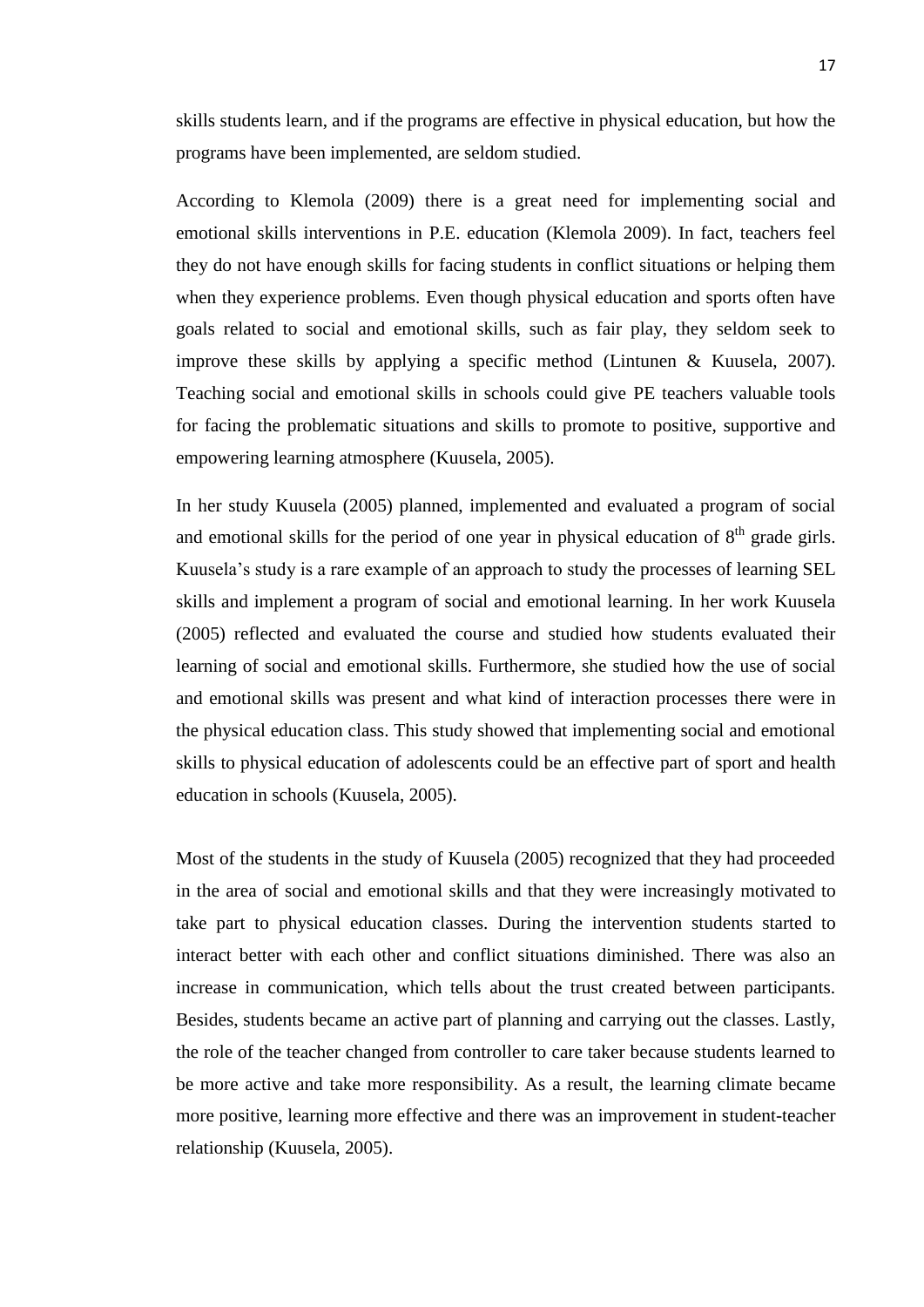skills students learn, and if the programs are effective in physical education, but how the programs have been implemented, are seldom studied.

According to Klemola (2009) there is a great need for implementing social and emotional skills interventions in P.E. education (Klemola 2009). In fact, teachers feel they do not have enough skills for facing students in conflict situations or helping them when they experience problems. Even though physical education and sports often have goals related to social and emotional skills, such as fair play, they seldom seek to improve these skills by applying a specific method (Lintunen & Kuusela, 2007). Teaching social and emotional skills in schools could give PE teachers valuable tools for facing the problematic situations and skills to promote to positive, supportive and empowering learning atmosphere (Kuusela, 2005).

In her study Kuusela (2005) planned, implemented and evaluated a program of social and emotional skills for the period of one year in physical education of 8th grade girls. Kuusela's study is a rare example of an approach to study the processes of learning SEL skills and implement a program of social and emotional learning. In her work Kuusela (2005) reflected and evaluated the course and studied how students evaluated their learning of social and emotional skills. Furthermore, she studied how the use of social and emotional skills was present and what kind of interaction processes there were in the physical education class. This study showed that implementing social and emotional skills to physical education of adolescents could be an effective part of sport and health education in schools (Kuusela, 2005).

Most of the students in the study of Kuusela (2005) recognized that they had proceeded in the area of social and emotional skills and that they were increasingly motivated to take part to physical education classes. During the intervention students started to interact better with each other and conflict situations diminished. There was also an increase in communication, which tells about the trust created between participants. Besides, students became an active part of planning and carrying out the classes. Lastly, the role of the teacher changed from controller to care taker because students learned to be more active and take more responsibility. As a result, the learning climate became more positive, learning more effective and there was an improvement in student-teacher relationship (Kuusela, 2005).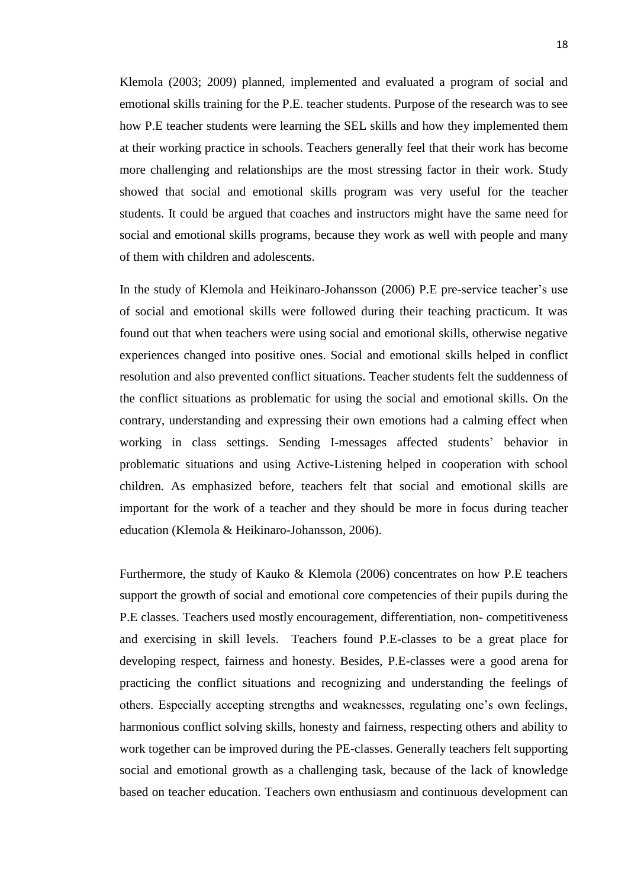Klemola (2003; 2009) planned, implemented and evaluated a program of social and emotional skills training for the P.E. teacher students. Purpose of the research was to see how P.E teacher students were learning the SEL skills and how they implemented them at their working practice in schools. Teachers generally feel that their work has become more challenging and relationships are the most stressing factor in their work. Study showed that social and emotional skills program was very useful for the teacher students. It could be argued that coaches and instructors might have the same need for social and emotional skills programs, because they work as well with people and many of them with children and adolescents.

In the study of Klemola and Heikinaro-Johansson (2006) P.E pre-service teacher's use of social and emotional skills were followed during their teaching practicum. It was found out that when teachers were using social and emotional skills, otherwise negative experiences changed into positive ones. Social and emotional skills helped in conflict resolution and also prevented conflict situations. Teacher students felt the suddenness of the conflict situations as problematic for using the social and emotional skills. On the contrary, understanding and expressing their own emotions had a calming effect when working in class settings. Sending I-messages affected students' behavior in problematic situations and using Active-Listening helped in cooperation with school children. As emphasized before, teachers felt that social and emotional skills are important for the work of a teacher and they should be more in focus during teacher education (Klemola & Heikinaro-Johansson, 2006).

Furthermore, the study of Kauko & Klemola (2006) concentrates on how P.E teachers support the growth of social and emotional core competencies of their pupils during the P.E classes. Teachers used mostly encouragement, differentiation, non- competitiveness and exercising in skill levels. Teachers found P.E-classes to be a great place for developing respect, fairness and honesty. Besides, P.E-classes were a good arena for practicing the conflict situations and recognizing and understanding the feelings of others. Especially accepting strengths and weaknesses, regulating one's own feelings, harmonious conflict solving skills, honesty and fairness, respecting others and ability to work together can be improved during the PE-classes. Generally teachers felt supporting social and emotional growth as a challenging task, because of the lack of knowledge based on teacher education. Teachers own enthusiasm and continuous development can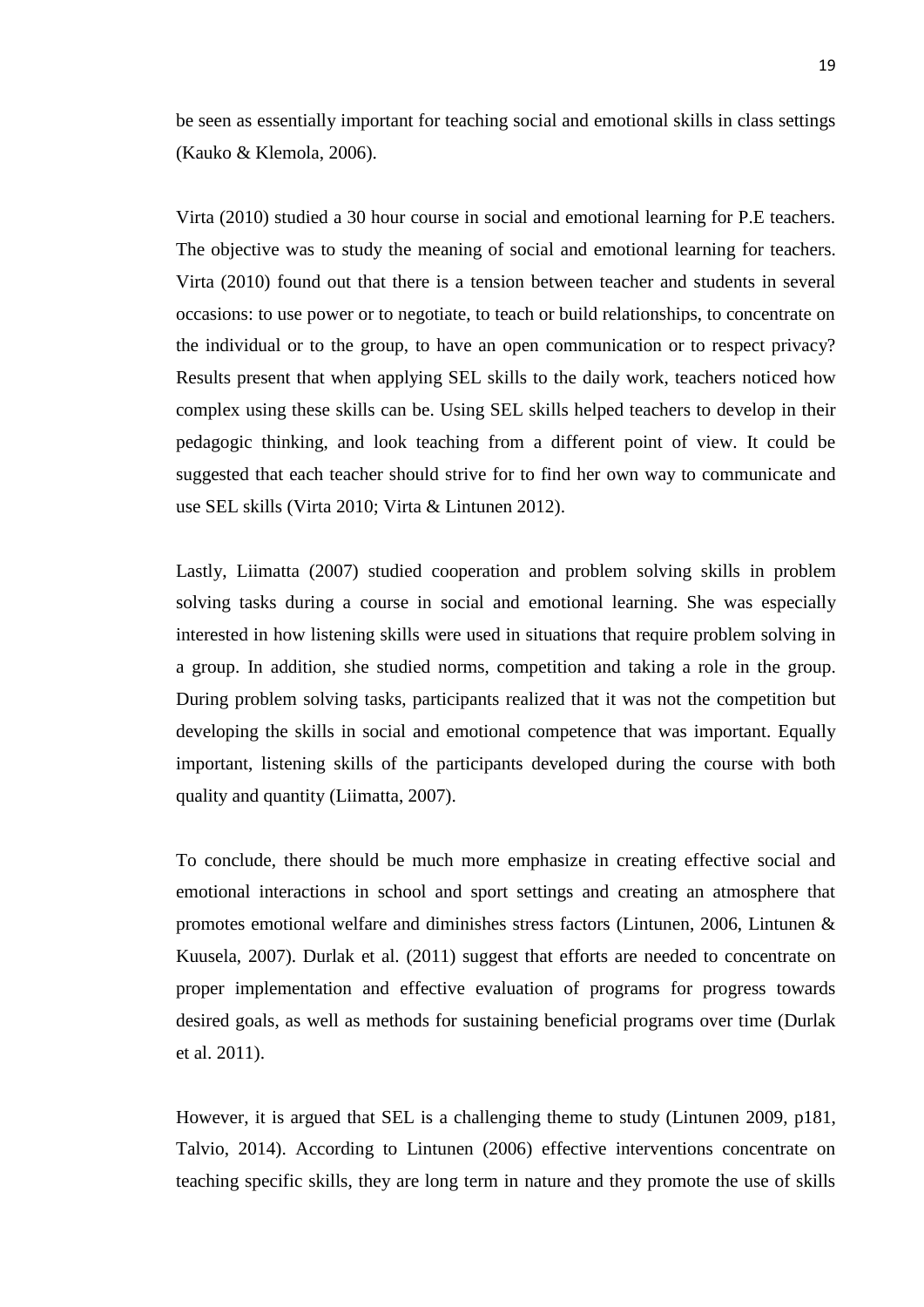be seen as essentially important for teaching social and emotional skills in class settings (Kauko & Klemola, 2006).

Virta (2010) studied a 30 hour course in social and emotional learning for P.E teachers. The objective was to study the meaning of social and emotional learning for teachers. Virta (2010) found out that there is a tension between teacher and students in several occasions: to use power or to negotiate, to teach or build relationships, to concentrate on the individual or to the group, to have an open communication or to respect privacy? Results present that when applying SEL skills to the daily work, teachers noticed how complex using these skills can be. Using SEL skills helped teachers to develop in their pedagogic thinking, and look teaching from a different point of view. It could be suggested that each teacher should strive for to find her own way to communicate and use SEL skills (Virta 2010; Virta & Lintunen 2012).

Lastly, Liimatta (2007) studied cooperation and problem solving skills in problem solving tasks during a course in social and emotional learning. She was especially interested in how listening skills were used in situations that require problem solving in a group. In addition, she studied norms, competition and taking a role in the group. During problem solving tasks, participants realized that it was not the competition but developing the skills in social and emotional competence that was important. Equally important, listening skills of the participants developed during the course with both quality and quantity (Liimatta, 2007).

To conclude, there should be much more emphasize in creating effective social and emotional interactions in school and sport settings and creating an atmosphere that promotes emotional welfare and diminishes stress factors (Lintunen, 2006, Lintunen & Kuusela, 2007). Durlak et al. (2011) suggest that efforts are needed to concentrate on proper implementation and effective evaluation of programs for progress towards desired goals, as well as methods for sustaining beneficial programs over time (Durlak et al. 2011).

However, it is argued that SEL is a challenging theme to study (Lintunen 2009, p181, Talvio, 2014). According to Lintunen (2006) effective interventions concentrate on teaching specific skills, they are long term in nature and they promote the use of skills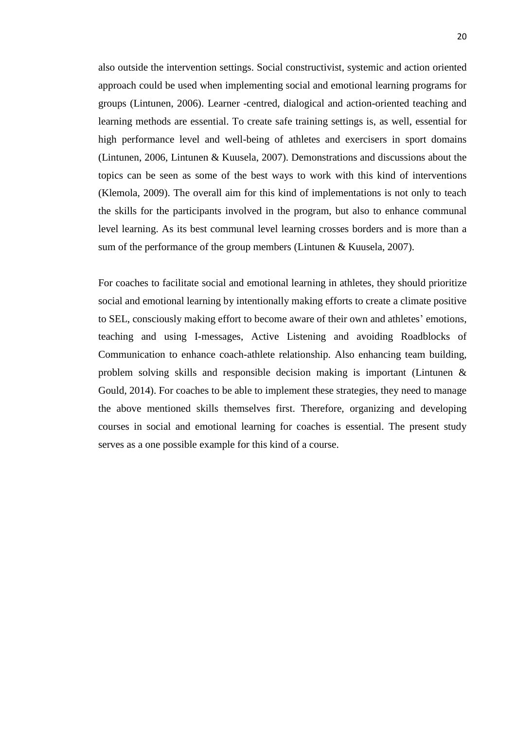also outside the intervention settings. Social constructivist, systemic and action oriented approach could be used when implementing social and emotional learning programs for groups (Lintunen, 2006). Learner -centred, dialogical and action-oriented teaching and learning methods are essential. To create safe training settings is, as well, essential for high performance level and well-being of athletes and exercisers in sport domains (Lintunen, 2006, Lintunen & Kuusela, 2007). Demonstrations and discussions about the topics can be seen as some of the best ways to work with this kind of interventions (Klemola, 2009). The overall aim for this kind of implementations is not only to teach the skills for the participants involved in the program, but also to enhance communal level learning. As its best communal level learning crosses borders and is more than a sum of the performance of the group members (Lintunen & Kuusela, 2007).

For coaches to facilitate social and emotional learning in athletes, they should prioritize social and emotional learning by intentionally making efforts to create a climate positive to SEL, consciously making effort to become aware of their own and athletes' emotions, teaching and using I-messages, Active Listening and avoiding Roadblocks of Communication to enhance coach-athlete relationship. Also enhancing team building, problem solving skills and responsible decision making is important (Lintunen & Gould, 2014). For coaches to be able to implement these strategies, they need to manage the above mentioned skills themselves first. Therefore, organizing and developing courses in social and emotional learning for coaches is essential. The present study serves as a one possible example for this kind of a course.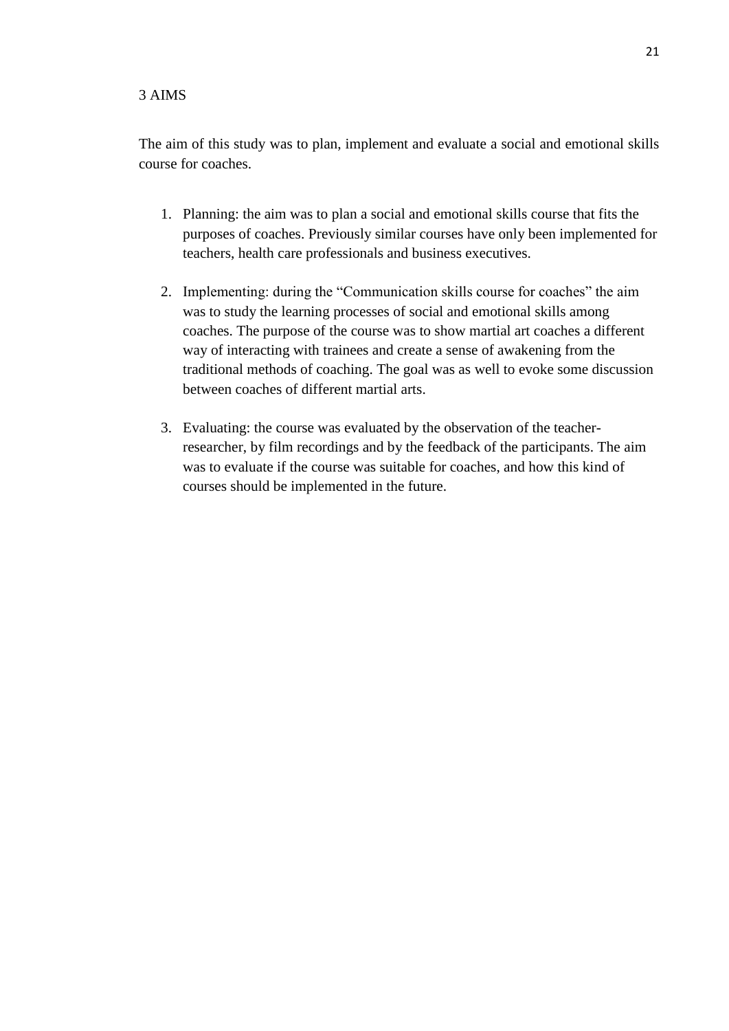# 3 AIMS

The aim of this study was to plan, implement and evaluate a social and emotional skills course for coaches.

1. Planning: the aim was to plan a social and emotional skills course that fits the purposes of coaches. Previously similar courses have only been implemented for teachers, health care professionals and business executives.

2. Implementing: during the "Communication skills course for coaches" the aim was to study the learning processes of social and emotional skills among coaches. The purpose of the course was to show martial art coaches a different way of interacting with trainees and create a sense of awakening from the traditional methods of coaching. The goal was as well to evoke some discussion between coaches of different martial arts.

3. Evaluating: the course was evaluated by the observation of the teacher-researcher, by film recordings and by the feedback of the participants. The aim was to evaluate if the course was suitable for coaches, and how this kind of courses should be implemented in the future.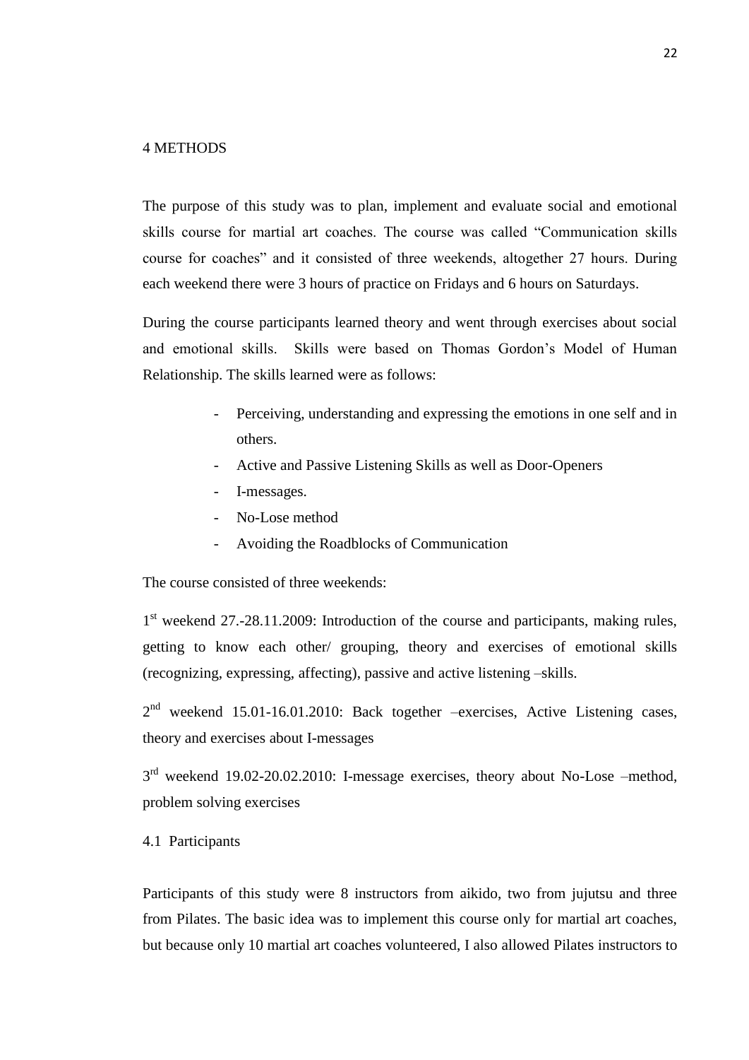# 4 METHODS

The purpose of this study was to plan, implement and evaluate social and emotional skills course for martial art coaches. The course was called "Communication skills course for coaches" and it consisted of three weekends, altogether 27 hours. During each weekend there were 3 hours of practice on Fridays and 6 hours on Saturdays.

During the course participants learned theory and went through exercises about social and emotional skills. Skills were based on Thomas Gordon's Model of Human Relationship. The skills learned were as follows:

- Perceiving, understanding and expressing the emotions in one self and in others.
- Active and Passive Listening Skills as well as Door-Openers
- I-messages.
- No-Lose method
- Avoiding the Roadblocks of Communication

The course consisted of three weekends:

1st weekend 27.-28.11.2009: Introduction of the course and participants, making rules, getting to know each other/ grouping, theory and exercises of emotional skills (recognizing, expressing, affecting), passive and active listening –skills.

2nd weekend 15.01-16.01.2010: Back together –exercises, Active Listening cases, theory and exercises about I-messages

3rd weekend 19.02-20.02.2010: I-message exercises, theory about No-Lose –method, problem solving exercises

## 4.1 Participants

Participants of this study were 8 instructors from aikido, two from jujutsu and three from Pilates. The basic idea was to implement this course only for martial art coaches, but because only 10 martial art coaches volunteered, I also allowed Pilates instructors to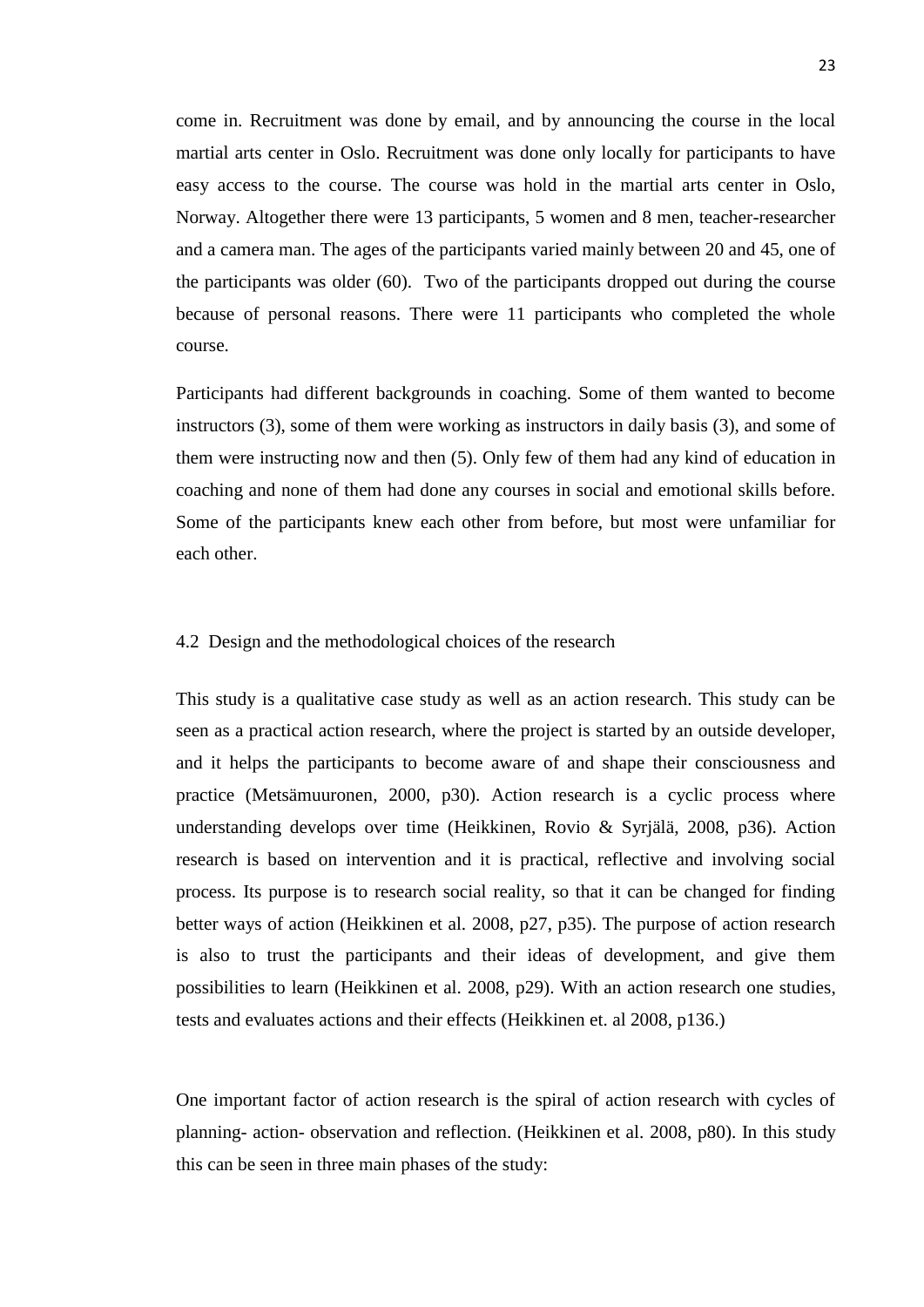come in. Recruitment was done by email, and by announcing the course in the local martial arts center in Oslo. Recruitment was done only locally for participants to have easy access to the course. The course was hold in the martial arts center in Oslo, Norway. Altogether there were 13 participants, 5 women and 8 men, teacher-researcher and a camera man. The ages of the participants varied mainly between 20 and 45, one of the participants was older (60). Two of the participants dropped out during the course because of personal reasons. There were 11 participants who completed the whole course.

Participants had different backgrounds in coaching. Some of them wanted to become instructors (3), some of them were working as instructors in daily basis (3), and some of them were instructing now and then (5). Only few of them had any kind of education in coaching and none of them had done any courses in social and emotional skills before. Some of the participants knew each other from before, but most were unfamiliar for each other.

### 4.2 Design and the methodological choices of the research

This study is a qualitative case study as well as an action research. This study can be seen as a practical action research, where the project is started by an outside developer, and it helps the participants to become aware of and shape their consciousness and practice (Metsämuuronen, 2000, p30). Action research is a cyclic process where understanding develops over time (Heikkinen, Rovio & Syrjälä, 2008, p36). Action research is based on intervention and it is practical, reflective and involving social process. Its purpose is to research social reality, so that it can be changed for finding better ways of action (Heikkinen et al. 2008, p27, p35). The purpose of action research is also to trust the participants and their ideas of development, and give them possibilities to learn (Heikkinen et al. 2008, p29). With an action research one studies, tests and evaluates actions and their effects (Heikkinen et. al 2008, p136.)

One important factor of action research is the spiral of action research with cycles of planning- action- observation and reflection. (Heikkinen et al. 2008, p80). In this study this can be seen in three main phases of the study: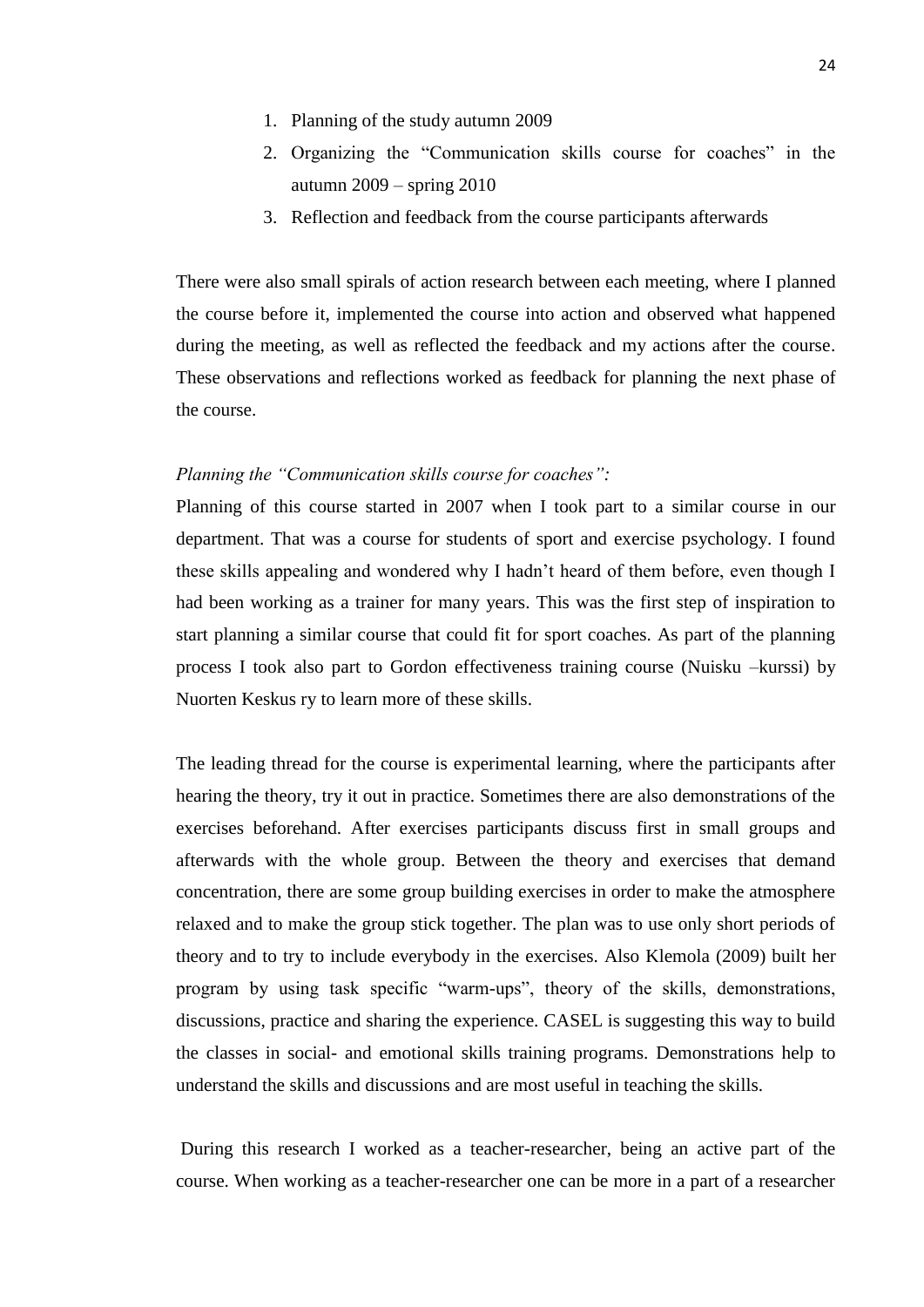1. Planning of the study autumn 2009
2. Organizing the "Communication skills course for coaches" in the autumn 2009 – spring 2010
3. Reflection and feedback from the course participants afterwards

There were also small spirals of action research between each meeting, where I planned the course before it, implemented the course into action and observed what happened during the meeting, as well as reflected the feedback and my actions after the course. These observations and reflections worked as feedback for planning the next phase of the course.

*Planning the "Communication skills course for coaches":*

Planning of this course started in 2007 when I took part to a similar course in our department. That was a course for students of sport and exercise psychology. I found these skills appealing and wondered why I hadn't heard of them before, even though I had been working as a trainer for many years. This was the first step of inspiration to start planning a similar course that could fit for sport coaches. As part of the planning process I took also part to Gordon effectiveness training course (Nuisku –kurssi) by Nuorten Keskus ry to learn more of these skills.

The leading thread for the course is experimental learning, where the participants after hearing the theory, try it out in practice. Sometimes there are also demonstrations of the exercises beforehand. After exercises participants discuss first in small groups and afterwards with the whole group. Between the theory and exercises that demand concentration, there are some group building exercises in order to make the atmosphere relaxed and to make the group stick together. The plan was to use only short periods of theory and to try to include everybody in the exercises. Also Klemola (2009) built her program by using task specific "warm-ups", theory of the skills, demonstrations, discussions, practice and sharing the experience. CASEL is suggesting this way to build the classes in social- and emotional skills training programs. Demonstrations help to understand the skills and discussions and are most useful in teaching the skills.

During this research I worked as a teacher-researcher, being an active part of the course. When working as a teacher-researcher one can be more in a part of a researcher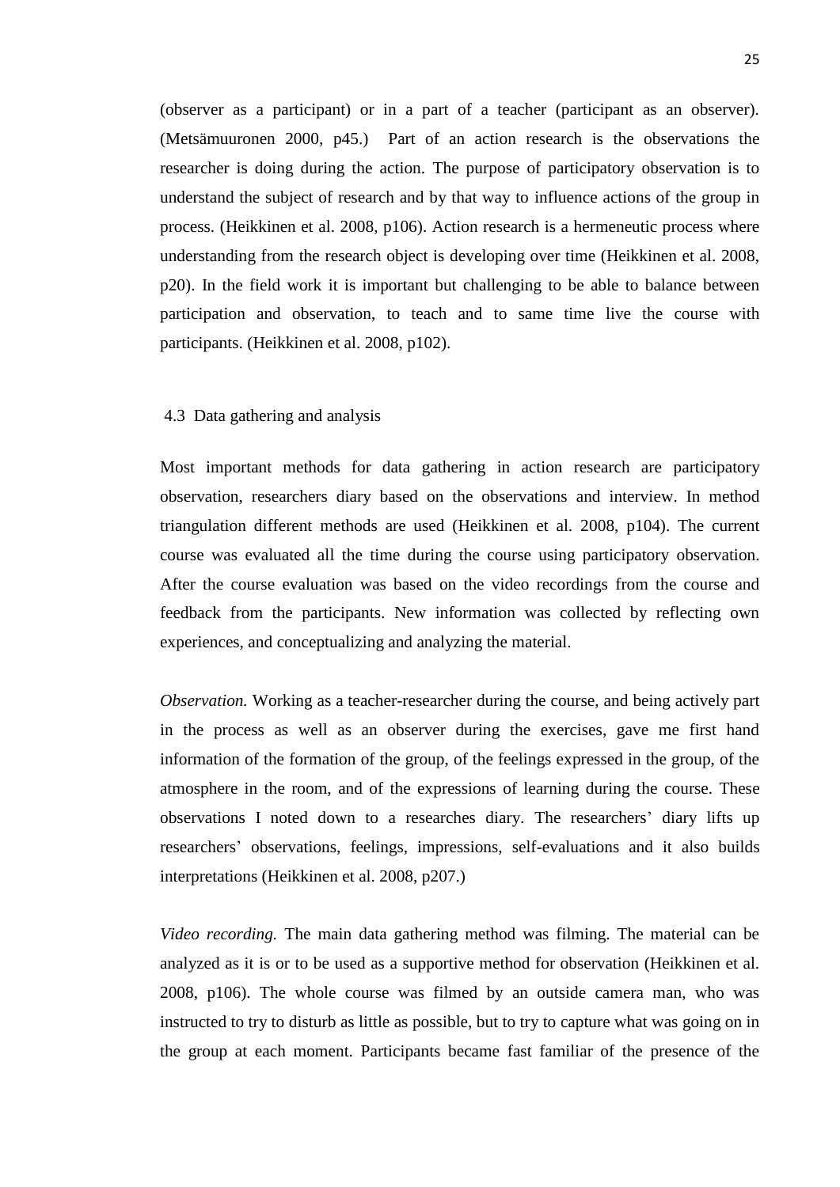(observer as a participant) or in a part of a teacher (participant as an observer). (Metsämuuronen 2000, p45.) Part of an action research is the observations the researcher is doing during the action. The purpose of participatory observation is to understand the subject of research and by that way to influence actions of the group in process. (Heikkinen et al. 2008, p106). Action research is a hermeneutic process where understanding from the research object is developing over time (Heikkinen et al. 2008, p20). In the field work it is important but challenging to be able to balance between participation and observation, to teach and to same time live the course with participants. (Heikkinen et al. 2008, p102).

## 4.3 Data gathering and analysis

Most important methods for data gathering in action research are participatory observation, researchers diary based on the observations and interview. In method triangulation different methods are used (Heikkinen et al. 2008, p104). The current course was evaluated all the time during the course using participatory observation. After the course evaluation was based on the video recordings from the course and feedback from the participants. New information was collected by reflecting own experiences, and conceptualizing and analyzing the material.

*Observation.* Working as a teacher-researcher during the course, and being actively part in the process as well as an observer during the exercises, gave me first hand information of the formation of the group, of the feelings expressed in the group, of the atmosphere in the room, and of the expressions of learning during the course. These observations I noted down to a researches diary. The researchers' diary lifts up researchers' observations, feelings, impressions, self-evaluations and it also builds interpretations (Heikkinen et al. 2008, p207.)

*Video recording.* The main data gathering method was filming. The material can be analyzed as it is or to be used as a supportive method for observation (Heikkinen et al. 2008, p106). The whole course was filmed by an outside camera man, who was instructed to try to disturb as little as possible, but to try to capture what was going on in the group at each moment. Participants became fast familiar of the presence of the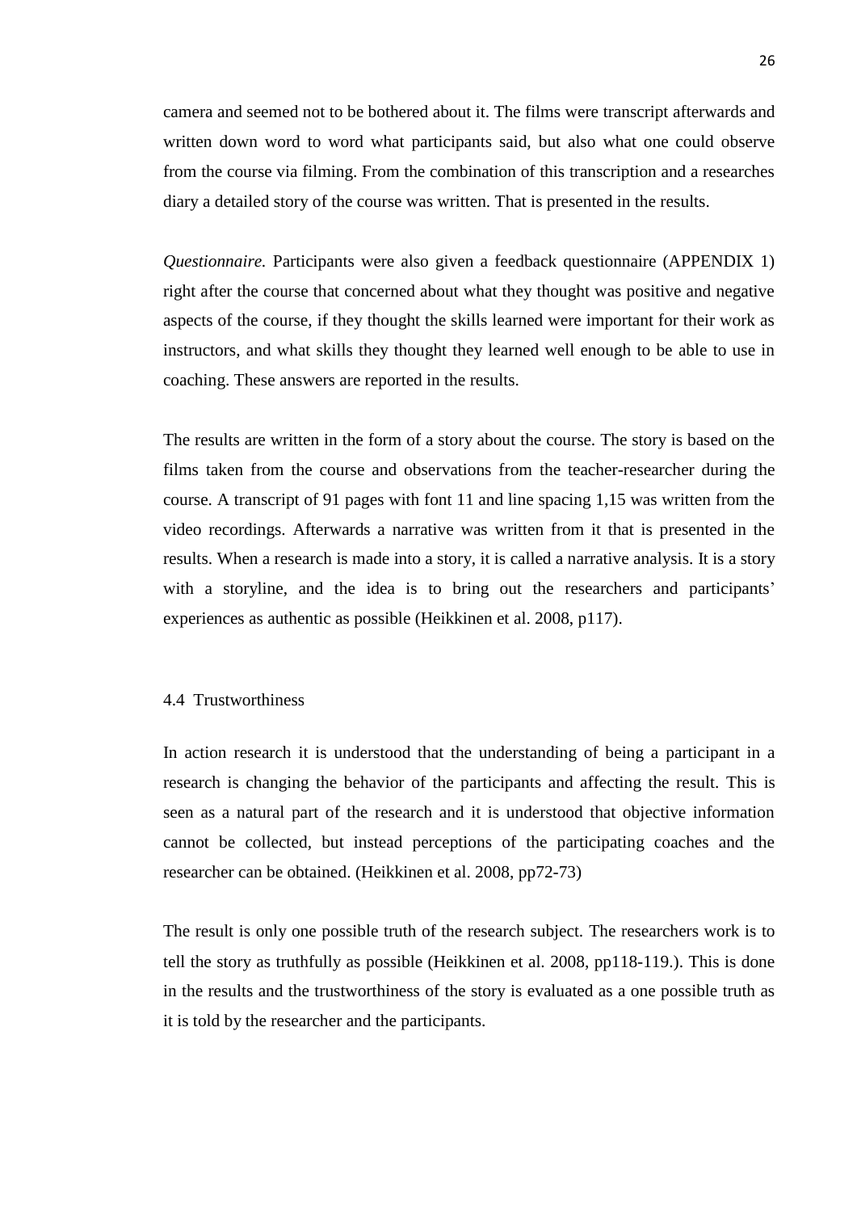camera and seemed not to be bothered about it. The films were transcript afterwards and written down word to word what participants said, but also what one could observe from the course via filming. From the combination of this transcription and a researches diary a detailed story of the course was written. That is presented in the results.

*Questionnaire.* Participants were also given a feedback questionnaire (APPENDIX 1) right after the course that concerned about what they thought was positive and negative aspects of the course, if they thought the skills learned were important for their work as instructors, and what skills they thought they learned well enough to be able to use in coaching. These answers are reported in the results.

The results are written in the form of a story about the course. The story is based on the films taken from the course and observations from the teacher-researcher during the course. A transcript of 91 pages with font 11 and line spacing 1,15 was written from the video recordings. Afterwards a narrative was written from it that is presented in the results. When a research is made into a story, it is called a narrative analysis. It is a story with a storyline, and the idea is to bring out the researchers and participants' experiences as authentic as possible (Heikkinen et al. 2008, p117).

## 4.4 Trustworthiness

In action research it is understood that the understanding of being a participant in a research is changing the behavior of the participants and affecting the result. This is seen as a natural part of the research and it is understood that objective information cannot be collected, but instead perceptions of the participating coaches and the researcher can be obtained. (Heikkinen et al. 2008, pp72-73)

The result is only one possible truth of the research subject. The researchers work is to tell the story as truthfully as possible (Heikkinen et al. 2008, pp118-119.). This is done in the results and the trustworthiness of the story is evaluated as a one possible truth as it is told by the researcher and the participants.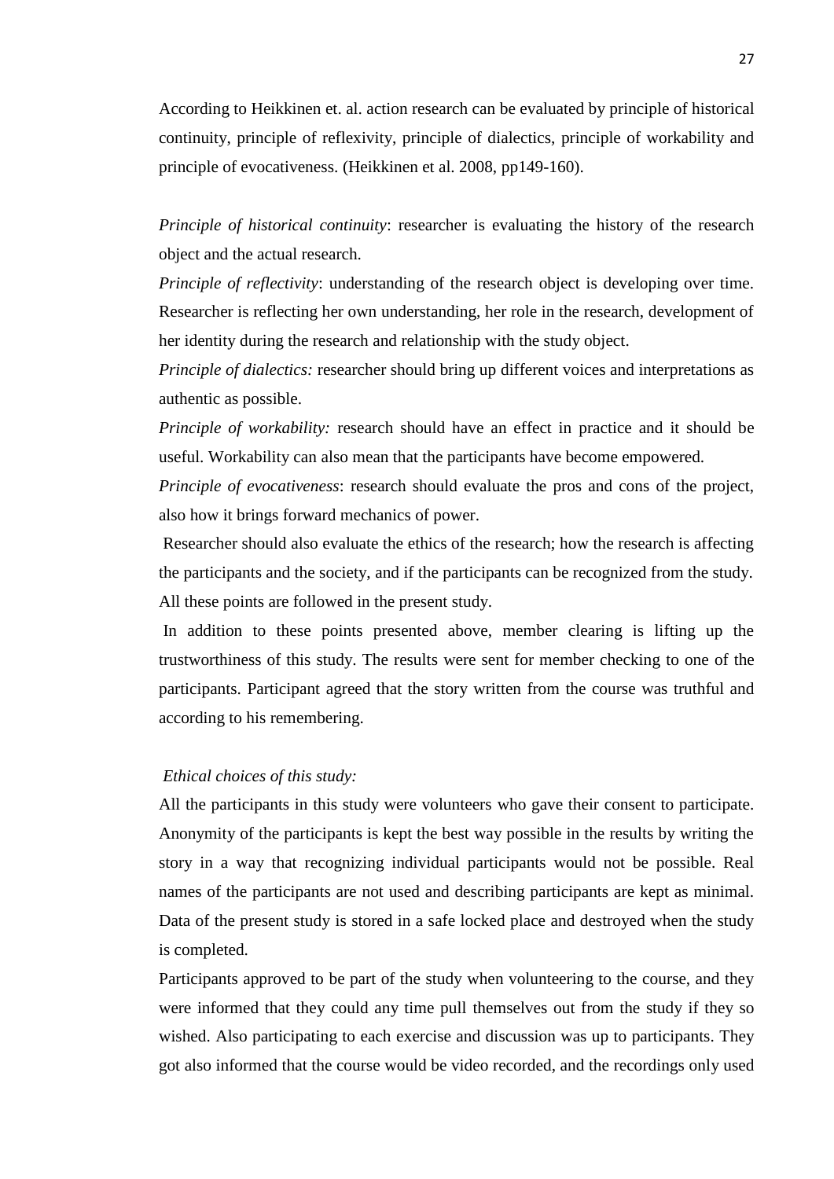According to Heikkinen et. al. action research can be evaluated by principle of historical continuity, principle of reflexivity, principle of dialectics, principle of workability and principle of evocativeness. (Heikkinen et al. 2008, pp149-160).

*Principle of historical continuity*: researcher is evaluating the history of the research object and the actual research.

*Principle of reflectivity*: understanding of the research object is developing over time. Researcher is reflecting her own understanding, her role in the research, development of her identity during the research and relationship with the study object.

*Principle of dialectics:* researcher should bring up different voices and interpretations as authentic as possible.

*Principle of workability:* research should have an effect in practice and it should be useful. Workability can also mean that the participants have become empowered.

*Principle of evocativeness*: research should evaluate the pros and cons of the project, also how it brings forward mechanics of power.

Researcher should also evaluate the ethics of the research; how the research is affecting the participants and the society, and if the participants can be recognized from the study. All these points are followed in the present study.

In addition to these points presented above, member clearing is lifting up the trustworthiness of this study. The results were sent for member checking to one of the participants. Participant agreed that the story written from the course was truthful and according to his remembering.

*Ethical choices of this study:*

All the participants in this study were volunteers who gave their consent to participate. Anonymity of the participants is kept the best way possible in the results by writing the story in a way that recognizing individual participants would not be possible. Real names of the participants are not used and describing participants are kept as minimal. Data of the present study is stored in a safe locked place and destroyed when the study is completed.

Participants approved to be part of the study when volunteering to the course, and they were informed that they could any time pull themselves out from the study if they so wished. Also participating to each exercise and discussion was up to participants. They got also informed that the course would be video recorded, and the recordings only used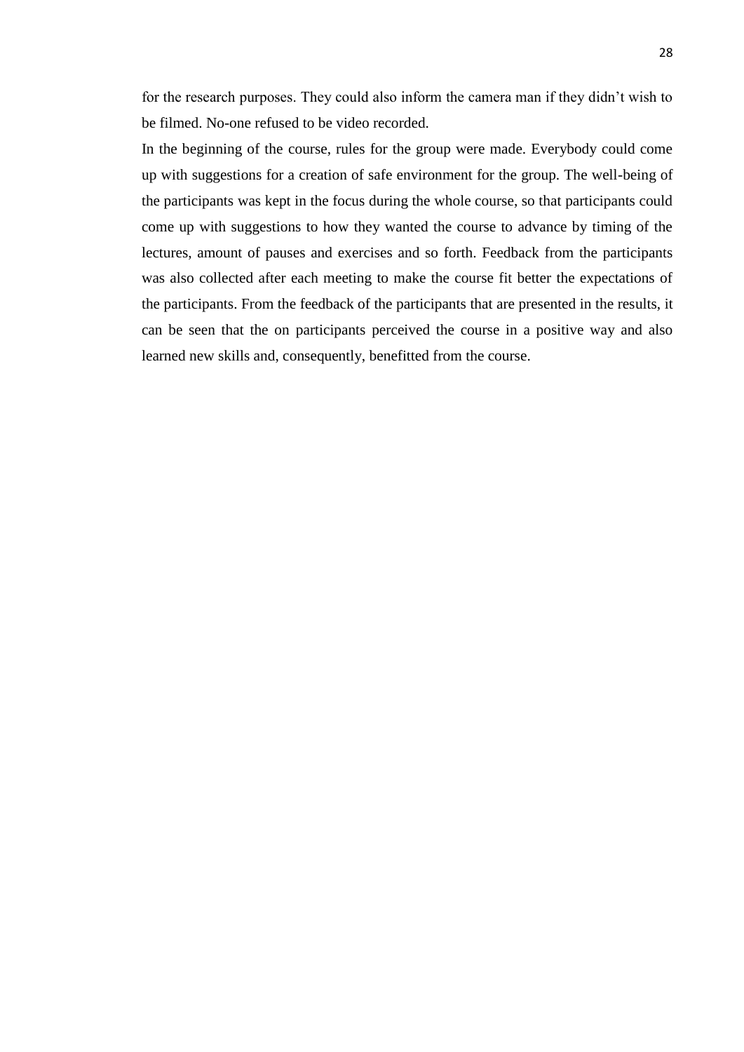for the research purposes. They could also inform the camera man if they didn't wish to be filmed. No-one refused to be video recorded.

In the beginning of the course, rules for the group were made. Everybody could come up with suggestions for a creation of safe environment for the group. The well-being of the participants was kept in the focus during the whole course, so that participants could come up with suggestions to how they wanted the course to advance by timing of the lectures, amount of pauses and exercises and so forth. Feedback from the participants was also collected after each meeting to make the course fit better the expectations of the participants. From the feedback of the participants that are presented in the results, it can be seen that the on participants perceived the course in a positive way and also learned new skills and, consequently, benefitted from the course.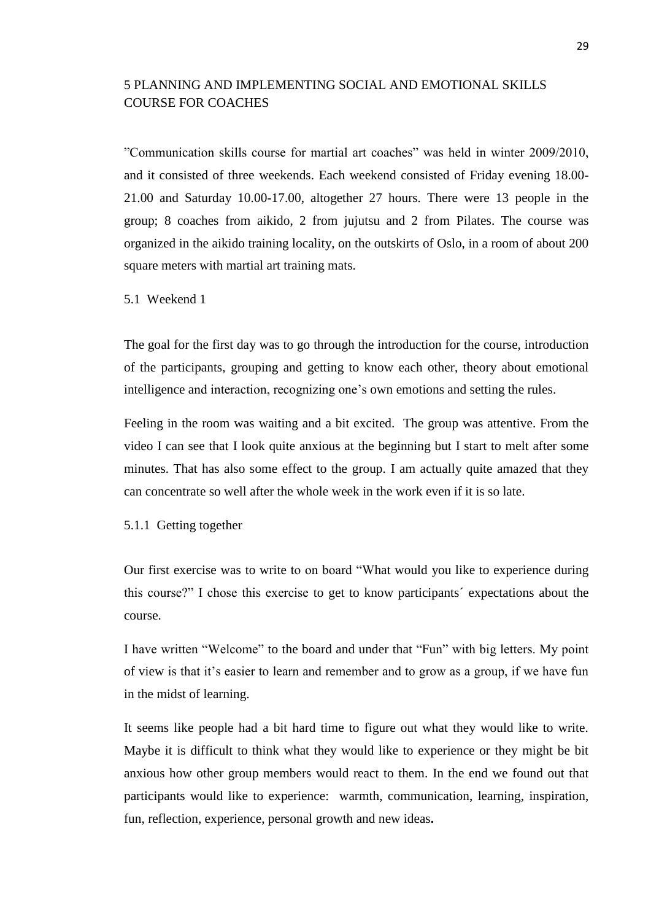# 5 PLANNING AND IMPLEMENTING SOCIAL AND EMOTIONAL SKILLS COURSE FOR COACHES

”Communication skills course for martial art coaches” was held in winter 2009/2010, and it consisted of three weekends. Each weekend consisted of Friday evening 18.00-21.00 and Saturday 10.00-17.00, altogether 27 hours. There were 13 people in the group; 8 coaches from aikido, 2 from jujutsu and 2 from Pilates. The course was organized in the aikido training locality, on the outskirts of Oslo, in a room of about 200 square meters with martial art training mats.

## 5.1 Weekend 1

The goal for the first day was to go through the introduction for the course, introduction of the participants, grouping and getting to know each other, theory about emotional intelligence and interaction, recognizing one’s own emotions and setting the rules.

Feeling in the room was waiting and a bit excited. The group was attentive. From the video I can see that I look quite anxious at the beginning but I start to melt after some minutes. That has also some effect to the group. I am actually quite amazed that they can concentrate so well after the whole week in the work even if it is so late.

### 5.1.1 Getting together

Our first exercise was to write to on board “What would you like to experience during this course?” I chose this exercise to get to know participants´ expectations about the course.

I have written “Welcome” to the board and under that “Fun” with big letters. My point of view is that it’s easier to learn and remember and to grow as a group, if we have fun in the midst of learning.

It seems like people had a bit hard time to figure out what they would like to write. Maybe it is difficult to think what they would like to experience or they might be bit anxious how other group members would react to them. In the end we found out that participants would like to experience: warmth, communication, learning, inspiration, fun, reflection, experience, personal growth and new ideas**.**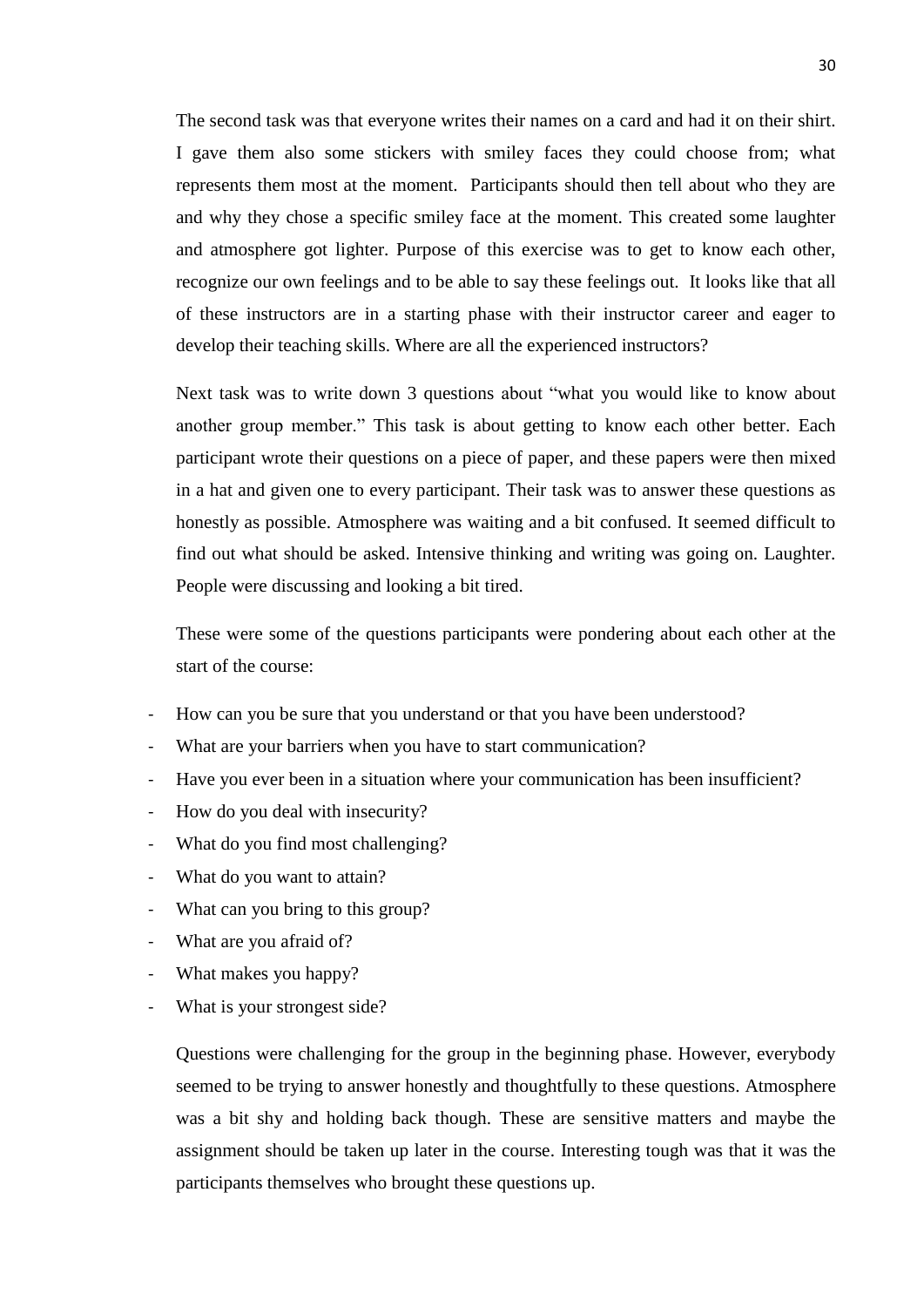The second task was that everyone writes their names on a card and had it on their shirt. I gave them also some stickers with smiley faces they could choose from; what represents them most at the moment. Participants should then tell about who they are and why they chose a specific smiley face at the moment. This created some laughter and atmosphere got lighter. Purpose of this exercise was to get to know each other, recognize our own feelings and to be able to say these feelings out. It looks like that all of these instructors are in a starting phase with their instructor career and eager to develop their teaching skills. Where are all the experienced instructors?

Next task was to write down 3 questions about "what you would like to know about another group member." This task is about getting to know each other better. Each participant wrote their questions on a piece of paper, and these papers were then mixed in a hat and given one to every participant. Their task was to answer these questions as honestly as possible. Atmosphere was waiting and a bit confused. It seemed difficult to find out what should be asked. Intensive thinking and writing was going on. Laughter. People were discussing and looking a bit tired.

These were some of the questions participants were pondering about each other at the start of the course:

- How can you be sure that you understand or that you have been understood?
- What are your barriers when you have to start communication?
- Have you ever been in a situation where your communication has been insufficient?
- How do you deal with insecurity?
- What do you find most challenging?
- What do you want to attain?
- What can you bring to this group?
- What are you afraid of?
- What makes you happy?
- What is your strongest side?

Questions were challenging for the group in the beginning phase. However, everybody seemed to be trying to answer honestly and thoughtfully to these questions. Atmosphere was a bit shy and holding back though. These are sensitive matters and maybe the assignment should be taken up later in the course. Interesting tough was that it was the participants themselves who brought these questions up.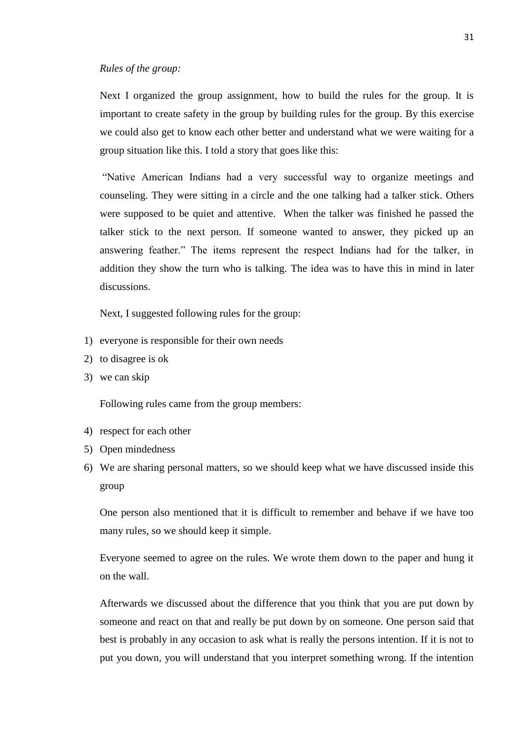*Rules of the group:*

Next I organized the group assignment, how to build the rules for the group. It is important to create safety in the group by building rules for the group. By this exercise we could also get to know each other better and understand what we were waiting for a group situation like this. I told a story that goes like this:

"Native American Indians had a very successful way to organize meetings and counseling. They were sitting in a circle and the one talking had a talker stick. Others were supposed to be quiet and attentive. When the talker was finished he passed the talker stick to the next person. If someone wanted to answer, they picked up an answering feather." The items represent the respect Indians had for the talker, in addition they show the turn who is talking. The idea was to have this in mind in later discussions.

Next, I suggested following rules for the group:

1) everyone is responsible for their own needs
2) to disagree is ok
3) we can skip

Following rules came from the group members:

4) respect for each other
5) Open mindedness
6) We are sharing personal matters, so we should keep what we have discussed inside this group

One person also mentioned that it is difficult to remember and behave if we have too many rules, so we should keep it simple.

Everyone seemed to agree on the rules. We wrote them down to the paper and hung it on the wall.

Afterwards we discussed about the difference that you think that you are put down by someone and react on that and really be put down by on someone. One person said that best is probably in any occasion to ask what is really the persons intention. If it is not to put you down, you will understand that you interpret something wrong. If the intention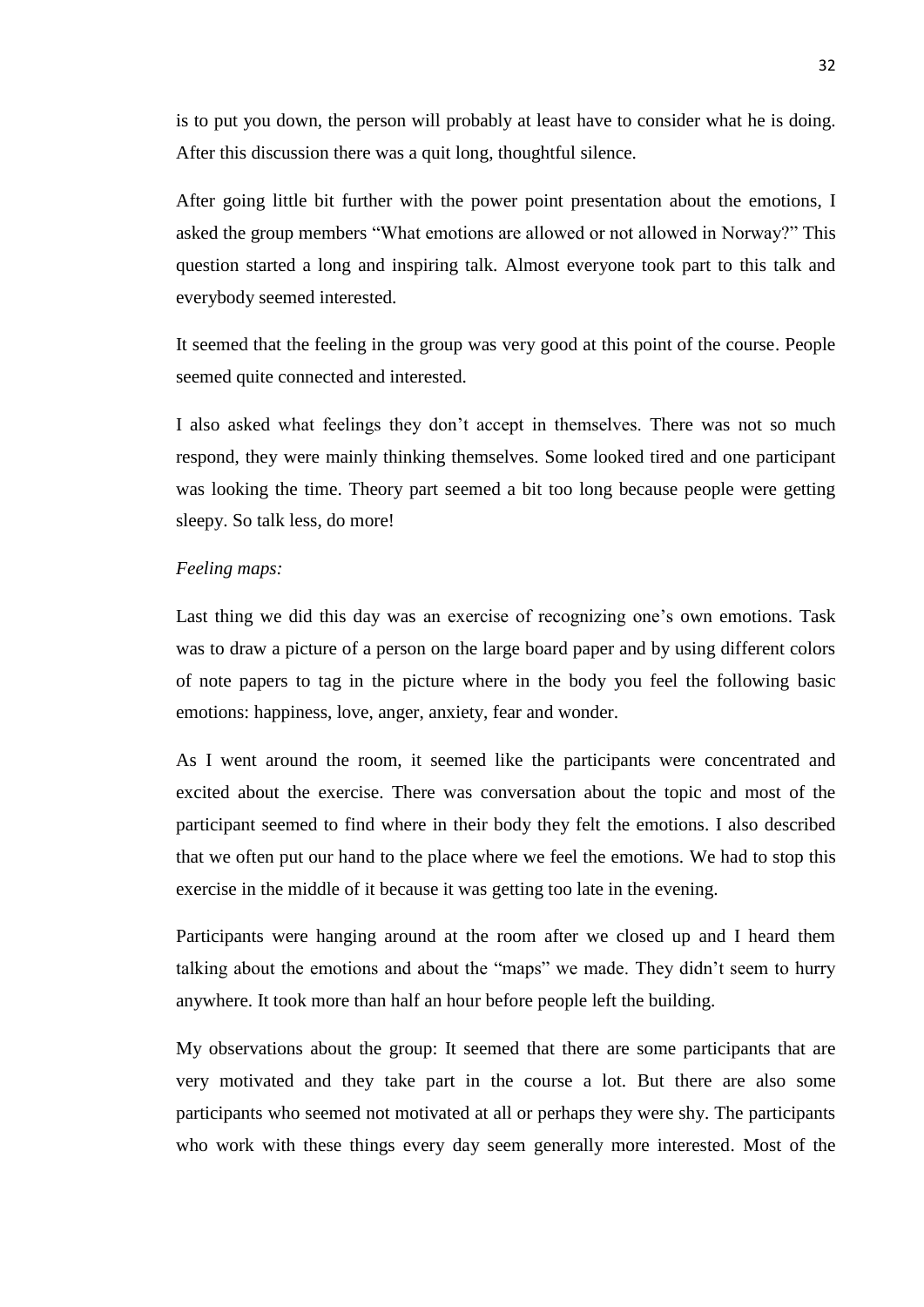is to put you down, the person will probably at least have to consider what he is doing. After this discussion there was a quit long, thoughtful silence.

After going little bit further with the power point presentation about the emotions, I asked the group members “What emotions are allowed or not allowed in Norway?” This question started a long and inspiring talk. Almost everyone took part to this talk and everybody seemed interested.

It seemed that the feeling in the group was very good at this point of the course. People seemed quite connected and interested.

I also asked what feelings they don’t accept in themselves. There was not so much respond, they were mainly thinking themselves. Some looked tired and one participant was looking the time. Theory part seemed a bit too long because people were getting sleepy. So talk less, do more!

*Feeling maps:*

Last thing we did this day was an exercise of recognizing one’s own emotions. Task was to draw a picture of a person on the large board paper and by using different colors of note papers to tag in the picture where in the body you feel the following basic emotions: happiness, love, anger, anxiety, fear and wonder.

As I went around the room, it seemed like the participants were concentrated and excited about the exercise. There was conversation about the topic and most of the participant seemed to find where in their body they felt the emotions. I also described that we often put our hand to the place where we feel the emotions. We had to stop this exercise in the middle of it because it was getting too late in the evening.

Participants were hanging around at the room after we closed up and I heard them talking about the emotions and about the “maps” we made. They didn’t seem to hurry anywhere. It took more than half an hour before people left the building.

My observations about the group: It seemed that there are some participants that are very motivated and they take part in the course a lot. But there are also some participants who seemed not motivated at all or perhaps they were shy. The participants who work with these things every day seem generally more interested. Most of the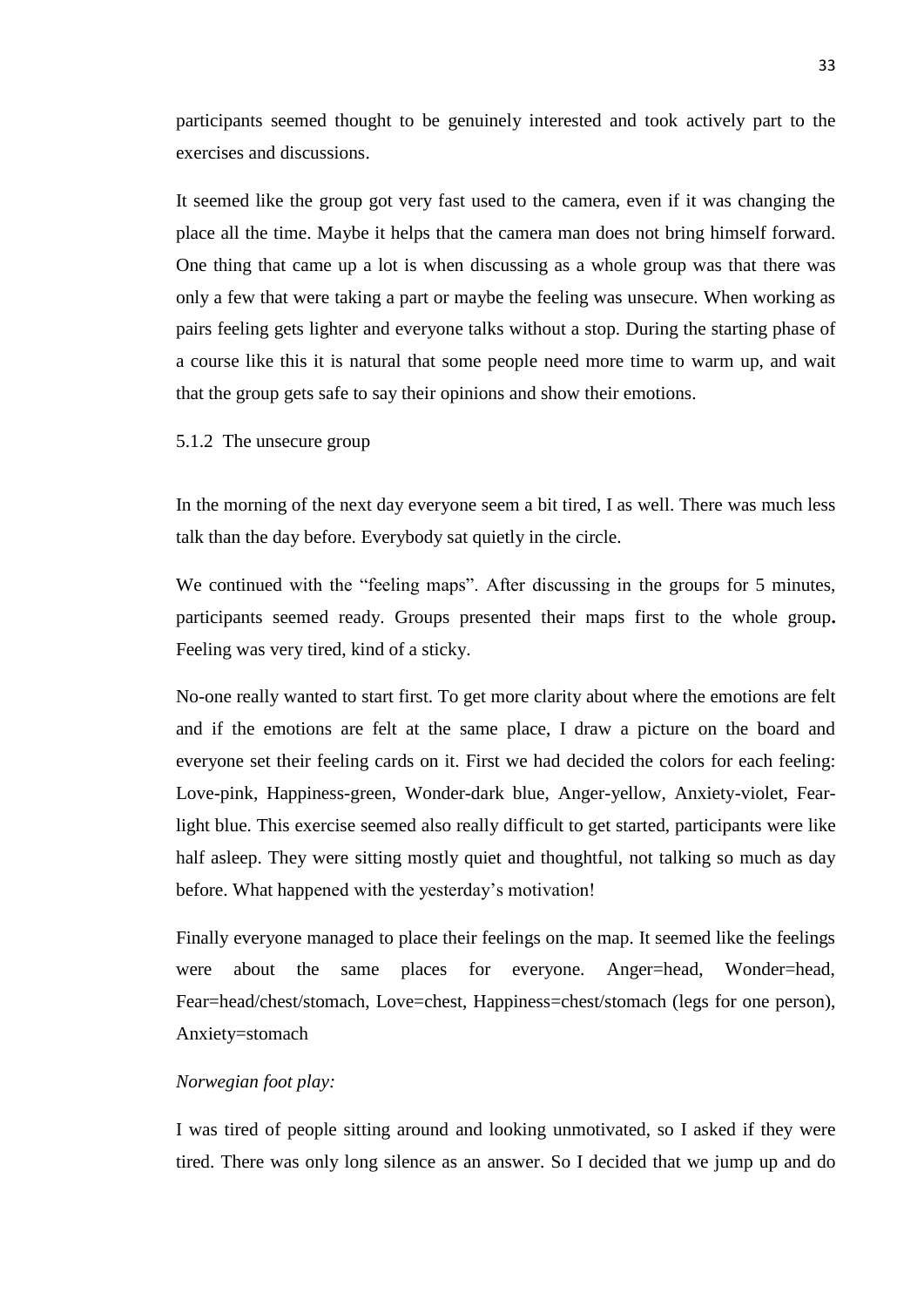participants seemed thought to be genuinely interested and took actively part to the exercises and discussions.

It seemed like the group got very fast used to the camera, even if it was changing the place all the time. Maybe it helps that the camera man does not bring himself forward. One thing that came up a lot is when discussing as a whole group was that there was only a few that were taking a part or maybe the feeling was unsecure. When working as pairs feeling gets lighter and everyone talks without a stop. During the starting phase of a course like this it is natural that some people need more time to warm up, and wait that the group gets safe to say their opinions and show their emotions.

### 5.1.2 The unsecure group

In the morning of the next day everyone seem a bit tired, I as well. There was much less talk than the day before. Everybody sat quietly in the circle.

We continued with the "feeling maps". After discussing in the groups for 5 minutes, participants seemed ready. Groups presented their maps first to the whole group**.** Feeling was very tired, kind of a sticky.

No-one really wanted to start first. To get more clarity about where the emotions are felt and if the emotions are felt at the same place, I draw a picture on the board and everyone set their feeling cards on it. First we had decided the colors for each feeling: Love-pink, Happiness-green, Wonder-dark blue, Anger-yellow, Anxiety-violet, Fear-light blue. This exercise seemed also really difficult to get started, participants were like half asleep. They were sitting mostly quiet and thoughtful, not talking so much as day before. What happened with the yesterday's motivation!

Finally everyone managed to place their feelings on the map. It seemed like the feelings were about the same places for everyone. Anger=head, Wonder=head, Fear=head/chest/stomach, Love=chest, Happiness=chest/stomach (legs for one person), Anxiety=stomach

*Norwegian foot play:*

I was tired of people sitting around and looking unmotivated, so I asked if they were tired. There was only long silence as an answer. So I decided that we jump up and do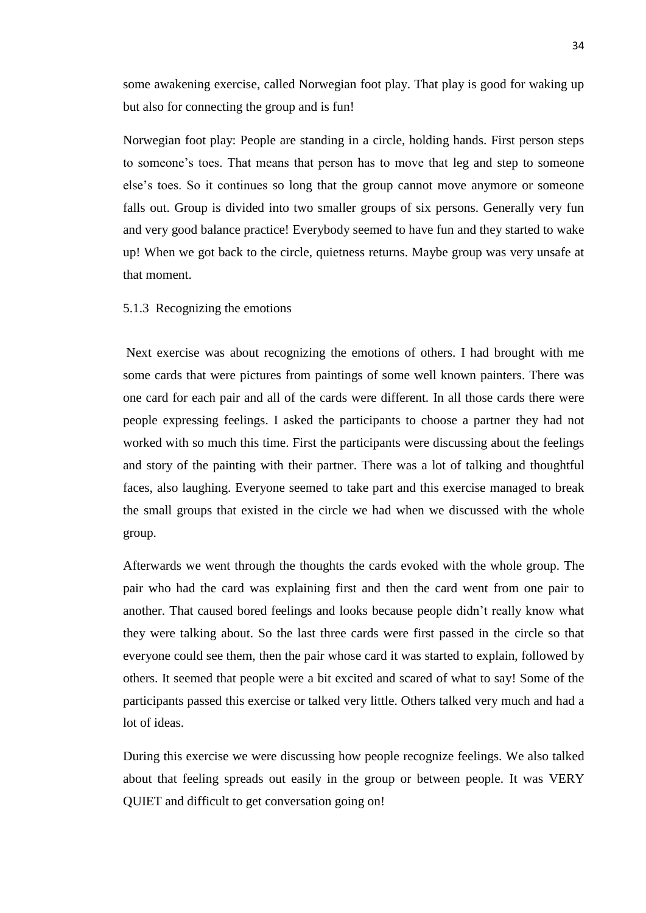some awakening exercise, called Norwegian foot play. That play is good for waking up but also for connecting the group and is fun!

Norwegian foot play: People are standing in a circle, holding hands. First person steps to someone's toes. That means that person has to move that leg and step to someone else's toes. So it continues so long that the group cannot move anymore or someone falls out. Group is divided into two smaller groups of six persons. Generally very fun and very good balance practice! Everybody seemed to have fun and they started to wake up! When we got back to the circle, quietness returns. Maybe group was very unsafe at that moment.

### 5.1.3 Recognizing the emotions

Next exercise was about recognizing the emotions of others. I had brought with me some cards that were pictures from paintings of some well known painters. There was one card for each pair and all of the cards were different. In all those cards there were people expressing feelings. I asked the participants to choose a partner they had not worked with so much this time. First the participants were discussing about the feelings and story of the painting with their partner. There was a lot of talking and thoughtful faces, also laughing. Everyone seemed to take part and this exercise managed to break the small groups that existed in the circle we had when we discussed with the whole group.

Afterwards we went through the thoughts the cards evoked with the whole group. The pair who had the card was explaining first and then the card went from one pair to another. That caused bored feelings and looks because people didn't really know what they were talking about. So the last three cards were first passed in the circle so that everyone could see them, then the pair whose card it was started to explain, followed by others. It seemed that people were a bit excited and scared of what to say! Some of the participants passed this exercise or talked very little. Others talked very much and had a lot of ideas.

During this exercise we were discussing how people recognize feelings. We also talked about that feeling spreads out easily in the group or between people. It was VERY QUIET and difficult to get conversation going on!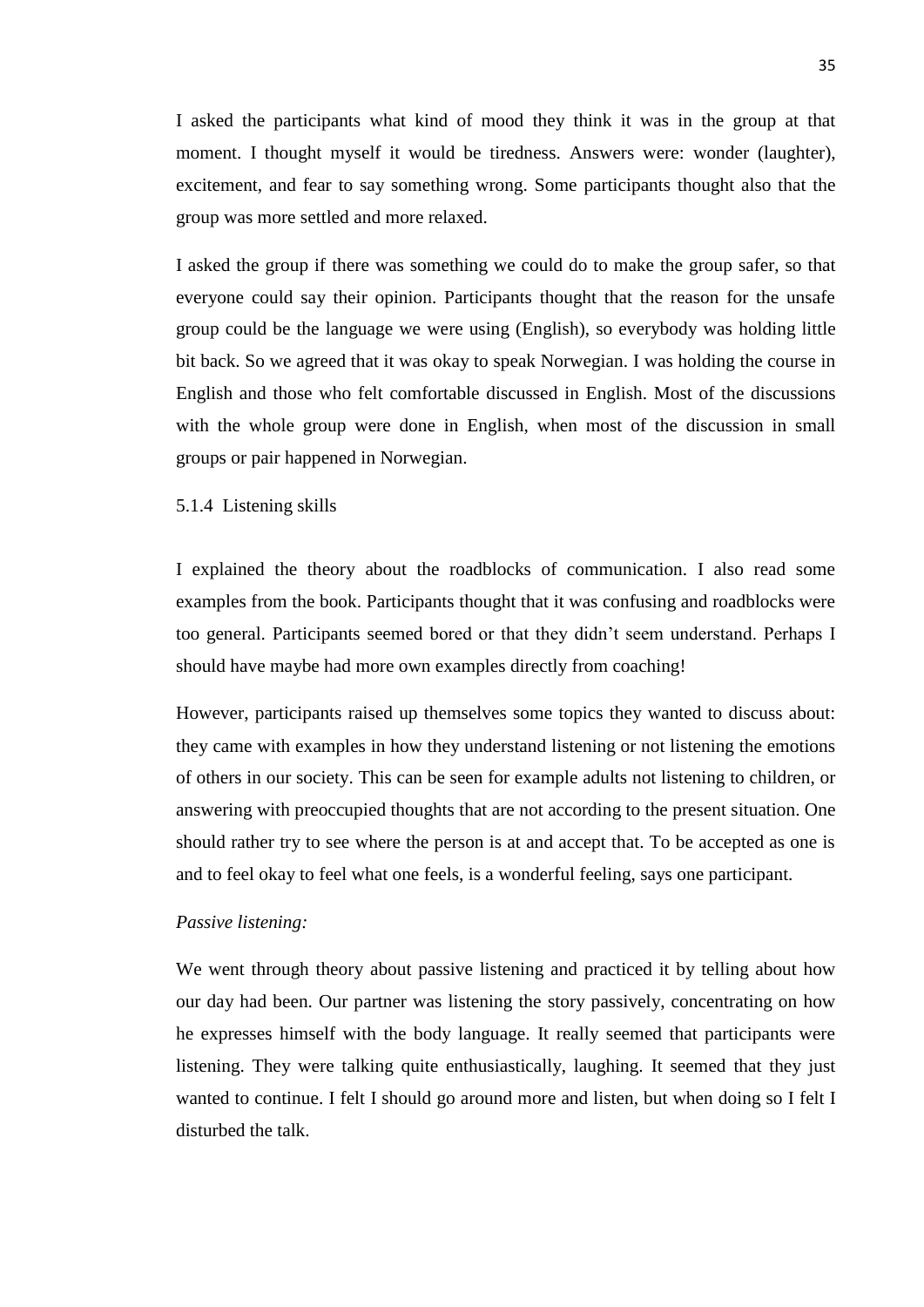I asked the participants what kind of mood they think it was in the group at that moment. I thought myself it would be tiredness. Answers were: wonder (laughter), excitement, and fear to say something wrong. Some participants thought also that the group was more settled and more relaxed.

I asked the group if there was something we could do to make the group safer, so that everyone could say their opinion. Participants thought that the reason for the unsafe group could be the language we were using (English), so everybody was holding little bit back. So we agreed that it was okay to speak Norwegian. I was holding the course in English and those who felt comfortable discussed in English. Most of the discussions with the whole group were done in English, when most of the discussion in small groups or pair happened in Norwegian.

### 5.1.4 Listening skills

I explained the theory about the roadblocks of communication. I also read some examples from the book. Participants thought that it was confusing and roadblocks were too general. Participants seemed bored or that they didn't seem understand. Perhaps I should have maybe had more own examples directly from coaching!

However, participants raised up themselves some topics they wanted to discuss about: they came with examples in how they understand listening or not listening the emotions of others in our society. This can be seen for example adults not listening to children, or answering with preoccupied thoughts that are not according to the present situation. One should rather try to see where the person is at and accept that. To be accepted as one is and to feel okay to feel what one feels, is a wonderful feeling, says one participant.

*Passive listening:*

We went through theory about passive listening and practiced it by telling about how our day had been. Our partner was listening the story passively, concentrating on how he expresses himself with the body language. It really seemed that participants were listening. They were talking quite enthusiastically, laughing. It seemed that they just wanted to continue. I felt I should go around more and listen, but when doing so I felt I disturbed the talk.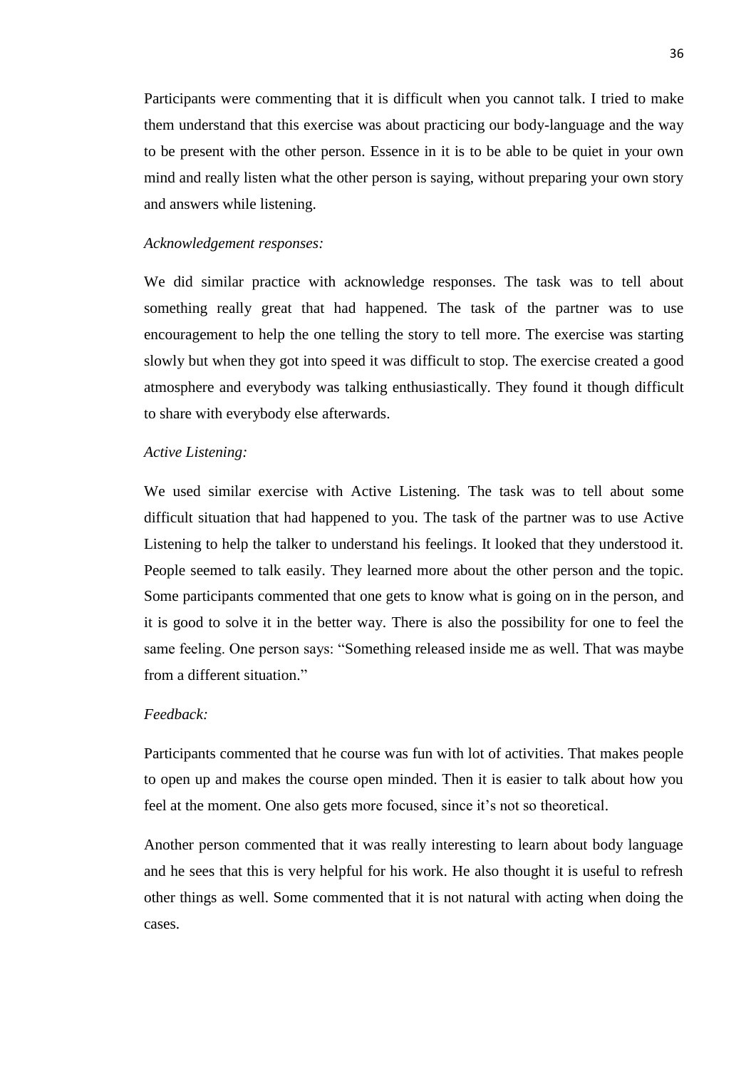Participants were commenting that it is difficult when you cannot talk. I tried to make them understand that this exercise was about practicing our body-language and the way to be present with the other person. Essence in it is to be able to be quiet in your own mind and really listen what the other person is saying, without preparing your own story and answers while listening.

*Acknowledgement responses:*

We did similar practice with acknowledge responses. The task was to tell about something really great that had happened. The task of the partner was to use encouragement to help the one telling the story to tell more. The exercise was starting slowly but when they got into speed it was difficult to stop. The exercise created a good atmosphere and everybody was talking enthusiastically. They found it though difficult to share with everybody else afterwards.

*Active Listening:*

We used similar exercise with Active Listening. The task was to tell about some difficult situation that had happened to you. The task of the partner was to use Active Listening to help the talker to understand his feelings. It looked that they understood it. People seemed to talk easily. They learned more about the other person and the topic. Some participants commented that one gets to know what is going on in the person, and it is good to solve it in the better way. There is also the possibility for one to feel the same feeling. One person says: "Something released inside me as well. That was maybe from a different situation."

*Feedback:*

Participants commented that he course was fun with lot of activities. That makes people to open up and makes the course open minded. Then it is easier to talk about how you feel at the moment. One also gets more focused, since it's not so theoretical.

Another person commented that it was really interesting to learn about body language and he sees that this is very helpful for his work. He also thought it is useful to refresh other things as well. Some commented that it is not natural with acting when doing the cases.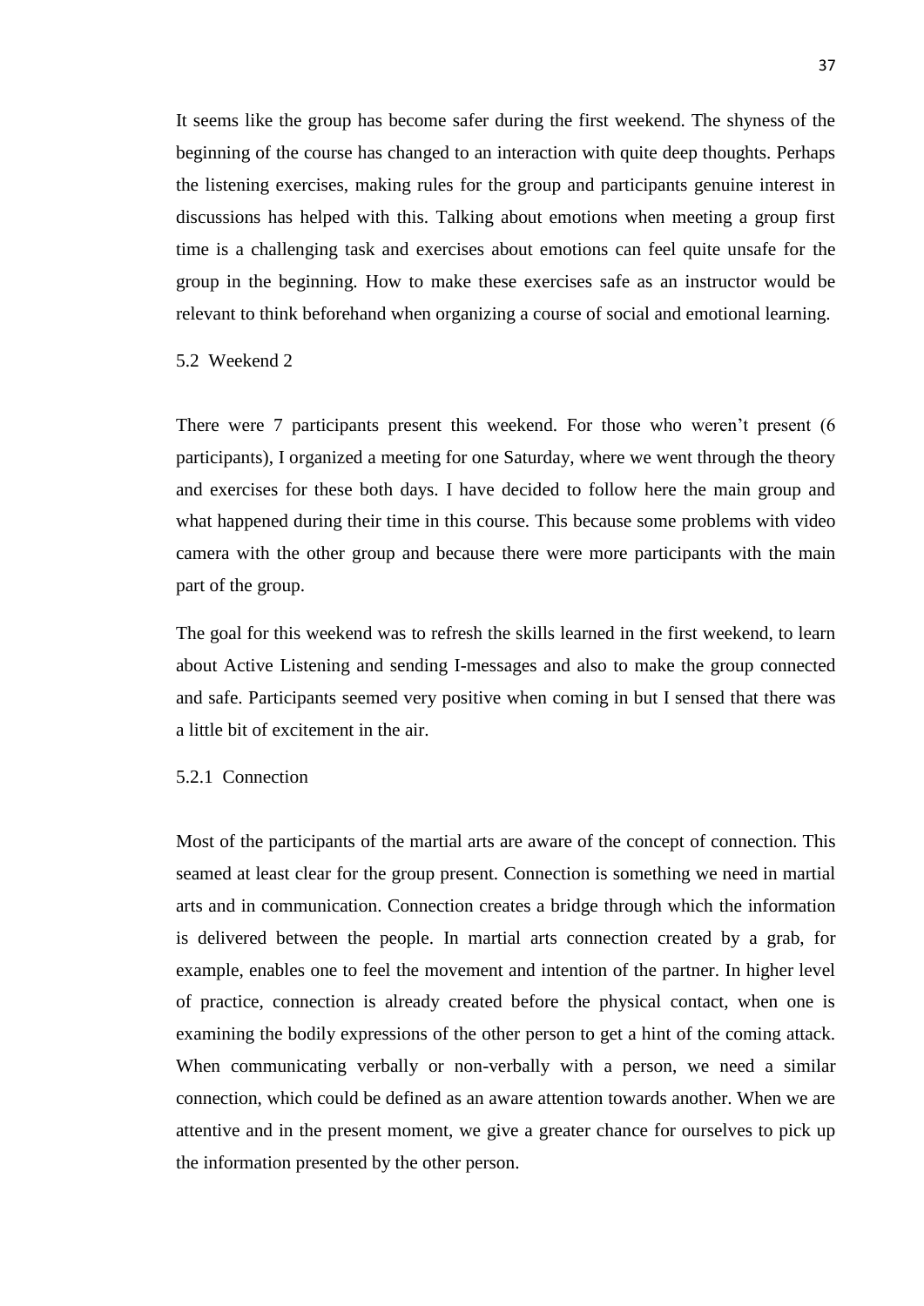It seems like the group has become safer during the first weekend. The shyness of the beginning of the course has changed to an interaction with quite deep thoughts. Perhaps the listening exercises, making rules for the group and participants genuine interest in discussions has helped with this. Talking about emotions when meeting a group first time is a challenging task and exercises about emotions can feel quite unsafe for the group in the beginning. How to make these exercises safe as an instructor would be relevant to think beforehand when organizing a course of social and emotional learning.

## 5.2 Weekend 2

There were 7 participants present this weekend. For those who weren't present (6 participants), I organized a meeting for one Saturday, where we went through the theory and exercises for these both days. I have decided to follow here the main group and what happened during their time in this course. This because some problems with video camera with the other group and because there were more participants with the main part of the group.

The goal for this weekend was to refresh the skills learned in the first weekend, to learn about Active Listening and sending I-messages and also to make the group connected and safe. Participants seemed very positive when coming in but I sensed that there was a little bit of excitement in the air.

### 5.2.1 Connection

Most of the participants of the martial arts are aware of the concept of connection. This seamed at least clear for the group present. Connection is something we need in martial arts and in communication. Connection creates a bridge through which the information is delivered between the people. In martial arts connection created by a grab, for example, enables one to feel the movement and intention of the partner. In higher level of practice, connection is already created before the physical contact, when one is examining the bodily expressions of the other person to get a hint of the coming attack. When communicating verbally or non-verbally with a person, we need a similar connection, which could be defined as an aware attention towards another. When we are attentive and in the present moment, we give a greater chance for ourselves to pick up the information presented by the other person.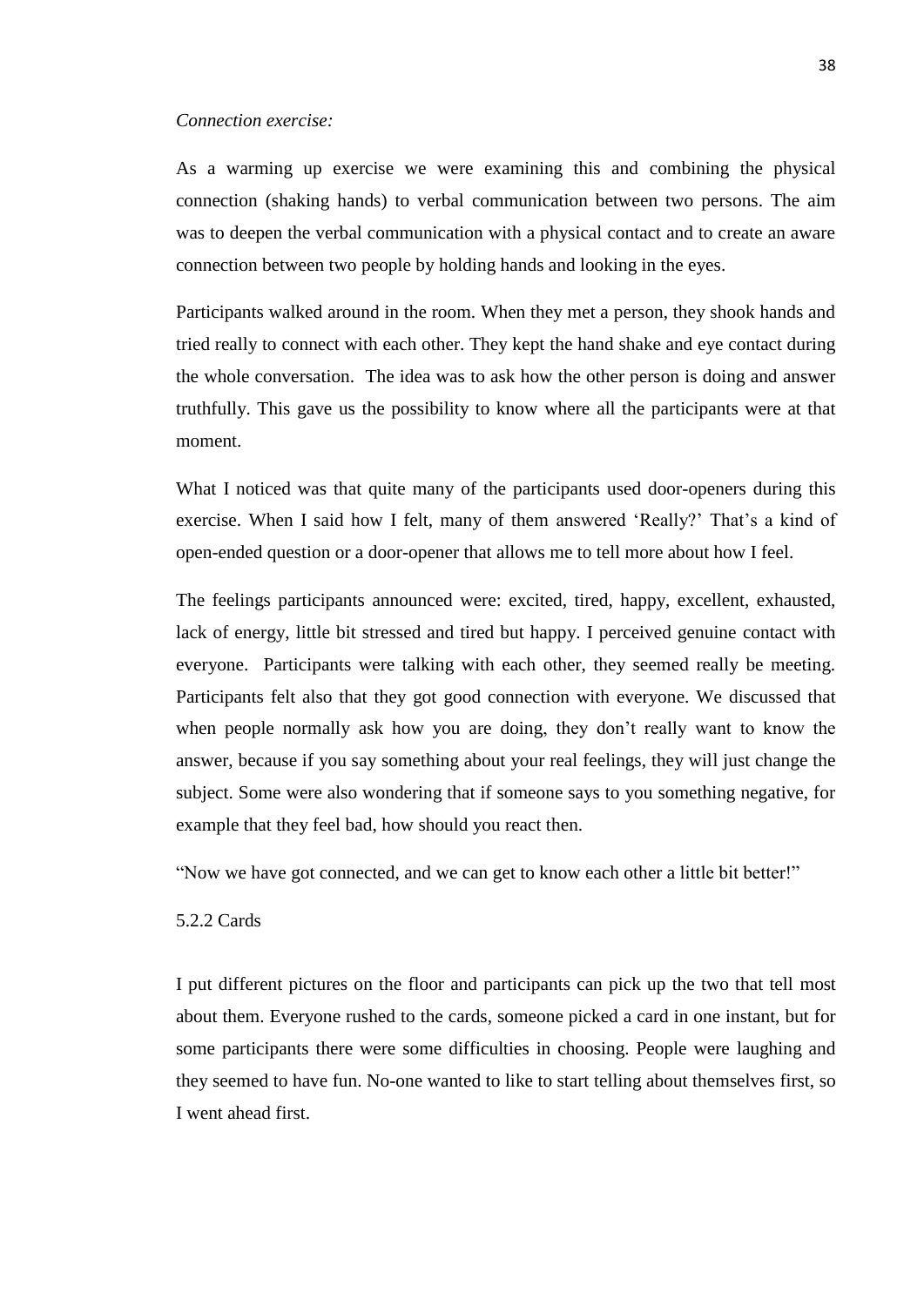*Connection exercise:*

As a warming up exercise we were examining this and combining the physical connection (shaking hands) to verbal communication between two persons. The aim was to deepen the verbal communication with a physical contact and to create an aware connection between two people by holding hands and looking in the eyes.

Participants walked around in the room. When they met a person, they shook hands and tried really to connect with each other. They kept the hand shake and eye contact during the whole conversation. The idea was to ask how the other person is doing and answer truthfully. This gave us the possibility to know where all the participants were at that moment.

What I noticed was that quite many of the participants used door-openers during this exercise. When I said how I felt, many of them answered 'Really?' That's a kind of open-ended question or a door-opener that allows me to tell more about how I feel.

The feelings participants announced were: excited, tired, happy, excellent, exhausted, lack of energy, little bit stressed and tired but happy. I perceived genuine contact with everyone. Participants were talking with each other, they seemed really be meeting. Participants felt also that they got good connection with everyone. We discussed that when people normally ask how you are doing, they don't really want to know the answer, because if you say something about your real feelings, they will just change the subject. Some were also wondering that if someone says to you something negative, for example that they feel bad, how should you react then.

"Now we have got connected, and we can get to know each other a little bit better!"

### 5.2.2 Cards

I put different pictures on the floor and participants can pick up the two that tell most about them. Everyone rushed to the cards, someone picked a card in one instant, but for some participants there were some difficulties in choosing. People were laughing and they seemed to have fun. No-one wanted to like to start telling about themselves first, so I went ahead first.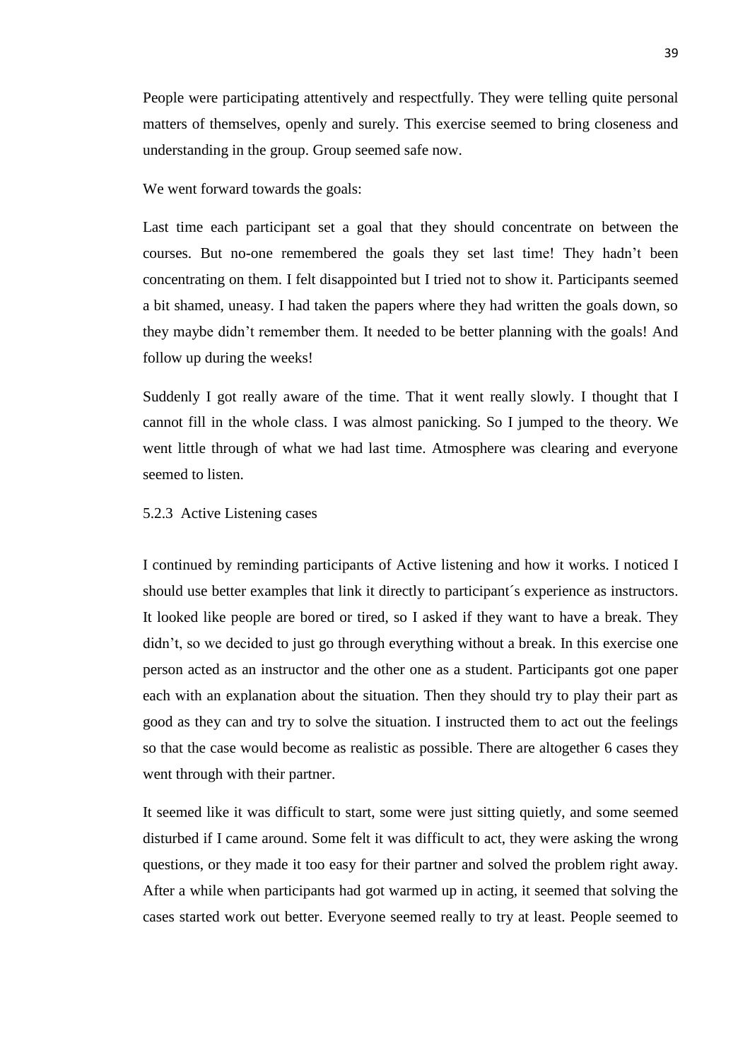People were participating attentively and respectfully. They were telling quite personal matters of themselves, openly and surely. This exercise seemed to bring closeness and understanding in the group. Group seemed safe now.

We went forward towards the goals:

Last time each participant set a goal that they should concentrate on between the courses. But no-one remembered the goals they set last time! They hadn't been concentrating on them. I felt disappointed but I tried not to show it. Participants seemed a bit shamed, uneasy. I had taken the papers where they had written the goals down, so they maybe didn't remember them. It needed to be better planning with the goals! And follow up during the weeks!

Suddenly I got really aware of the time. That it went really slowly. I thought that I cannot fill in the whole class. I was almost panicking. So I jumped to the theory. We went little through of what we had last time. Atmosphere was clearing and everyone seemed to listen.

### 5.2.3 Active Listening cases

I continued by reminding participants of Active listening and how it works. I noticed I should use better examples that link it directly to participant´s experience as instructors. It looked like people are bored or tired, so I asked if they want to have a break. They didn't, so we decided to just go through everything without a break. In this exercise one person acted as an instructor and the other one as a student. Participants got one paper each with an explanation about the situation. Then they should try to play their part as good as they can and try to solve the situation. I instructed them to act out the feelings so that the case would become as realistic as possible. There are altogether 6 cases they went through with their partner.

It seemed like it was difficult to start, some were just sitting quietly, and some seemed disturbed if I came around. Some felt it was difficult to act, they were asking the wrong questions, or they made it too easy for their partner and solved the problem right away. After a while when participants had got warmed up in acting, it seemed that solving the cases started work out better. Everyone seemed really to try at least. People seemed to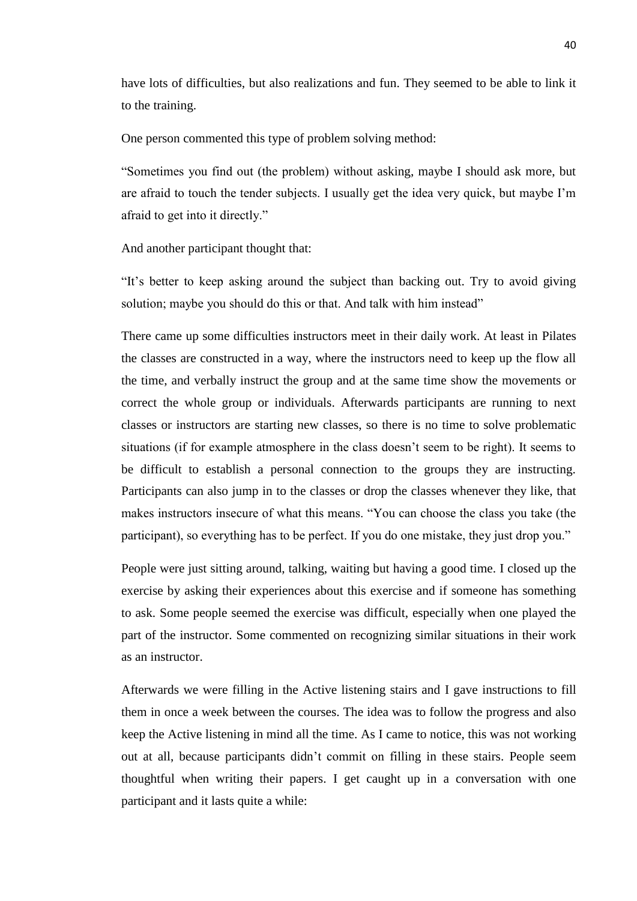have lots of difficulties, but also realizations and fun. They seemed to be able to link it to the training.

One person commented this type of problem solving method:

"Sometimes you find out (the problem) without asking, maybe I should ask more, but are afraid to touch the tender subjects. I usually get the idea very quick, but maybe I'm afraid to get into it directly."

And another participant thought that:

"It's better to keep asking around the subject than backing out. Try to avoid giving solution; maybe you should do this or that. And talk with him instead"

There came up some difficulties instructors meet in their daily work. At least in Pilates the classes are constructed in a way, where the instructors need to keep up the flow all the time, and verbally instruct the group and at the same time show the movements or correct the whole group or individuals. Afterwards participants are running to next classes or instructors are starting new classes, so there is no time to solve problematic situations (if for example atmosphere in the class doesn't seem to be right). It seems to be difficult to establish a personal connection to the groups they are instructing. Participants can also jump in to the classes or drop the classes whenever they like, that makes instructors insecure of what this means. "You can choose the class you take (the participant), so everything has to be perfect. If you do one mistake, they just drop you."

People were just sitting around, talking, waiting but having a good time. I closed up the exercise by asking their experiences about this exercise and if someone has something to ask. Some people seemed the exercise was difficult, especially when one played the part of the instructor. Some commented on recognizing similar situations in their work as an instructor.

Afterwards we were filling in the Active listening stairs and I gave instructions to fill them in once a week between the courses. The idea was to follow the progress and also keep the Active listening in mind all the time. As I came to notice, this was not working out at all, because participants didn't commit on filling in these stairs. People seem thoughtful when writing their papers. I get caught up in a conversation with one participant and it lasts quite a while: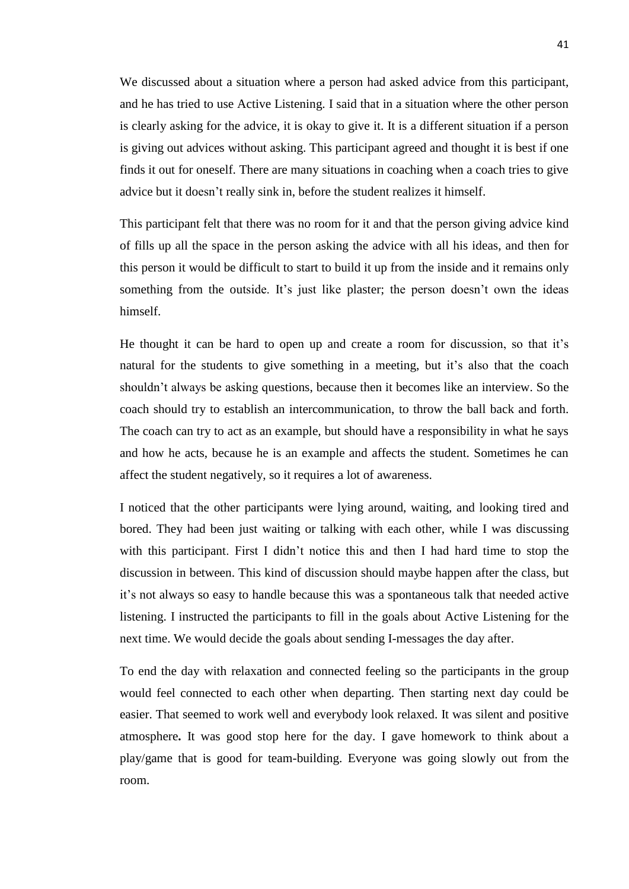We discussed about a situation where a person had asked advice from this participant, and he has tried to use Active Listening. I said that in a situation where the other person is clearly asking for the advice, it is okay to give it. It is a different situation if a person is giving out advices without asking. This participant agreed and thought it is best if one finds it out for oneself. There are many situations in coaching when a coach tries to give advice but it doesn't really sink in, before the student realizes it himself.

This participant felt that there was no room for it and that the person giving advice kind of fills up all the space in the person asking the advice with all his ideas, and then for this person it would be difficult to start to build it up from the inside and it remains only something from the outside. It's just like plaster; the person doesn't own the ideas himself.

He thought it can be hard to open up and create a room for discussion, so that it's natural for the students to give something in a meeting, but it's also that the coach shouldn't always be asking questions, because then it becomes like an interview. So the coach should try to establish an intercommunication, to throw the ball back and forth. The coach can try to act as an example, but should have a responsibility in what he says and how he acts, because he is an example and affects the student. Sometimes he can affect the student negatively, so it requires a lot of awareness.

I noticed that the other participants were lying around, waiting, and looking tired and bored. They had been just waiting or talking with each other, while I was discussing with this participant. First I didn't notice this and then I had hard time to stop the discussion in between. This kind of discussion should maybe happen after the class, but it's not always so easy to handle because this was a spontaneous talk that needed active listening. I instructed the participants to fill in the goals about Active Listening for the next time. We would decide the goals about sending I-messages the day after.

To end the day with relaxation and connected feeling so the participants in the group would feel connected to each other when departing. Then starting next day could be easier. That seemed to work well and everybody look relaxed. It was silent and positive atmosphere**.** It was good stop here for the day. I gave homework to think about a play/game that is good for team-building. Everyone was going slowly out from the room.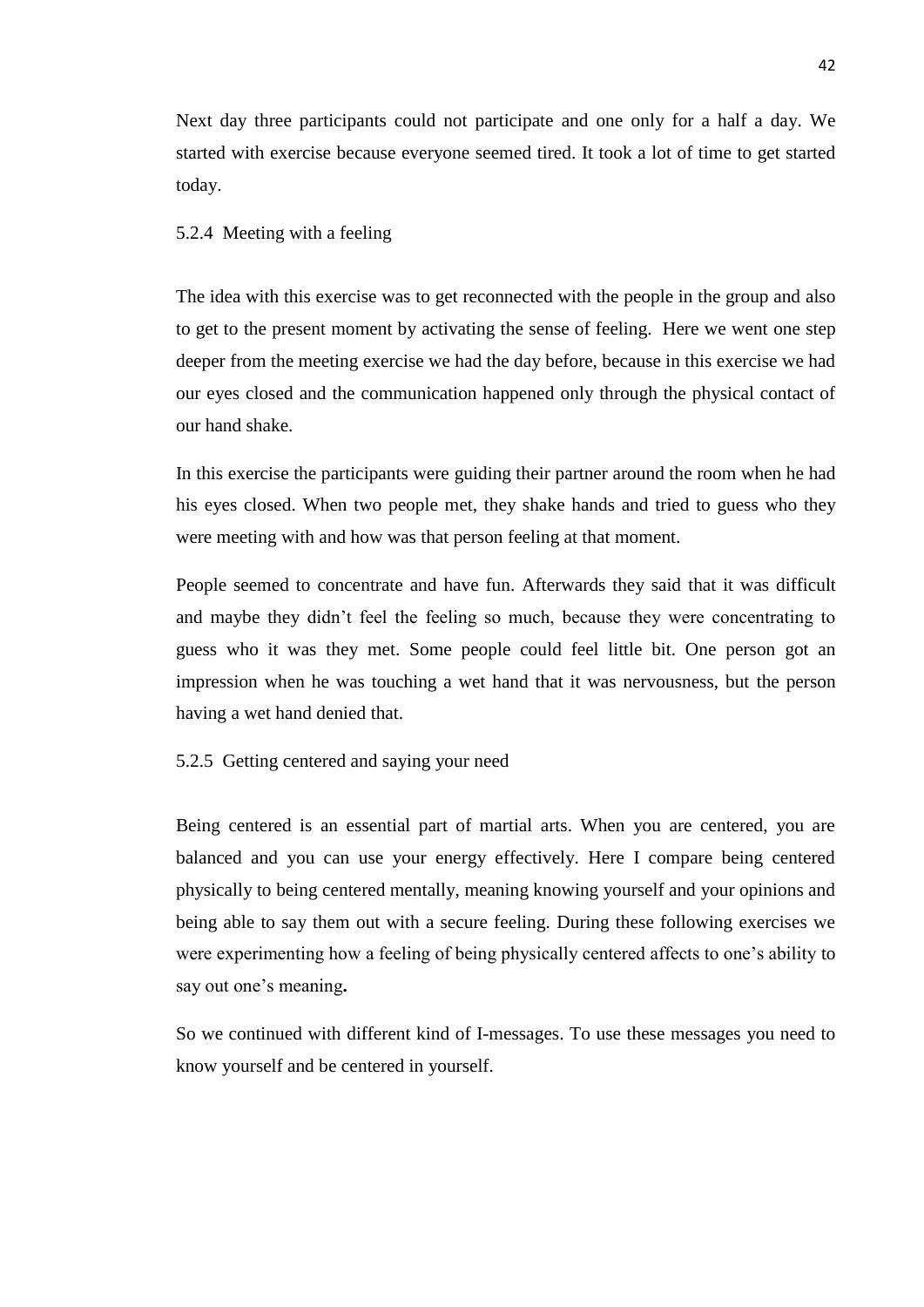Next day three participants could not participate and one only for a half a day. We started with exercise because everyone seemed tired. It took a lot of time to get started today.

### 5.2.4 Meeting with a feeling

The idea with this exercise was to get reconnected with the people in the group and also to get to the present moment by activating the sense of feeling. Here we went one step deeper from the meeting exercise we had the day before, because in this exercise we had our eyes closed and the communication happened only through the physical contact of our hand shake.

In this exercise the participants were guiding their partner around the room when he had his eyes closed. When two people met, they shake hands and tried to guess who they were meeting with and how was that person feeling at that moment.

People seemed to concentrate and have fun. Afterwards they said that it was difficult and maybe they didn't feel the feeling so much, because they were concentrating to guess who it was they met. Some people could feel little bit. One person got an impression when he was touching a wet hand that it was nervousness, but the person having a wet hand denied that.

### 5.2.5 Getting centered and saying your need

Being centered is an essential part of martial arts. When you are centered, you are balanced and you can use your energy effectively. Here I compare being centered physically to being centered mentally, meaning knowing yourself and your opinions and being able to say them out with a secure feeling. During these following exercises we were experimenting how a feeling of being physically centered affects to one's ability to say out one's meaning**.**

So we continued with different kind of I-messages. To use these messages you need to know yourself and be centered in yourself.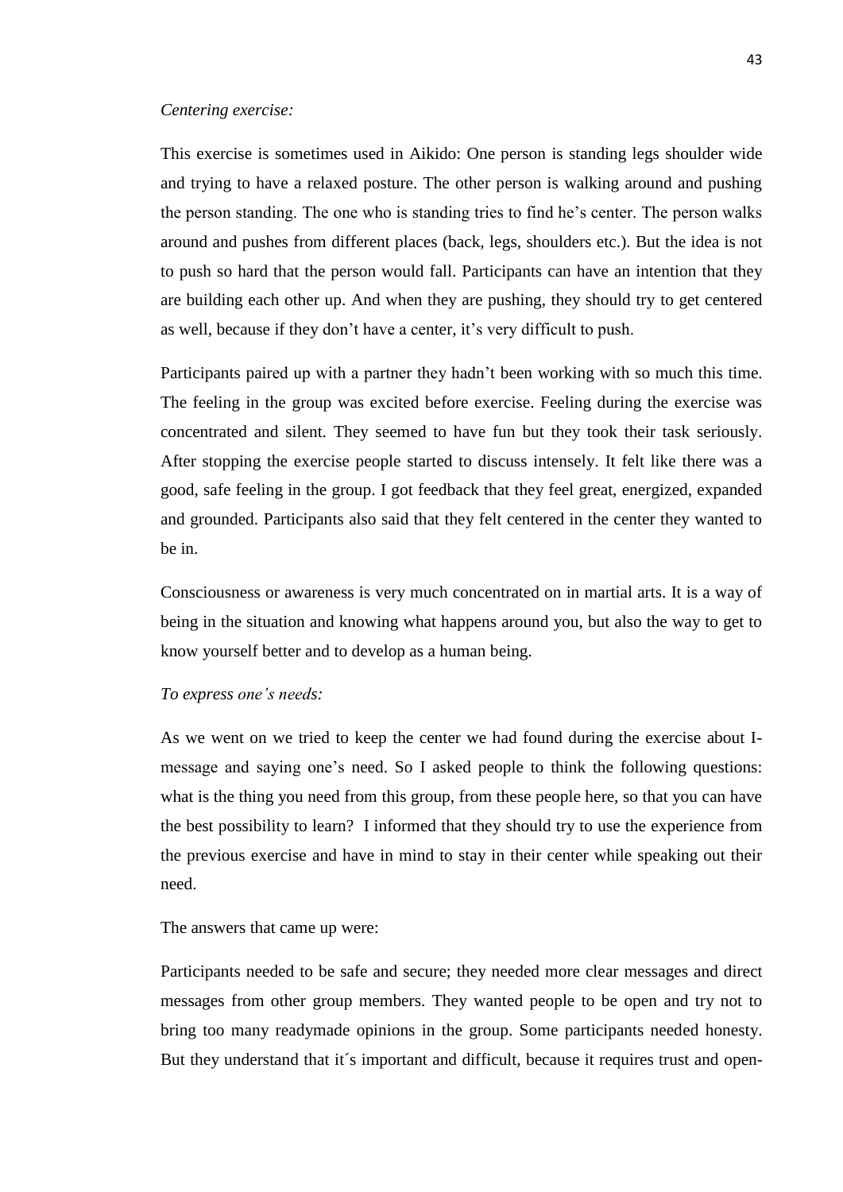*Centering exercise:*

This exercise is sometimes used in Aikido: One person is standing legs shoulder wide and trying to have a relaxed posture. The other person is walking around and pushing the person standing. The one who is standing tries to find he's center. The person walks around and pushes from different places (back, legs, shoulders etc.). But the idea is not to push so hard that the person would fall. Participants can have an intention that they are building each other up. And when they are pushing, they should try to get centered as well, because if they don't have a center, it's very difficult to push.

Participants paired up with a partner they hadn't been working with so much this time. The feeling in the group was excited before exercise. Feeling during the exercise was concentrated and silent. They seemed to have fun but they took their task seriously. After stopping the exercise people started to discuss intensely. It felt like there was a good, safe feeling in the group. I got feedback that they feel great, energized, expanded and grounded. Participants also said that they felt centered in the center they wanted to be in.

Consciousness or awareness is very much concentrated on in martial arts. It is a way of being in the situation and knowing what happens around you, but also the way to get to know yourself better and to develop as a human being.

*To express one's needs:*

As we went on we tried to keep the center we had found during the exercise about I-message and saying one's need. So I asked people to think the following questions: what is the thing you need from this group, from these people here, so that you can have the best possibility to learn? I informed that they should try to use the experience from the previous exercise and have in mind to stay in their center while speaking out their need.

The answers that came up were:

Participants needed to be safe and secure; they needed more clear messages and direct messages from other group members. They wanted people to be open and try not to bring too many readymade opinions in the group. Some participants needed honesty. But they understand that it´s important and difficult, because it requires trust and open-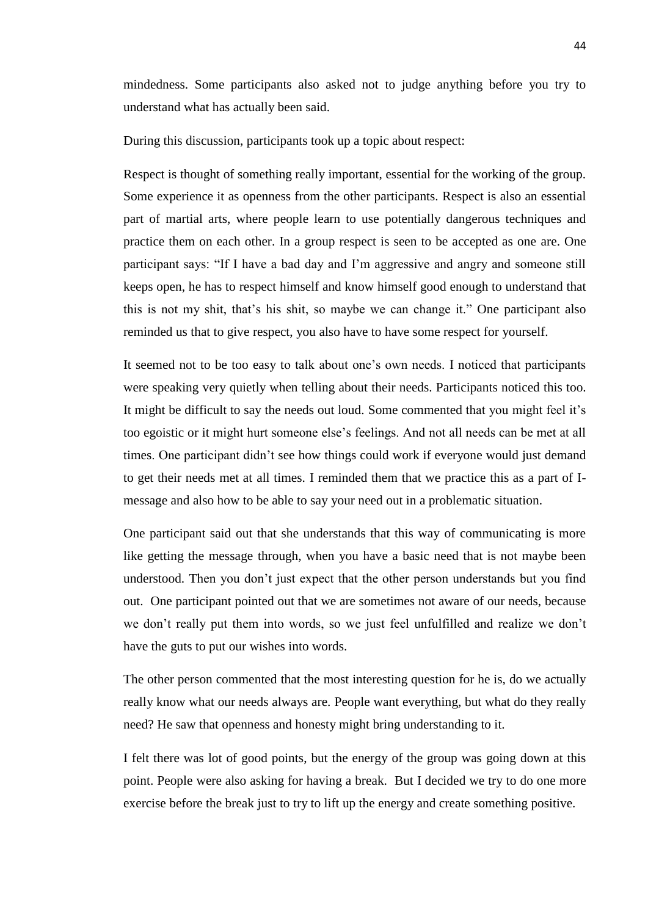mindedness. Some participants also asked not to judge anything before you try to understand what has actually been said.

During this discussion, participants took up a topic about respect:

Respect is thought of something really important, essential for the working of the group. Some experience it as openness from the other participants. Respect is also an essential part of martial arts, where people learn to use potentially dangerous techniques and practice them on each other. In a group respect is seen to be accepted as one are. One participant says: "If I have a bad day and I'm aggressive and angry and someone still keeps open, he has to respect himself and know himself good enough to understand that this is not my shit, that's his shit, so maybe we can change it." One participant also reminded us that to give respect, you also have to have some respect for yourself.

It seemed not to be too easy to talk about one's own needs. I noticed that participants were speaking very quietly when telling about their needs. Participants noticed this too. It might be difficult to say the needs out loud. Some commented that you might feel it's too egoistic or it might hurt someone else's feelings. And not all needs can be met at all times. One participant didn't see how things could work if everyone would just demand to get their needs met at all times. I reminded them that we practice this as a part of I-message and also how to be able to say your need out in a problematic situation.

One participant said out that she understands that this way of communicating is more like getting the message through, when you have a basic need that is not maybe been understood. Then you don't just expect that the other person understands but you find out. One participant pointed out that we are sometimes not aware of our needs, because we don't really put them into words, so we just feel unfulfilled and realize we don't have the guts to put our wishes into words.

The other person commented that the most interesting question for he is, do we actually really know what our needs always are. People want everything, but what do they really need? He saw that openness and honesty might bring understanding to it.

I felt there was lot of good points, but the energy of the group was going down at this point. People were also asking for having a break. But I decided we try to do one more exercise before the break just to try to lift up the energy and create something positive.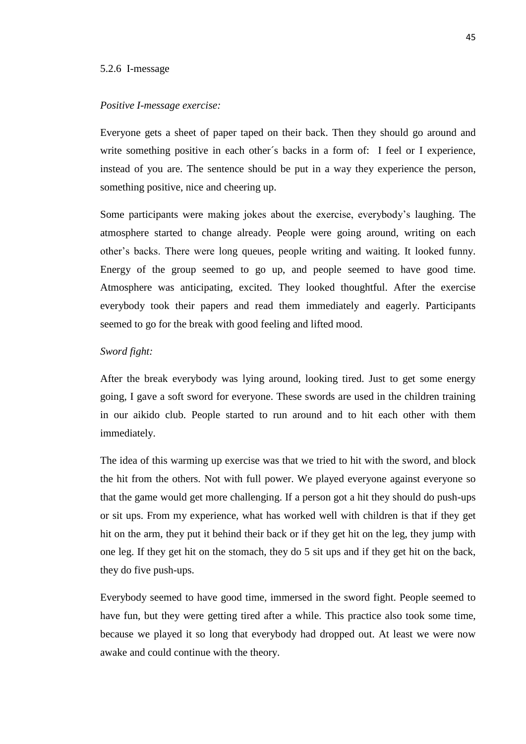### 5.2.6 I-message

*Positive I-message exercise:*

Everyone gets a sheet of paper taped on their back. Then they should go around and write something positive in each other´s backs in a form of: I feel or I experience, instead of you are. The sentence should be put in a way they experience the person, something positive, nice and cheering up.

Some participants were making jokes about the exercise, everybody's laughing. The atmosphere started to change already. People were going around, writing on each other's backs. There were long queues, people writing and waiting. It looked funny. Energy of the group seemed to go up, and people seemed to have good time. Atmosphere was anticipating, excited. They looked thoughtful. After the exercise everybody took their papers and read them immediately and eagerly. Participants seemed to go for the break with good feeling and lifted mood.

*Sword fight:*

After the break everybody was lying around, looking tired. Just to get some energy going, I gave a soft sword for everyone. These swords are used in the children training in our aikido club. People started to run around and to hit each other with them immediately.

The idea of this warming up exercise was that we tried to hit with the sword, and block the hit from the others. Not with full power. We played everyone against everyone so that the game would get more challenging. If a person got a hit they should do push-ups or sit ups. From my experience, what has worked well with children is that if they get hit on the arm, they put it behind their back or if they get hit on the leg, they jump with one leg. If they get hit on the stomach, they do 5 sit ups and if they get hit on the back, they do five push-ups.

Everybody seemed to have good time, immersed in the sword fight. People seemed to have fun, but they were getting tired after a while. This practice also took some time, because we played it so long that everybody had dropped out. At least we were now awake and could continue with the theory.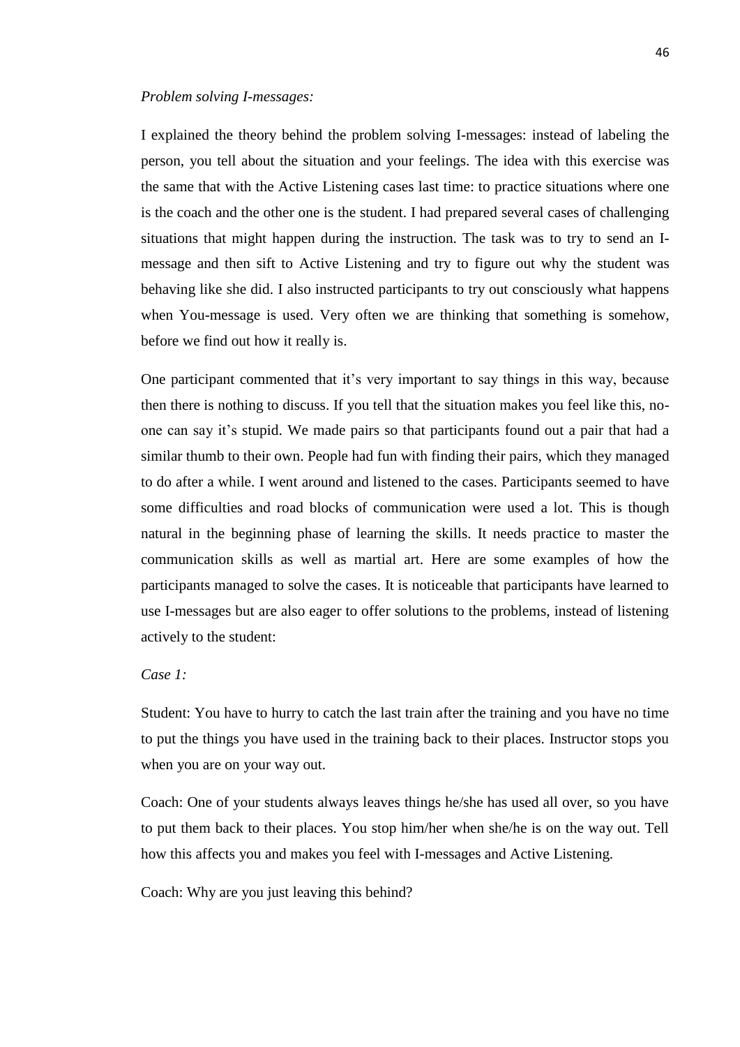*Problem solving I-messages:*

I explained the theory behind the problem solving I-messages: instead of labeling the person, you tell about the situation and your feelings. The idea with this exercise was the same that with the Active Listening cases last time: to practice situations where one is the coach and the other one is the student. I had prepared several cases of challenging situations that might happen during the instruction. The task was to try to send an I-message and then sift to Active Listening and try to figure out why the student was behaving like she did. I also instructed participants to try out consciously what happens when You-message is used. Very often we are thinking that something is somehow, before we find out how it really is.

One participant commented that it's very important to say things in this way, because then there is nothing to discuss. If you tell that the situation makes you feel like this, no-one can say it's stupid. We made pairs so that participants found out a pair that had a similar thumb to their own. People had fun with finding their pairs, which they managed to do after a while. I went around and listened to the cases. Participants seemed to have some difficulties and road blocks of communication were used a lot. This is though natural in the beginning phase of learning the skills. It needs practice to master the communication skills as well as martial art. Here are some examples of how the participants managed to solve the cases. It is noticeable that participants have learned to use I-messages but are also eager to offer solutions to the problems, instead of listening actively to the student:

*Case 1:*

Student: You have to hurry to catch the last train after the training and you have no time to put the things you have used in the training back to their places. Instructor stops you when you are on your way out.

Coach: One of your students always leaves things he/she has used all over, so you have to put them back to their places. You stop him/her when she/he is on the way out. Tell how this affects you and makes you feel with I-messages and Active Listening.

Coach: Why are you just leaving this behind?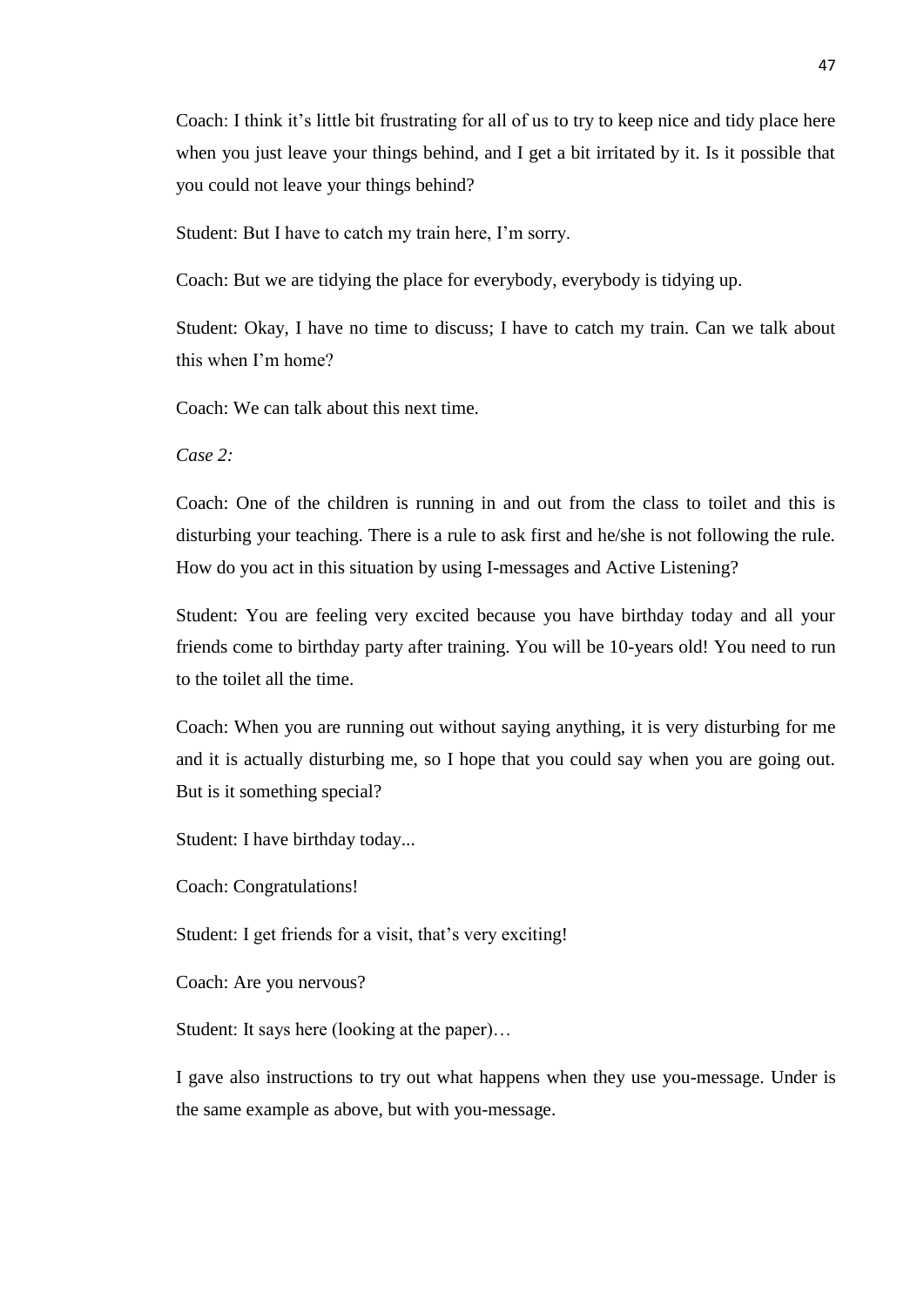Coach: I think it's little bit frustrating for all of us to try to keep nice and tidy place here when you just leave your things behind, and I get a bit irritated by it. Is it possible that you could not leave your things behind?

Student: But I have to catch my train here, I'm sorry.

Coach: But we are tidying the place for everybody, everybody is tidying up.

Student: Okay, I have no time to discuss; I have to catch my train. Can we talk about this when I'm home?

Coach: We can talk about this next time.

*Case 2:*

Coach: One of the children is running in and out from the class to toilet and this is disturbing your teaching. There is a rule to ask first and he/she is not following the rule. How do you act in this situation by using I-messages and Active Listening?

Student: You are feeling very excited because you have birthday today and all your friends come to birthday party after training. You will be 10-years old! You need to run to the toilet all the time.

Coach: When you are running out without saying anything, it is very disturbing for me and it is actually disturbing me, so I hope that you could say when you are going out. But is it something special?

Student: I have birthday today...

Coach: Congratulations!

Student: I get friends for a visit, that's very exciting!

Coach: Are you nervous?

Student: It says here (looking at the paper)…

I gave also instructions to try out what happens when they use you-message. Under is the same example as above, but with you-message.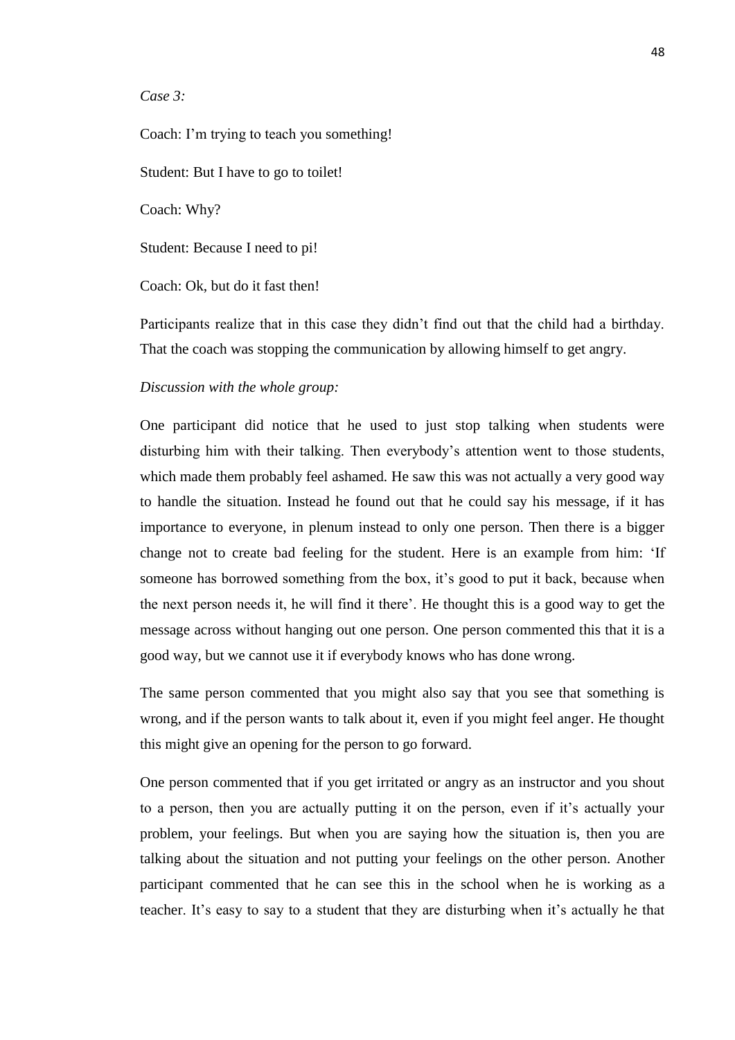*Case 3:*

Coach: I'm trying to teach you something!

Student: But I have to go to toilet!

Coach: Why?

Student: Because I need to pi!

Coach: Ok, but do it fast then!

Participants realize that in this case they didn't find out that the child had a birthday. That the coach was stopping the communication by allowing himself to get angry.

*Discussion with the whole group:*

One participant did notice that he used to just stop talking when students were disturbing him with their talking. Then everybody's attention went to those students, which made them probably feel ashamed. He saw this was not actually a very good way to handle the situation. Instead he found out that he could say his message, if it has importance to everyone, in plenum instead to only one person. Then there is a bigger change not to create bad feeling for the student. Here is an example from him: 'If someone has borrowed something from the box, it's good to put it back, because when the next person needs it, he will find it there'. He thought this is a good way to get the message across without hanging out one person. One person commented this that it is a good way, but we cannot use it if everybody knows who has done wrong.

The same person commented that you might also say that you see that something is wrong, and if the person wants to talk about it, even if you might feel anger. He thought this might give an opening for the person to go forward.

One person commented that if you get irritated or angry as an instructor and you shout to a person, then you are actually putting it on the person, even if it's actually your problem, your feelings. But when you are saying how the situation is, then you are talking about the situation and not putting your feelings on the other person. Another participant commented that he can see this in the school when he is working as a teacher. It's easy to say to a student that they are disturbing when it's actually he that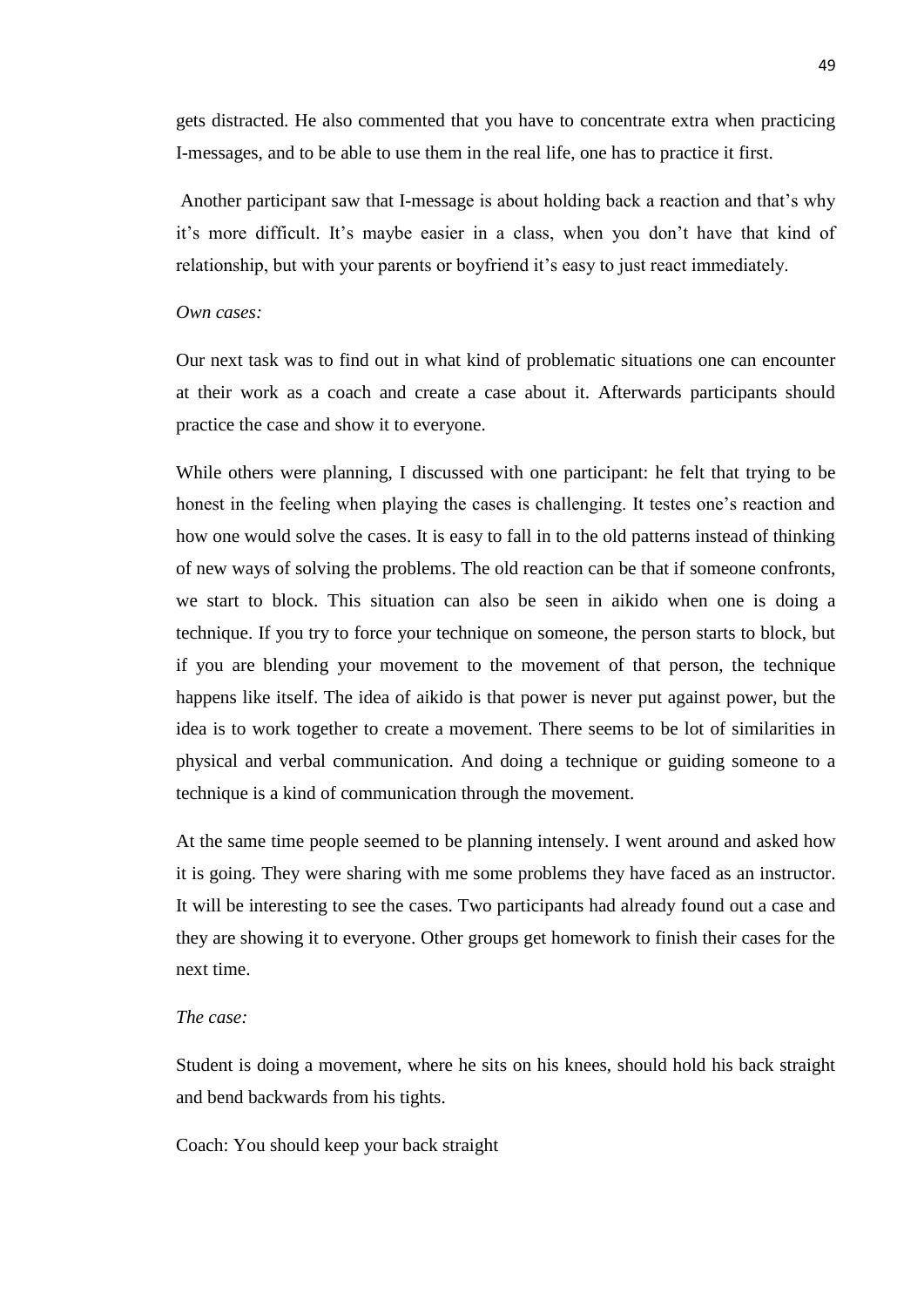gets distracted. He also commented that you have to concentrate extra when practicing I-messages, and to be able to use them in the real life, one has to practice it first.

Another participant saw that I-message is about holding back a reaction and that's why it's more difficult. It's maybe easier in a class, when you don't have that kind of relationship, but with your parents or boyfriend it's easy to just react immediately.

*Own cases:*

Our next task was to find out in what kind of problematic situations one can encounter at their work as a coach and create a case about it. Afterwards participants should practice the case and show it to everyone.

While others were planning, I discussed with one participant: he felt that trying to be honest in the feeling when playing the cases is challenging. It testes one's reaction and how one would solve the cases. It is easy to fall in to the old patterns instead of thinking of new ways of solving the problems. The old reaction can be that if someone confronts, we start to block. This situation can also be seen in aikido when one is doing a technique. If you try to force your technique on someone, the person starts to block, but if you are blending your movement to the movement of that person, the technique happens like itself. The idea of aikido is that power is never put against power, but the idea is to work together to create a movement. There seems to be lot of similarities in physical and verbal communication. And doing a technique or guiding someone to a technique is a kind of communication through the movement.

At the same time people seemed to be planning intensely. I went around and asked how it is going. They were sharing with me some problems they have faced as an instructor. It will be interesting to see the cases. Two participants had already found out a case and they are showing it to everyone. Other groups get homework to finish their cases for the next time.

*The case:*

Student is doing a movement, where he sits on his knees, should hold his back straight and bend backwards from his tights.

Coach: You should keep your back straight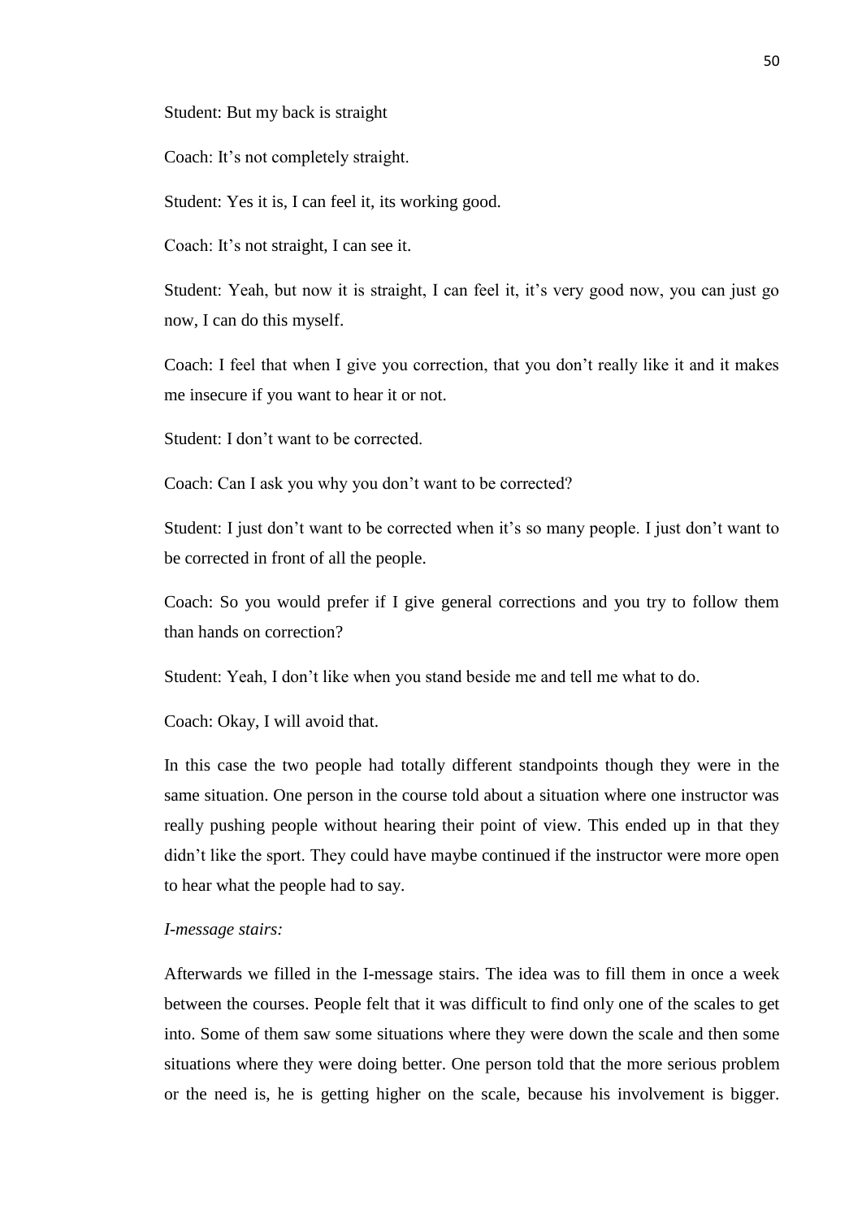Student: But my back is straight

Coach: It’s not completely straight.

Student: Yes it is, I can feel it, its working good.

Coach: It’s not straight, I can see it.

Student: Yeah, but now it is straight, I can feel it, it’s very good now, you can just go now, I can do this myself.

Coach: I feel that when I give you correction, that you don’t really like it and it makes me insecure if you want to hear it or not.

Student: I don’t want to be corrected.

Coach: Can I ask you why you don’t want to be corrected?

Student: I just don’t want to be corrected when it’s so many people. I just don’t want to be corrected in front of all the people.

Coach: So you would prefer if I give general corrections and you try to follow them than hands on correction?

Student: Yeah, I don’t like when you stand beside me and tell me what to do.

Coach: Okay, I will avoid that.

In this case the two people had totally different standpoints though they were in the same situation. One person in the course told about a situation where one instructor was really pushing people without hearing their point of view. This ended up in that they didn’t like the sport. They could have maybe continued if the instructor were more open to hear what the people had to say.

*I-message stairs:*

Afterwards we filled in the I-message stairs. The idea was to fill them in once a week between the courses. People felt that it was difficult to find only one of the scales to get into. Some of them saw some situations where they were down the scale and then some situations where they were doing better. One person told that the more serious problem or the need is, he is getting higher on the scale, because his involvement is bigger.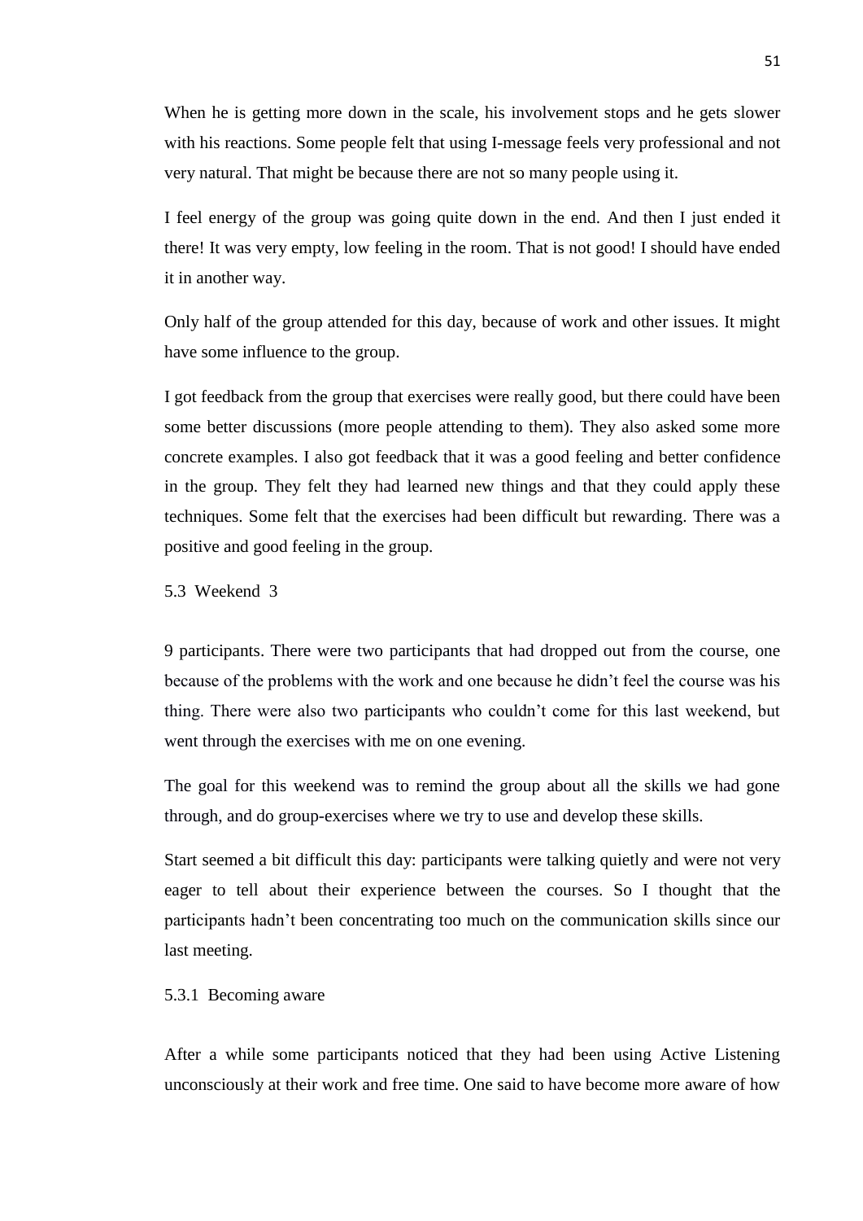When he is getting more down in the scale, his involvement stops and he gets slower with his reactions. Some people felt that using I-message feels very professional and not very natural. That might be because there are not so many people using it.

I feel energy of the group was going quite down in the end. And then I just ended it there! It was very empty, low feeling in the room. That is not good! I should have ended it in another way.

Only half of the group attended for this day, because of work and other issues. It might have some influence to the group.

I got feedback from the group that exercises were really good, but there could have been some better discussions (more people attending to them). They also asked some more concrete examples. I also got feedback that it was a good feeling and better confidence in the group. They felt they had learned new things and that they could apply these techniques. Some felt that the exercises had been difficult but rewarding. There was a positive and good feeling in the group.

## 5.3 Weekend 3

9 participants. There were two participants that had dropped out from the course, one because of the problems with the work and one because he didn't feel the course was his thing. There were also two participants who couldn't come for this last weekend, but went through the exercises with me on one evening.

The goal for this weekend was to remind the group about all the skills we had gone through, and do group-exercises where we try to use and develop these skills.

Start seemed a bit difficult this day: participants were talking quietly and were not very eager to tell about their experience between the courses. So I thought that the participants hadn't been concentrating too much on the communication skills since our last meeting.

### 5.3.1 Becoming aware

After a while some participants noticed that they had been using Active Listening unconsciously at their work and free time. One said to have become more aware of how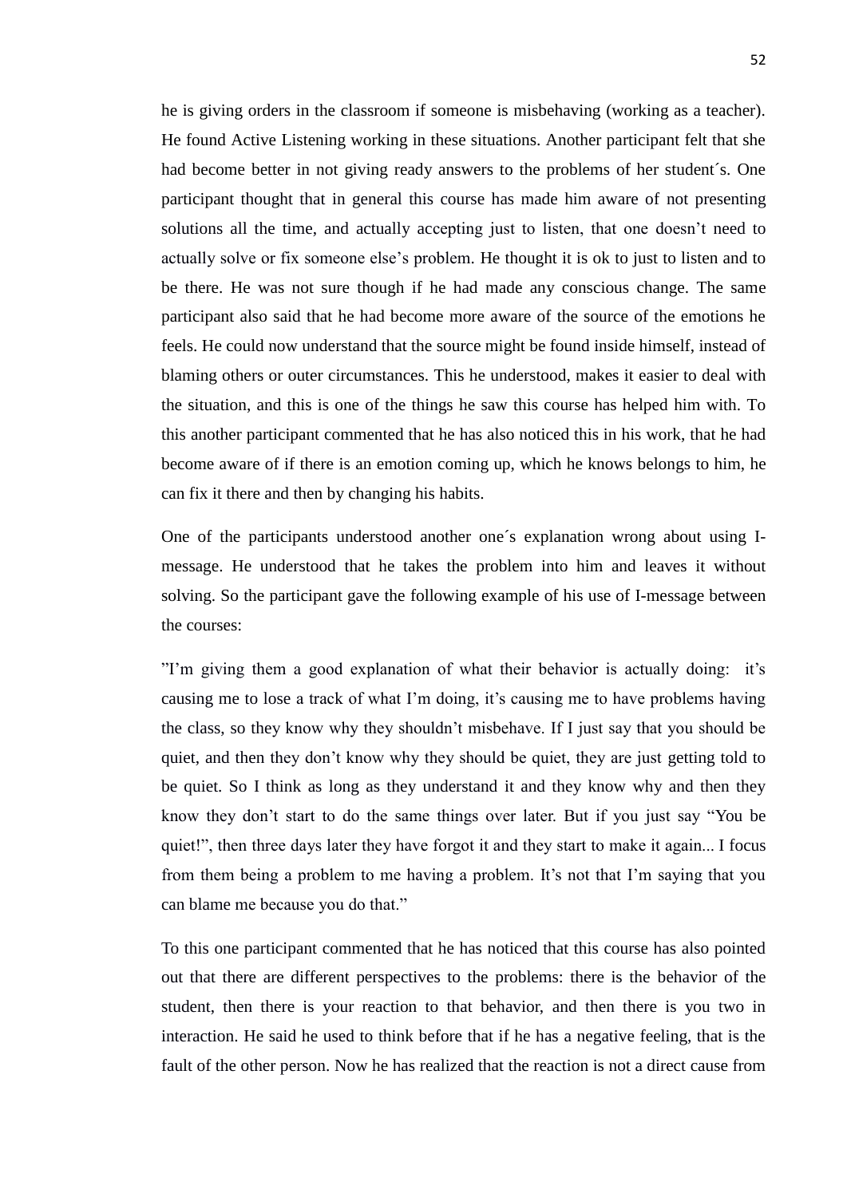he is giving orders in the classroom if someone is misbehaving (working as a teacher). He found Active Listening working in these situations. Another participant felt that she had become better in not giving ready answers to the problems of her student´s. One participant thought that in general this course has made him aware of not presenting solutions all the time, and actually accepting just to listen, that one doesn't need to actually solve or fix someone else's problem. He thought it is ok to just to listen and to be there. He was not sure though if he had made any conscious change. The same participant also said that he had become more aware of the source of the emotions he feels. He could now understand that the source might be found inside himself, instead of blaming others or outer circumstances. This he understood, makes it easier to deal with the situation, and this is one of the things he saw this course has helped him with. To this another participant commented that he has also noticed this in his work, that he had become aware of if there is an emotion coming up, which he knows belongs to him, he can fix it there and then by changing his habits.

One of the participants understood another one´s explanation wrong about using I-message. He understood that he takes the problem into him and leaves it without solving. So the participant gave the following example of his use of I-message between the courses:

"I'm giving them a good explanation of what their behavior is actually doing: it's causing me to lose a track of what I'm doing, it's causing me to have problems having the class, so they know why they shouldn't misbehave. If I just say that you should be quiet, and then they don't know why they should be quiet, they are just getting told to be quiet. So I think as long as they understand it and they know why and then they know they don't start to do the same things over later. But if you just say "You be quiet!", then three days later they have forgot it and they start to make it again... I focus from them being a problem to me having a problem. It's not that I'm saying that you can blame me because you do that."

To this one participant commented that he has noticed that this course has also pointed out that there are different perspectives to the problems: there is the behavior of the student, then there is your reaction to that behavior, and then there is you two in interaction. He said he used to think before that if he has a negative feeling, that is the fault of the other person. Now he has realized that the reaction is not a direct cause from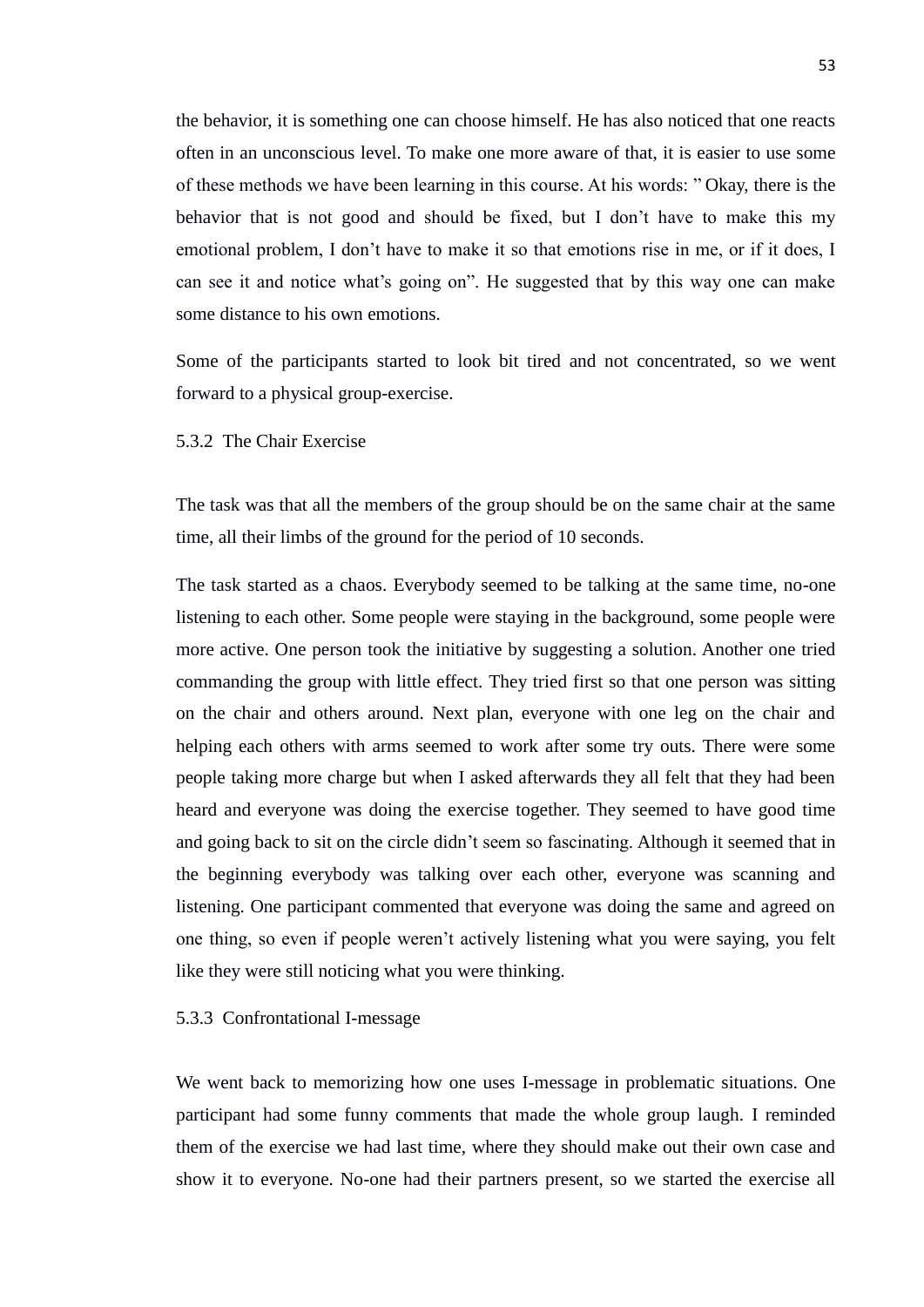the behavior, it is something one can choose himself. He has also noticed that one reacts often in an unconscious level. To make one more aware of that, it is easier to use some of these methods we have been learning in this course. At his words: ” Okay, there is the behavior that is not good and should be fixed, but I don’t have to make this my emotional problem, I don’t have to make it so that emotions rise in me, or if it does, I can see it and notice what’s going on”. He suggested that by this way one can make some distance to his own emotions.

Some of the participants started to look bit tired and not concentrated, so we went forward to a physical group-exercise.

### 5.3.2 The Chair Exercise

The task was that all the members of the group should be on the same chair at the same time, all their limbs of the ground for the period of 10 seconds.

The task started as a chaos. Everybody seemed to be talking at the same time, no-one listening to each other. Some people were staying in the background, some people were more active. One person took the initiative by suggesting a solution. Another one tried commanding the group with little effect. They tried first so that one person was sitting on the chair and others around. Next plan, everyone with one leg on the chair and helping each others with arms seemed to work after some try outs. There were some people taking more charge but when I asked afterwards they all felt that they had been heard and everyone was doing the exercise together. They seemed to have good time and going back to sit on the circle didn’t seem so fascinating. Although it seemed that in the beginning everybody was talking over each other, everyone was scanning and listening. One participant commented that everyone was doing the same and agreed on one thing, so even if people weren’t actively listening what you were saying, you felt like they were still noticing what you were thinking.

### 5.3.3 Confrontational I-message

We went back to memorizing how one uses I-message in problematic situations. One participant had some funny comments that made the whole group laugh. I reminded them of the exercise we had last time, where they should make out their own case and show it to everyone. No-one had their partners present, so we started the exercise all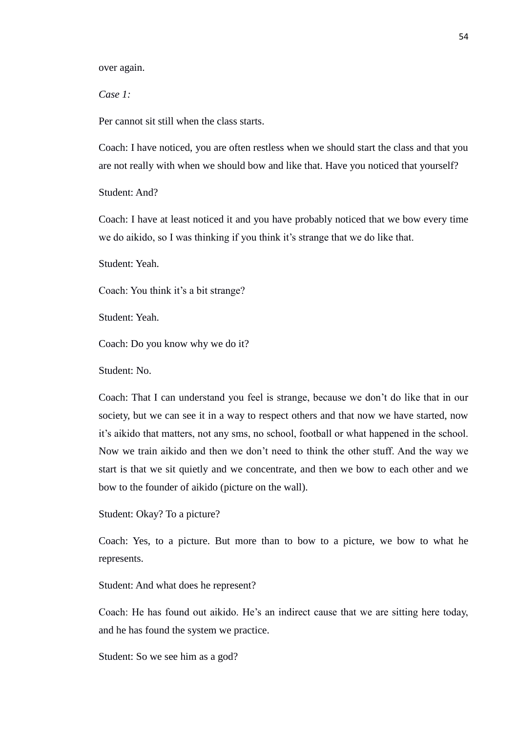over again.

*Case 1:*

Per cannot sit still when the class starts.

Coach: I have noticed, you are often restless when we should start the class and that you are not really with when we should bow and like that. Have you noticed that yourself?

Student: And?

Coach: I have at least noticed it and you have probably noticed that we bow every time we do aikido, so I was thinking if you think it's strange that we do like that.

Student: Yeah.

Coach: You think it's a bit strange?

Student: Yeah.

Coach: Do you know why we do it?

Student: No.

Coach: That I can understand you feel is strange, because we don't do like that in our society, but we can see it in a way to respect others and that now we have started, now it's aikido that matters, not any sms, no school, football or what happened in the school. Now we train aikido and then we don't need to think the other stuff. And the way we start is that we sit quietly and we concentrate, and then we bow to each other and we bow to the founder of aikido (picture on the wall).

Student: Okay? To a picture?

Coach: Yes, to a picture. But more than to bow to a picture, we bow to what he represents.

Student: And what does he represent?

Coach: He has found out aikido. He's an indirect cause that we are sitting here today, and he has found the system we practice.

Student: So we see him as a god?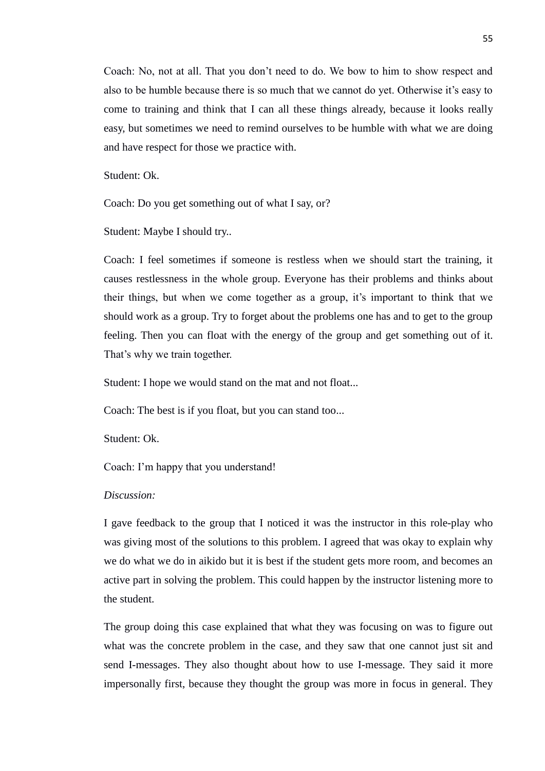Coach: No, not at all. That you don't need to do. We bow to him to show respect and also to be humble because there is so much that we cannot do yet. Otherwise it's easy to come to training and think that I can all these things already, because it looks really easy, but sometimes we need to remind ourselves to be humble with what we are doing and have respect for those we practice with.

Student: Ok.

Coach: Do you get something out of what I say, or?

Student: Maybe I should try..

Coach: I feel sometimes if someone is restless when we should start the training, it causes restlessness in the whole group. Everyone has their problems and thinks about their things, but when we come together as a group, it's important to think that we should work as a group. Try to forget about the problems one has and to get to the group feeling. Then you can float with the energy of the group and get something out of it. That's why we train together.

Student: I hope we would stand on the mat and not float...

Coach: The best is if you float, but you can stand too...

Student: Ok.

Coach: I'm happy that you understand!

*Discussion:*

I gave feedback to the group that I noticed it was the instructor in this role-play who was giving most of the solutions to this problem. I agreed that was okay to explain why we do what we do in aikido but it is best if the student gets more room, and becomes an active part in solving the problem. This could happen by the instructor listening more to the student.

The group doing this case explained that what they was focusing on was to figure out what was the concrete problem in the case, and they saw that one cannot just sit and send I-messages. They also thought about how to use I-message. They said it more impersonally first, because they thought the group was more in focus in general. They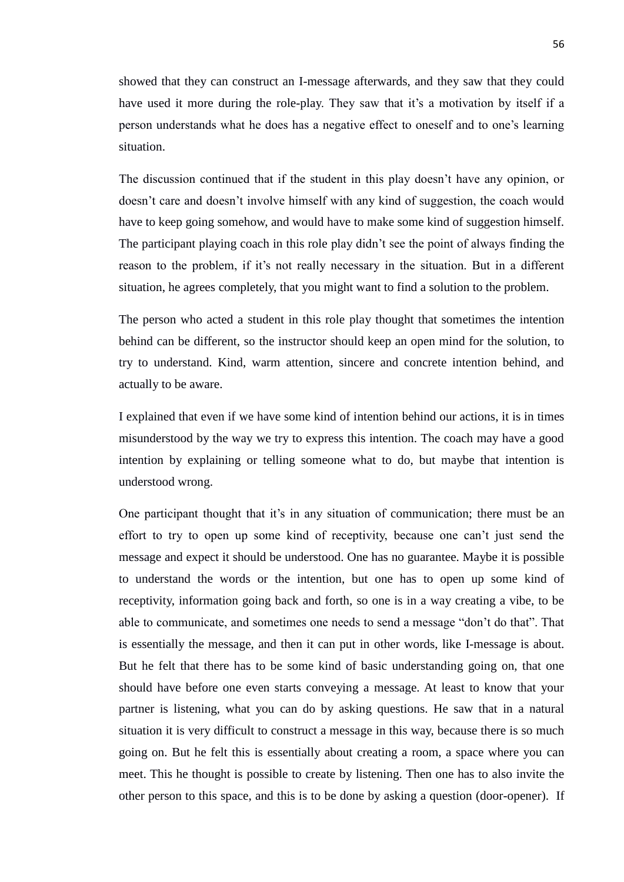showed that they can construct an I-message afterwards, and they saw that they could have used it more during the role-play. They saw that it's a motivation by itself if a person understands what he does has a negative effect to oneself and to one's learning situation.

The discussion continued that if the student in this play doesn't have any opinion, or doesn't care and doesn't involve himself with any kind of suggestion, the coach would have to keep going somehow, and would have to make some kind of suggestion himself. The participant playing coach in this role play didn't see the point of always finding the reason to the problem, if it's not really necessary in the situation. But in a different situation, he agrees completely, that you might want to find a solution to the problem.

The person who acted a student in this role play thought that sometimes the intention behind can be different, so the instructor should keep an open mind for the solution, to try to understand. Kind, warm attention, sincere and concrete intention behind, and actually to be aware.

I explained that even if we have some kind of intention behind our actions, it is in times misunderstood by the way we try to express this intention. The coach may have a good intention by explaining or telling someone what to do, but maybe that intention is understood wrong.

One participant thought that it's in any situation of communication; there must be an effort to try to open up some kind of receptivity, because one can't just send the message and expect it should be understood. One has no guarantee. Maybe it is possible to understand the words or the intention, but one has to open up some kind of receptivity, information going back and forth, so one is in a way creating a vibe, to be able to communicate, and sometimes one needs to send a message "don't do that". That is essentially the message, and then it can put in other words, like I-message is about. But he felt that there has to be some kind of basic understanding going on, that one should have before one even starts conveying a message. At least to know that your partner is listening, what you can do by asking questions. He saw that in a natural situation it is very difficult to construct a message in this way, because there is so much going on. But he felt this is essentially about creating a room, a space where you can meet. This he thought is possible to create by listening. Then one has to also invite the other person to this space, and this is to be done by asking a question (door-opener). If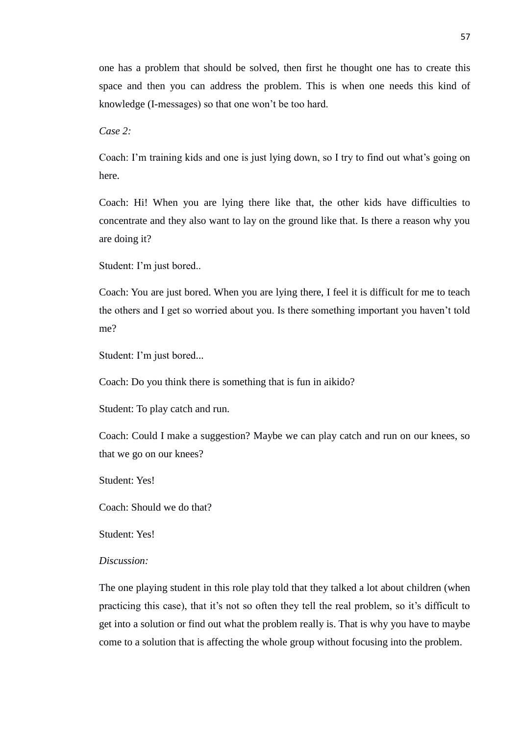one has a problem that should be solved, then first he thought one has to create this space and then you can address the problem. This is when one needs this kind of knowledge (I-messages) so that one won't be too hard.

*Case 2:*

Coach: I'm training kids and one is just lying down, so I try to find out what's going on here.

Coach: Hi! When you are lying there like that, the other kids have difficulties to concentrate and they also want to lay on the ground like that. Is there a reason why you are doing it?

Student: I'm just bored..

Coach: You are just bored. When you are lying there, I feel it is difficult for me to teach the others and I get so worried about you. Is there something important you haven't told me?

Student: I'm just bored...

Coach: Do you think there is something that is fun in aikido?

Student: To play catch and run.

Coach: Could I make a suggestion? Maybe we can play catch and run on our knees, so that we go on our knees?

Student: Yes!

Coach: Should we do that?

Student: Yes!

*Discussion:*

The one playing student in this role play told that they talked a lot about children (when practicing this case), that it's not so often they tell the real problem, so it's difficult to get into a solution or find out what the problem really is. That is why you have to maybe come to a solution that is affecting the whole group without focusing into the problem.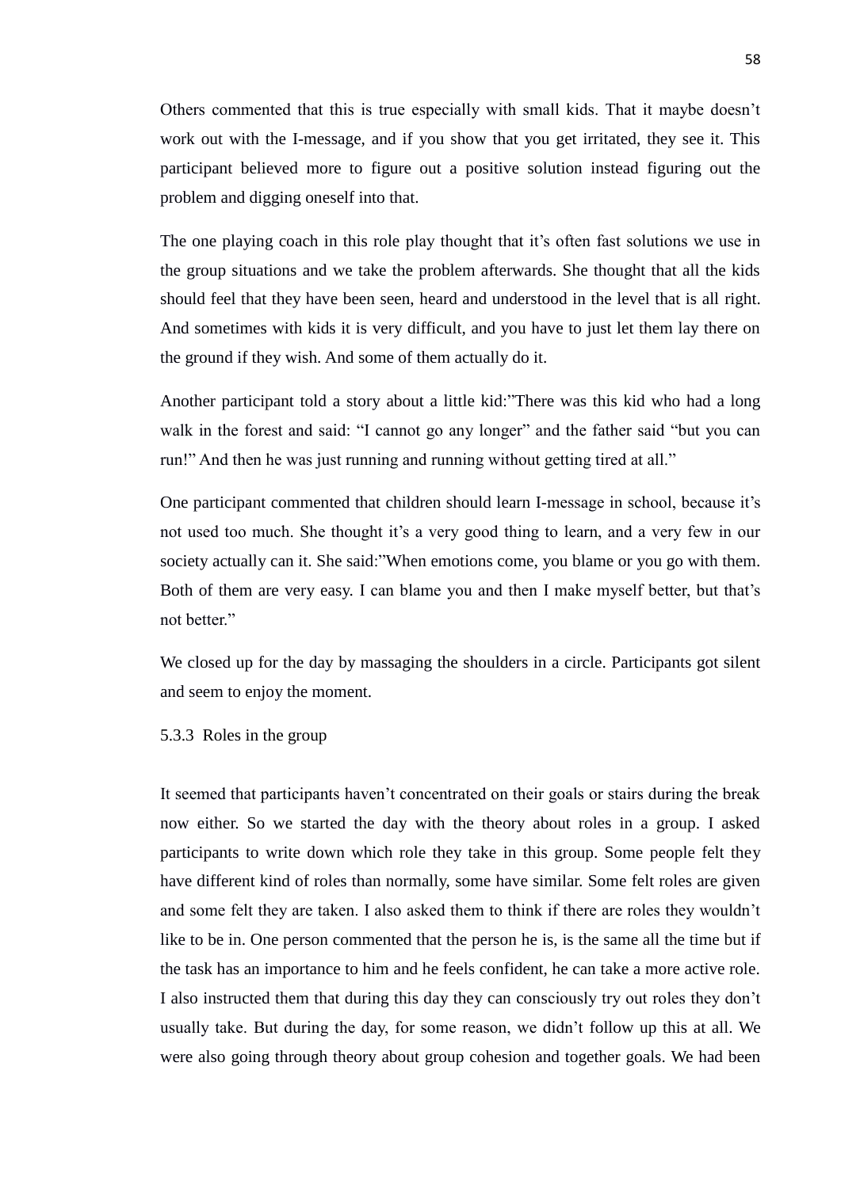Others commented that this is true especially with small kids. That it maybe doesn't work out with the I-message, and if you show that you get irritated, they see it. This participant believed more to figure out a positive solution instead figuring out the problem and digging oneself into that.

The one playing coach in this role play thought that it's often fast solutions we use in the group situations and we take the problem afterwards. She thought that all the kids should feel that they have been seen, heard and understood in the level that is all right. And sometimes with kids it is very difficult, and you have to just let them lay there on the ground if they wish. And some of them actually do it.

Another participant told a story about a little kid:"There was this kid who had a long walk in the forest and said: "I cannot go any longer" and the father said "but you can run!" And then he was just running and running without getting tired at all."

One participant commented that children should learn I-message in school, because it's not used too much. She thought it's a very good thing to learn, and a very few in our society actually can it. She said:"When emotions come, you blame or you go with them. Both of them are very easy. I can blame you and then I make myself better, but that's not better."

We closed up for the day by massaging the shoulders in a circle. Participants got silent and seem to enjoy the moment.

### 5.3.3 Roles in the group

It seemed that participants haven't concentrated on their goals or stairs during the break now either. So we started the day with the theory about roles in a group. I asked participants to write down which role they take in this group. Some people felt they have different kind of roles than normally, some have similar. Some felt roles are given and some felt they are taken. I also asked them to think if there are roles they wouldn't like to be in. One person commented that the person he is, is the same all the time but if the task has an importance to him and he feels confident, he can take a more active role. I also instructed them that during this day they can consciously try out roles they don't usually take. But during the day, for some reason, we didn't follow up this at all. We were also going through theory about group cohesion and together goals. We had been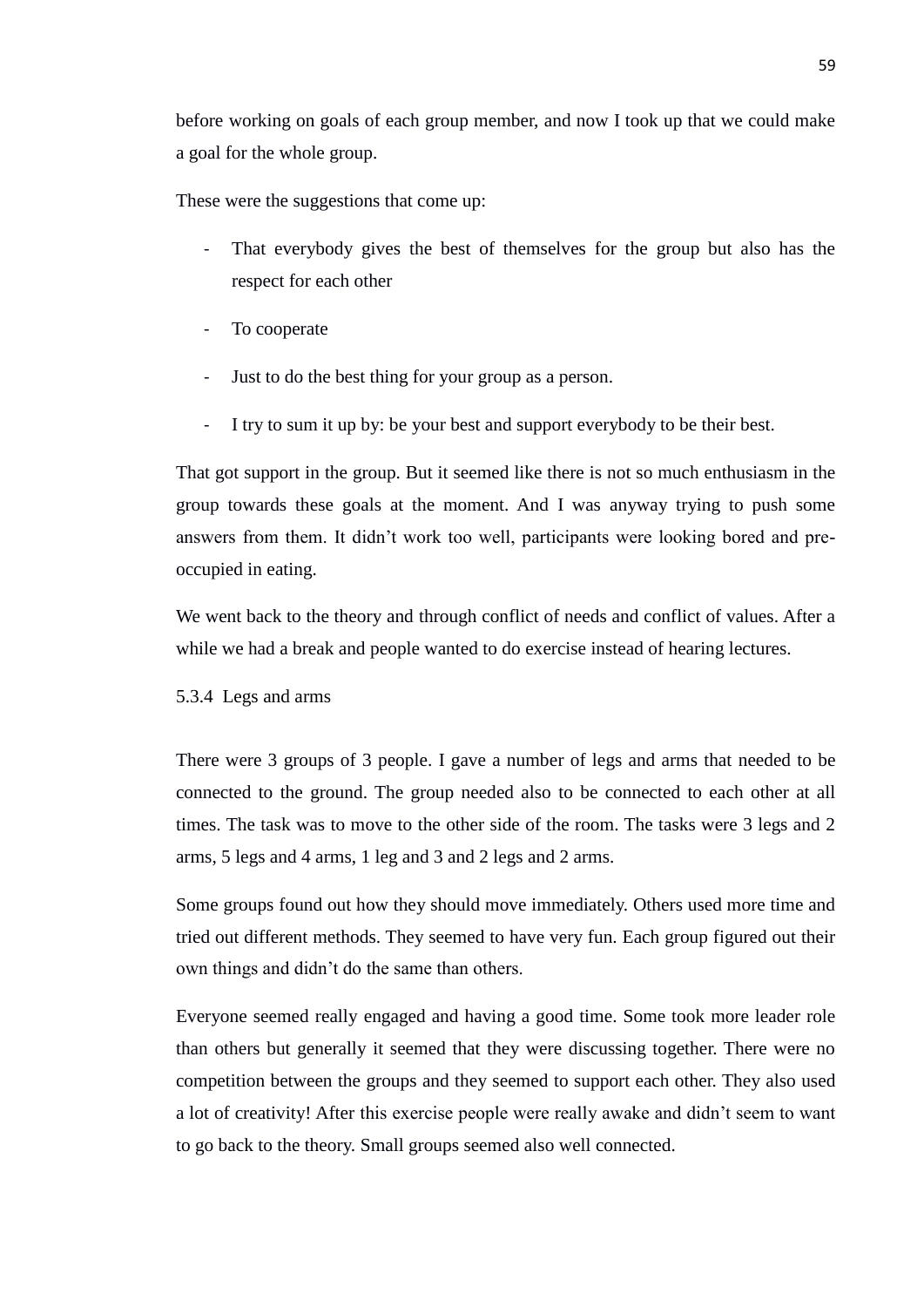before working on goals of each group member, and now I took up that we could make a goal for the whole group.

These were the suggestions that come up:

- That everybody gives the best of themselves for the group but also has the respect for each other
- To cooperate
- Just to do the best thing for your group as a person.
- I try to sum it up by: be your best and support everybody to be their best.

That got support in the group. But it seemed like there is not so much enthusiasm in the group towards these goals at the moment. And I was anyway trying to push some answers from them. It didn't work too well, participants were looking bored and pre-occupied in eating.

We went back to the theory and through conflict of needs and conflict of values. After a while we had a break and people wanted to do exercise instead of hearing lectures.

### 5.3.4 Legs and arms

There were 3 groups of 3 people. I gave a number of legs and arms that needed to be connected to the ground. The group needed also to be connected to each other at all times. The task was to move to the other side of the room. The tasks were 3 legs and 2 arms, 5 legs and 4 arms, 1 leg and 3 and 2 legs and 2 arms.

Some groups found out how they should move immediately. Others used more time and tried out different methods. They seemed to have very fun. Each group figured out their own things and didn't do the same than others.

Everyone seemed really engaged and having a good time. Some took more leader role than others but generally it seemed that they were discussing together. There were no competition between the groups and they seemed to support each other. They also used a lot of creativity! After this exercise people were really awake and didn't seem to want to go back to the theory. Small groups seemed also well connected.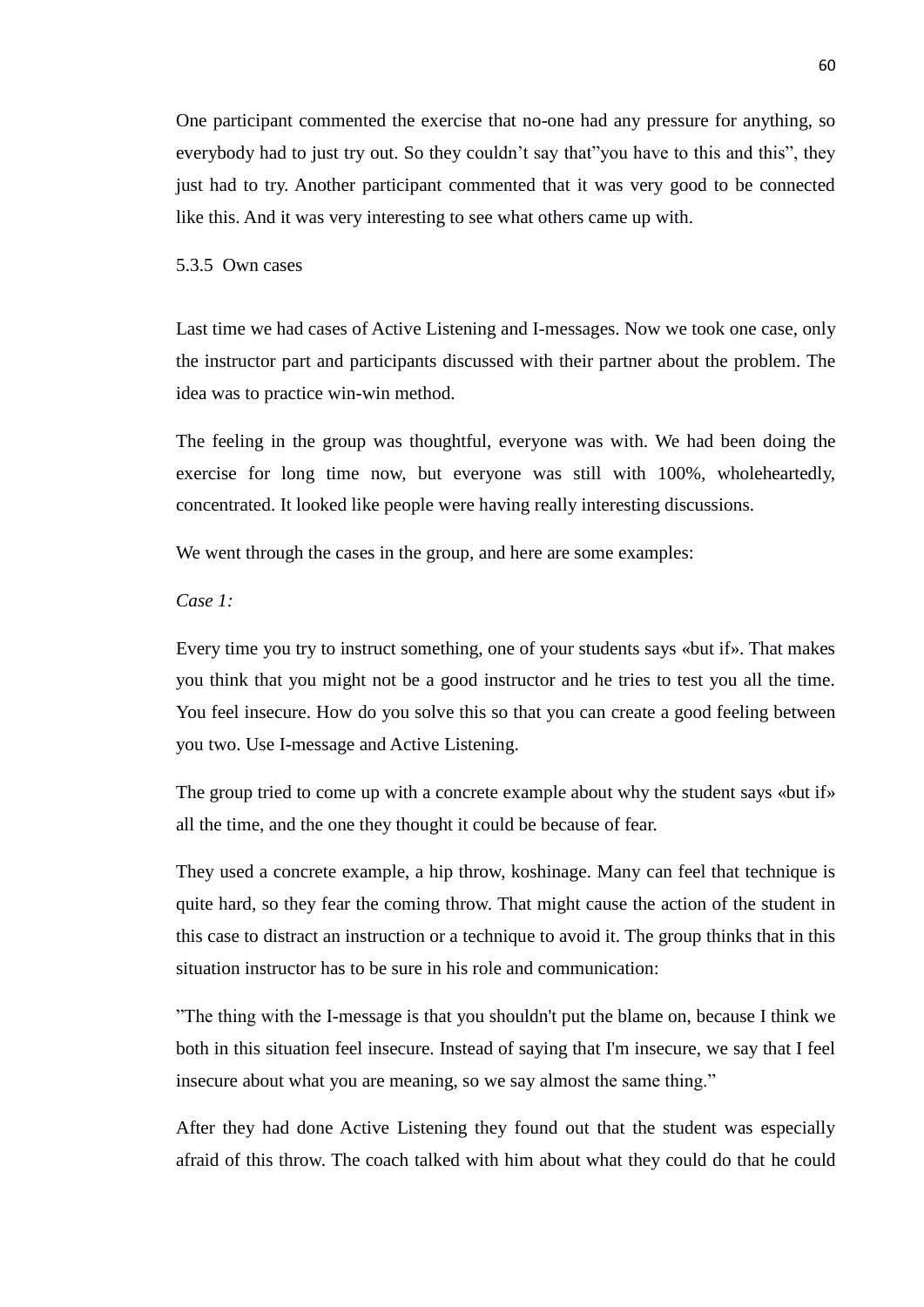One participant commented the exercise that no-one had any pressure for anything, so everybody had to just try out. So they couldn’t say that”you have to this and this”, they just had to try. Another participant commented that it was very good to be connected like this. And it was very interesting to see what others came up with.

### 5.3.5 Own cases

Last time we had cases of Active Listening and I-messages. Now we took one case, only the instructor part and participants discussed with their partner about the problem. The idea was to practice win-win method.

The feeling in the group was thoughtful, everyone was with. We had been doing the exercise for long time now, but everyone was still with 100%, wholeheartedly, concentrated. It looked like people were having really interesting discussions.

We went through the cases in the group, and here are some examples:

*Case 1:*

Every time you try to instruct something, one of your students says «but if». That makes you think that you might not be a good instructor and he tries to test you all the time. You feel insecure. How do you solve this so that you can create a good feeling between you two. Use I-message and Active Listening.

The group tried to come up with a concrete example about why the student says «but if» all the time, and the one they thought it could be because of fear.

They used a concrete example, a hip throw, koshinage. Many can feel that technique is quite hard, so they fear the coming throw. That might cause the action of the student in this case to distract an instruction or a technique to avoid it. The group thinks that in this situation instructor has to be sure in his role and communication:

”The thing with the I-message is that you shouldn't put the blame on, because I think we both in this situation feel insecure. Instead of saying that I'm insecure, we say that I feel insecure about what you are meaning, so we say almost the same thing.”

After they had done Active Listening they found out that the student was especially afraid of this throw. The coach talked with him about what they could do that he could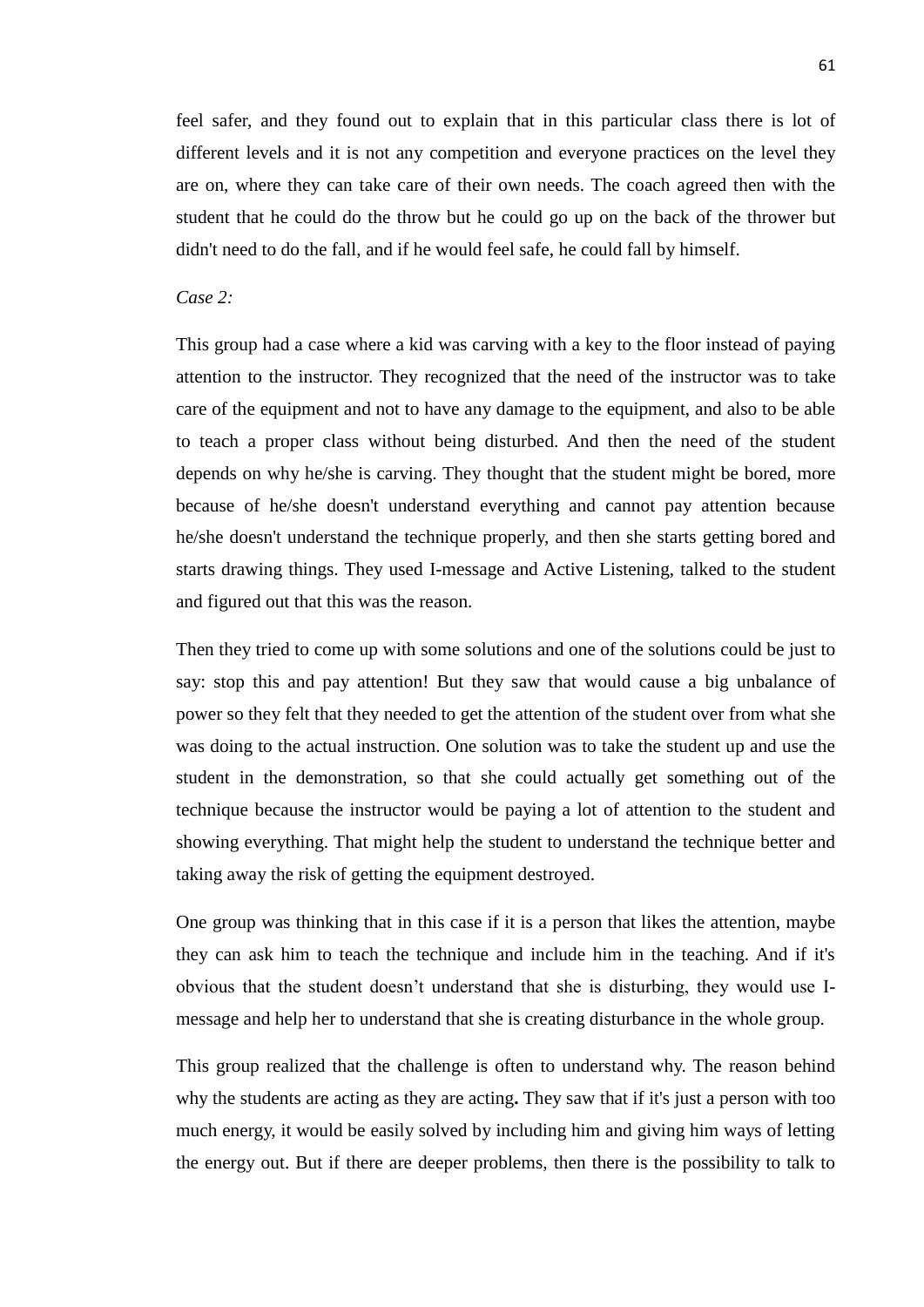feel safer, and they found out to explain that in this particular class there is lot of different levels and it is not any competition and everyone practices on the level they are on, where they can take care of their own needs. The coach agreed then with the student that he could do the throw but he could go up on the back of the thrower but didn't need to do the fall, and if he would feel safe, he could fall by himself.

*Case 2:*

This group had a case where a kid was carving with a key to the floor instead of paying attention to the instructor. They recognized that the need of the instructor was to take care of the equipment and not to have any damage to the equipment, and also to be able to teach a proper class without being disturbed. And then the need of the student depends on why he/she is carving. They thought that the student might be bored, more because of he/she doesn't understand everything and cannot pay attention because he/she doesn't understand the technique properly, and then she starts getting bored and starts drawing things. They used I-message and Active Listening, talked to the student and figured out that this was the reason.

Then they tried to come up with some solutions and one of the solutions could be just to say: stop this and pay attention! But they saw that would cause a big unbalance of power so they felt that they needed to get the attention of the student over from what she was doing to the actual instruction. One solution was to take the student up and use the student in the demonstration, so that she could actually get something out of the technique because the instructor would be paying a lot of attention to the student and showing everything. That might help the student to understand the technique better and taking away the risk of getting the equipment destroyed.

One group was thinking that in this case if it is a person that likes the attention, maybe they can ask him to teach the technique and include him in the teaching. And if it's obvious that the student doesn't understand that she is disturbing, they would use I-message and help her to understand that she is creating disturbance in the whole group.

This group realized that the challenge is often to understand why. The reason behind why the students are acting as they are acting**.** They saw that if it's just a person with too much energy, it would be easily solved by including him and giving him ways of letting the energy out. But if there are deeper problems, then there is the possibility to talk to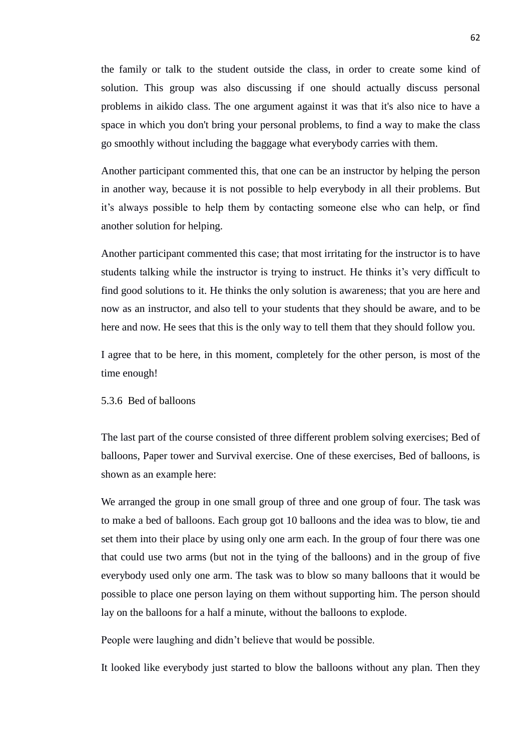the family or talk to the student outside the class, in order to create some kind of solution. This group was also discussing if one should actually discuss personal problems in aikido class. The one argument against it was that it's also nice to have a space in which you don't bring your personal problems, to find a way to make the class go smoothly without including the baggage what everybody carries with them.

Another participant commented this, that one can be an instructor by helping the person in another way, because it is not possible to help everybody in all their problems. But it’s always possible to help them by contacting someone else who can help, or find another solution for helping.

Another participant commented this case; that most irritating for the instructor is to have students talking while the instructor is trying to instruct. He thinks it’s very difficult to find good solutions to it. He thinks the only solution is awareness; that you are here and now as an instructor, and also tell to your students that they should be aware, and to be here and now. He sees that this is the only way to tell them that they should follow you.

I agree that to be here, in this moment, completely for the other person, is most of the time enough!

### 5.3.6 Bed of balloons

The last part of the course consisted of three different problem solving exercises; Bed of balloons, Paper tower and Survival exercise. One of these exercises, Bed of balloons, is shown as an example here:

We arranged the group in one small group of three and one group of four. The task was to make a bed of balloons. Each group got 10 balloons and the idea was to blow, tie and set them into their place by using only one arm each. In the group of four there was one that could use two arms (but not in the tying of the balloons) and in the group of five everybody used only one arm. The task was to blow so many balloons that it would be possible to place one person laying on them without supporting him. The person should lay on the balloons for a half a minute, without the balloons to explode.

People were laughing and didn’t believe that would be possible.

It looked like everybody just started to blow the balloons without any plan. Then they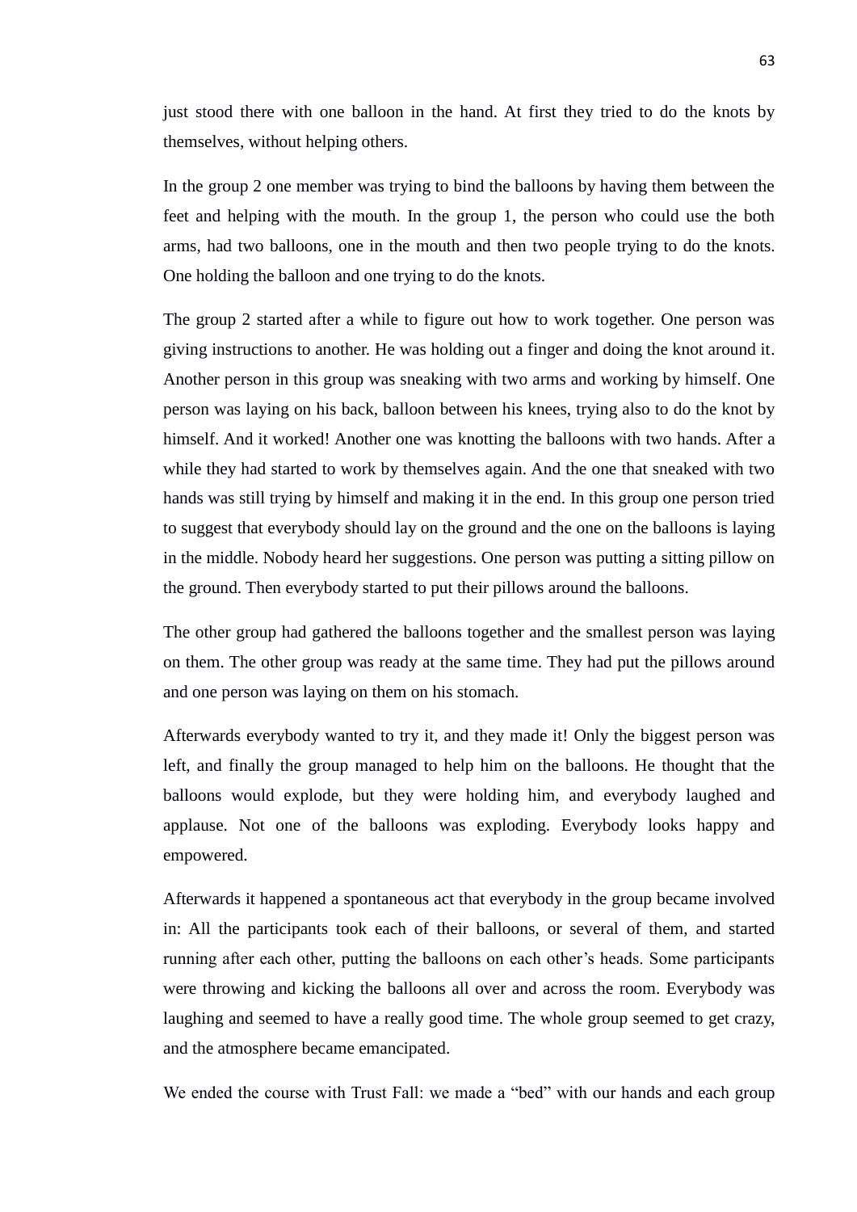just stood there with one balloon in the hand. At first they tried to do the knots by themselves, without helping others.

In the group 2 one member was trying to bind the balloons by having them between the feet and helping with the mouth. In the group 1, the person who could use the both arms, had two balloons, one in the mouth and then two people trying to do the knots. One holding the balloon and one trying to do the knots.

The group 2 started after a while to figure out how to work together. One person was giving instructions to another. He was holding out a finger and doing the knot around it. Another person in this group was sneaking with two arms and working by himself. One person was laying on his back, balloon between his knees, trying also to do the knot by himself. And it worked! Another one was knotting the balloons with two hands. After a while they had started to work by themselves again. And the one that sneaked with two hands was still trying by himself and making it in the end. In this group one person tried to suggest that everybody should lay on the ground and the one on the balloons is laying in the middle. Nobody heard her suggestions. One person was putting a sitting pillow on the ground. Then everybody started to put their pillows around the balloons.

The other group had gathered the balloons together and the smallest person was laying on them. The other group was ready at the same time. They had put the pillows around and one person was laying on them on his stomach.

Afterwards everybody wanted to try it, and they made it! Only the biggest person was left, and finally the group managed to help him on the balloons. He thought that the balloons would explode, but they were holding him, and everybody laughed and applause. Not one of the balloons was exploding. Everybody looks happy and empowered.

Afterwards it happened a spontaneous act that everybody in the group became involved in: All the participants took each of their balloons, or several of them, and started running after each other, putting the balloons on each other's heads. Some participants were throwing and kicking the balloons all over and across the room. Everybody was laughing and seemed to have a really good time. The whole group seemed to get crazy, and the atmosphere became emancipated.

We ended the course with Trust Fall: we made a "bed" with our hands and each group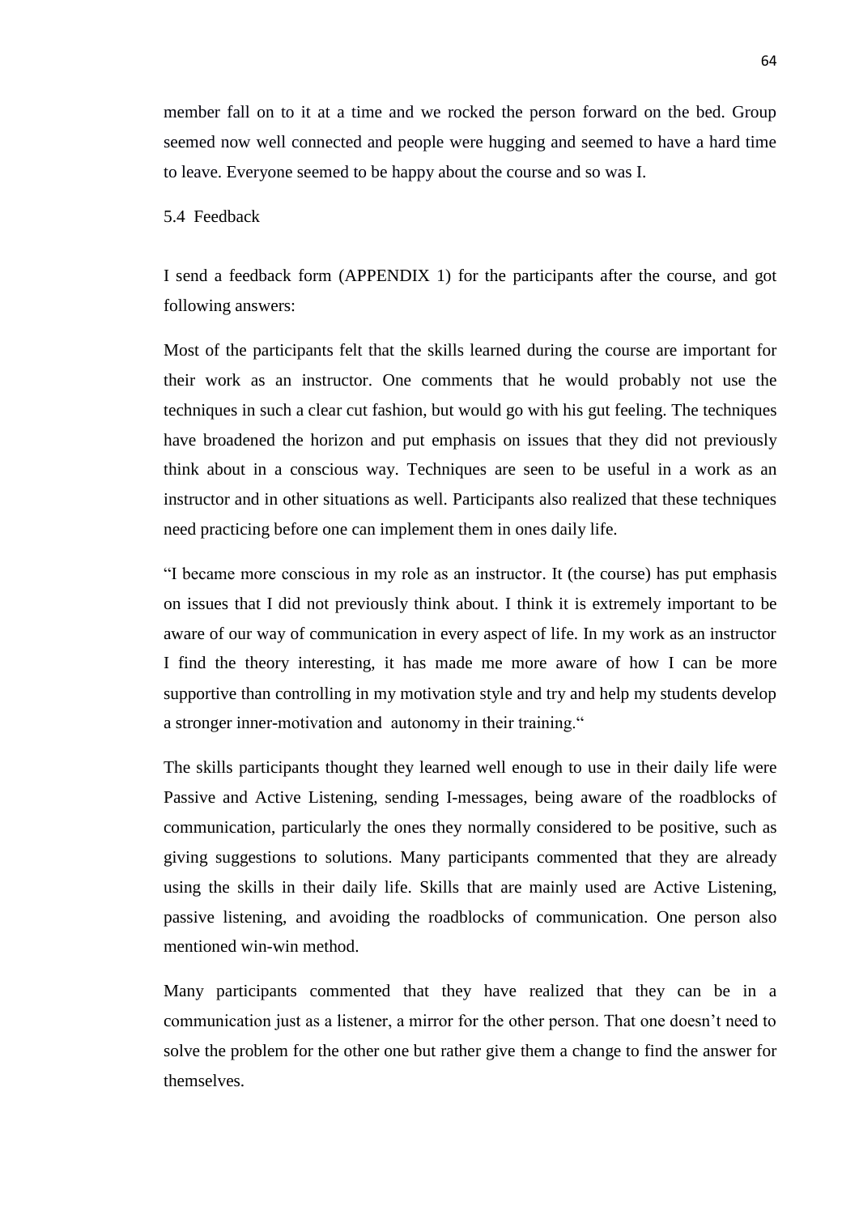member fall on to it at a time and we rocked the person forward on the bed. Group seemed now well connected and people were hugging and seemed to have a hard time to leave. Everyone seemed to be happy about the course and so was I.

### 5.4 Feedback

I send a feedback form (APPENDIX 1) for the participants after the course, and got following answers:

Most of the participants felt that the skills learned during the course are important for their work as an instructor. One comments that he would probably not use the techniques in such a clear cut fashion, but would go with his gut feeling. The techniques have broadened the horizon and put emphasis on issues that they did not previously think about in a conscious way. Techniques are seen to be useful in a work as an instructor and in other situations as well. Participants also realized that these techniques need practicing before one can implement them in ones daily life.

"I became more conscious in my role as an instructor. It (the course) has put emphasis on issues that I did not previously think about. I think it is extremely important to be aware of our way of communication in every aspect of life. In my work as an instructor I find the theory interesting, it has made me more aware of how I can be more supportive than controlling in my motivation style and try and help my students develop a stronger inner-motivation and autonomy in their training."

The skills participants thought they learned well enough to use in their daily life were Passive and Active Listening, sending I-messages, being aware of the roadblocks of communication, particularly the ones they normally considered to be positive, such as giving suggestions to solutions. Many participants commented that they are already using the skills in their daily life. Skills that are mainly used are Active Listening, passive listening, and avoiding the roadblocks of communication. One person also mentioned win-win method.

Many participants commented that they have realized that they can be in a communication just as a listener, a mirror for the other person. That one doesn't need to solve the problem for the other one but rather give them a change to find the answer for themselves.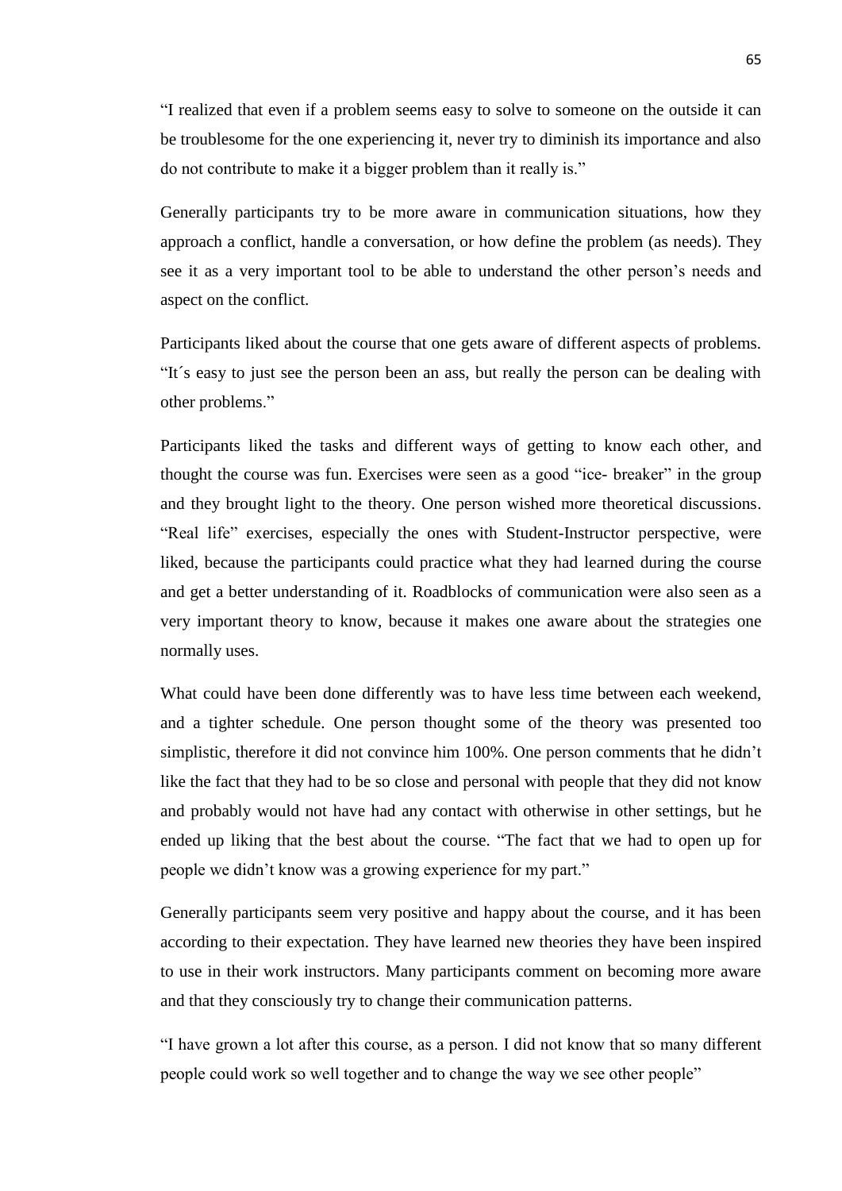"I realized that even if a problem seems easy to solve to someone on the outside it can be troublesome for the one experiencing it, never try to diminish its importance and also do not contribute to make it a bigger problem than it really is."

Generally participants try to be more aware in communication situations, how they approach a conflict, handle a conversation, or how define the problem (as needs). They see it as a very important tool to be able to understand the other person's needs and aspect on the conflict.

Participants liked about the course that one gets aware of different aspects of problems. "It´s easy to just see the person been an ass, but really the person can be dealing with other problems."

Participants liked the tasks and different ways of getting to know each other, and thought the course was fun. Exercises were seen as a good "ice- breaker" in the group and they brought light to the theory. One person wished more theoretical discussions. "Real life" exercises, especially the ones with Student-Instructor perspective, were liked, because the participants could practice what they had learned during the course and get a better understanding of it. Roadblocks of communication were also seen as a very important theory to know, because it makes one aware about the strategies one normally uses.

What could have been done differently was to have less time between each weekend, and a tighter schedule. One person thought some of the theory was presented too simplistic, therefore it did not convince him 100%. One person comments that he didn't like the fact that they had to be so close and personal with people that they did not know and probably would not have had any contact with otherwise in other settings, but he ended up liking that the best about the course. "The fact that we had to open up for people we didn't know was a growing experience for my part."

Generally participants seem very positive and happy about the course, and it has been according to their expectation. They have learned new theories they have been inspired to use in their work instructors. Many participants comment on becoming more aware and that they consciously try to change their communication patterns.

"I have grown a lot after this course, as a person. I did not know that so many different people could work so well together and to change the way we see other people"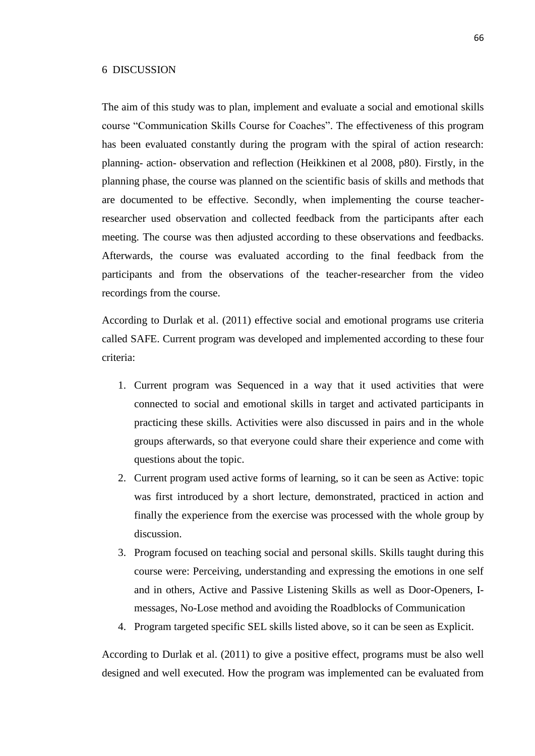# 6 DISCUSSION

The aim of this study was to plan, implement and evaluate a social and emotional skills course "Communication Skills Course for Coaches". The effectiveness of this program has been evaluated constantly during the program with the spiral of action research: planning- action- observation and reflection (Heikkinen et al 2008, p80). Firstly, in the planning phase, the course was planned on the scientific basis of skills and methods that are documented to be effective. Secondly, when implementing the course teacher-researcher used observation and collected feedback from the participants after each meeting. The course was then adjusted according to these observations and feedbacks. Afterwards, the course was evaluated according to the final feedback from the participants and from the observations of the teacher-researcher from the video recordings from the course.

According to Durlak et al. (2011) effective social and emotional programs use criteria called SAFE. Current program was developed and implemented according to these four criteria:

1. Current program was Sequenced in a way that it used activities that were connected to social and emotional skills in target and activated participants in practicing these skills. Activities were also discussed in pairs and in the whole groups afterwards, so that everyone could share their experience and come with questions about the topic.
2. Current program used active forms of learning, so it can be seen as Active: topic was first introduced by a short lecture, demonstrated, practiced in action and finally the experience from the exercise was processed with the whole group by discussion.
3. Program focused on teaching social and personal skills. Skills taught during this course were: Perceiving, understanding and expressing the emotions in one self and in others, Active and Passive Listening Skills as well as Door-Openers, I-messages, No-Lose method and avoiding the Roadblocks of Communication
4. Program targeted specific SEL skills listed above, so it can be seen as Explicit.

According to Durlak et al. (2011) to give a positive effect, programs must be also well designed and well executed. How the program was implemented can be evaluated from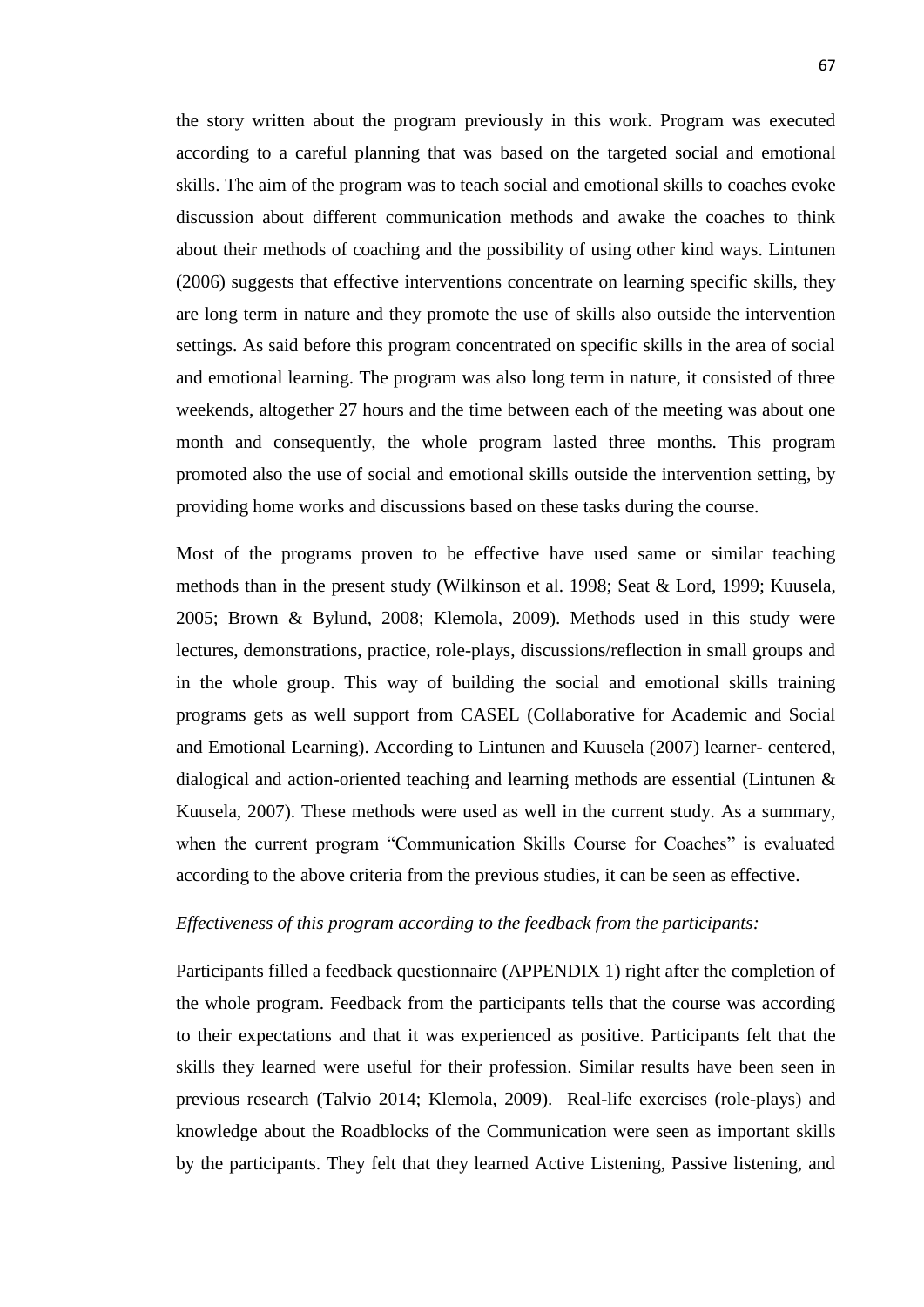the story written about the program previously in this work. Program was executed according to a careful planning that was based on the targeted social and emotional skills. The aim of the program was to teach social and emotional skills to coaches evoke discussion about different communication methods and awake the coaches to think about their methods of coaching and the possibility of using other kind ways. Lintunen (2006) suggests that effective interventions concentrate on learning specific skills, they are long term in nature and they promote the use of skills also outside the intervention settings. As said before this program concentrated on specific skills in the area of social and emotional learning. The program was also long term in nature, it consisted of three weekends, altogether 27 hours and the time between each of the meeting was about one month and consequently, the whole program lasted three months. This program promoted also the use of social and emotional skills outside the intervention setting, by providing home works and discussions based on these tasks during the course.

Most of the programs proven to be effective have used same or similar teaching methods than in the present study (Wilkinson et al. 1998; Seat & Lord, 1999; Kuusela, 2005; Brown & Bylund, 2008; Klemola, 2009). Methods used in this study were lectures, demonstrations, practice, role-plays, discussions/reflection in small groups and in the whole group. This way of building the social and emotional skills training programs gets as well support from CASEL (Collaborative for Academic and Social and Emotional Learning). According to Lintunen and Kuusela (2007) learner- centered, dialogical and action-oriented teaching and learning methods are essential (Lintunen & Kuusela, 2007). These methods were used as well in the current study. As a summary, when the current program "Communication Skills Course for Coaches" is evaluated according to the above criteria from the previous studies, it can be seen as effective.

*Effectiveness of this program according to the feedback from the participants:*

Participants filled a feedback questionnaire (APPENDIX 1) right after the completion of the whole program. Feedback from the participants tells that the course was according to their expectations and that it was experienced as positive. Participants felt that the skills they learned were useful for their profession. Similar results have been seen in previous research (Talvio 2014; Klemola, 2009). Real-life exercises (role-plays) and knowledge about the Roadblocks of the Communication were seen as important skills by the participants. They felt that they learned Active Listening, Passive listening, and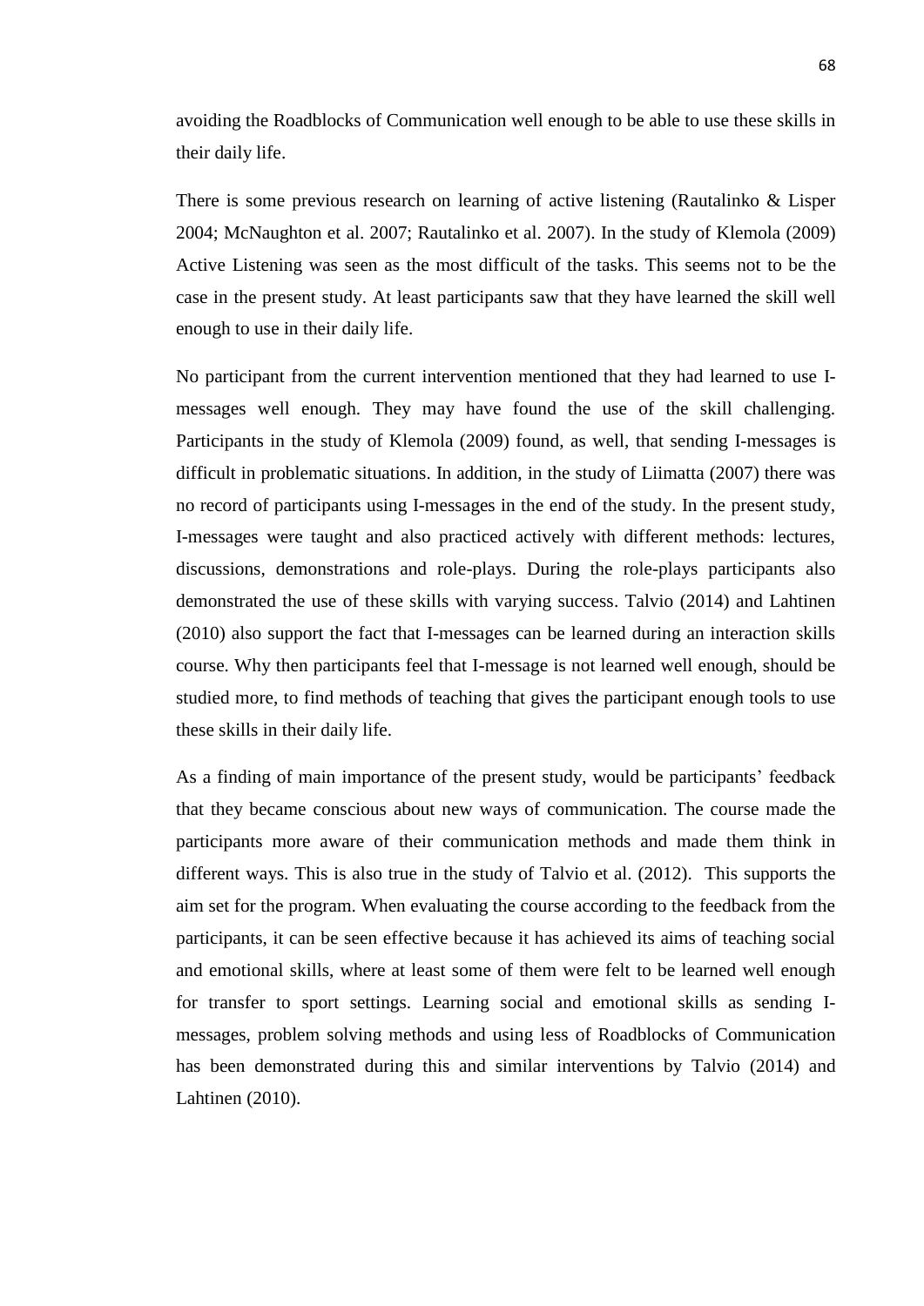avoiding the Roadblocks of Communication well enough to be able to use these skills in their daily life.

There is some previous research on learning of active listening (Rautalinko & Lisper 2004; McNaughton et al. 2007; Rautalinko et al. 2007). In the study of Klemola (2009) Active Listening was seen as the most difficult of the tasks. This seems not to be the case in the present study. At least participants saw that they have learned the skill well enough to use in their daily life.

No participant from the current intervention mentioned that they had learned to use I-messages well enough. They may have found the use of the skill challenging. Participants in the study of Klemola (2009) found, as well, that sending I-messages is difficult in problematic situations. In addition, in the study of Liimatta (2007) there was no record of participants using I-messages in the end of the study. In the present study, I-messages were taught and also practiced actively with different methods: lectures, discussions, demonstrations and role-plays. During the role-plays participants also demonstrated the use of these skills with varying success. Talvio (2014) and Lahtinen (2010) also support the fact that I-messages can be learned during an interaction skills course. Why then participants feel that I-message is not learned well enough, should be studied more, to find methods of teaching that gives the participant enough tools to use these skills in their daily life.

As a finding of main importance of the present study, would be participants' feedback that they became conscious about new ways of communication. The course made the participants more aware of their communication methods and made them think in different ways. This is also true in the study of Talvio et al. (2012). This supports the aim set for the program. When evaluating the course according to the feedback from the participants, it can be seen effective because it has achieved its aims of teaching social and emotional skills, where at least some of them were felt to be learned well enough for transfer to sport settings. Learning social and emotional skills as sending I-messages, problem solving methods and using less of Roadblocks of Communication has been demonstrated during this and similar interventions by Talvio (2014) and Lahtinen (2010).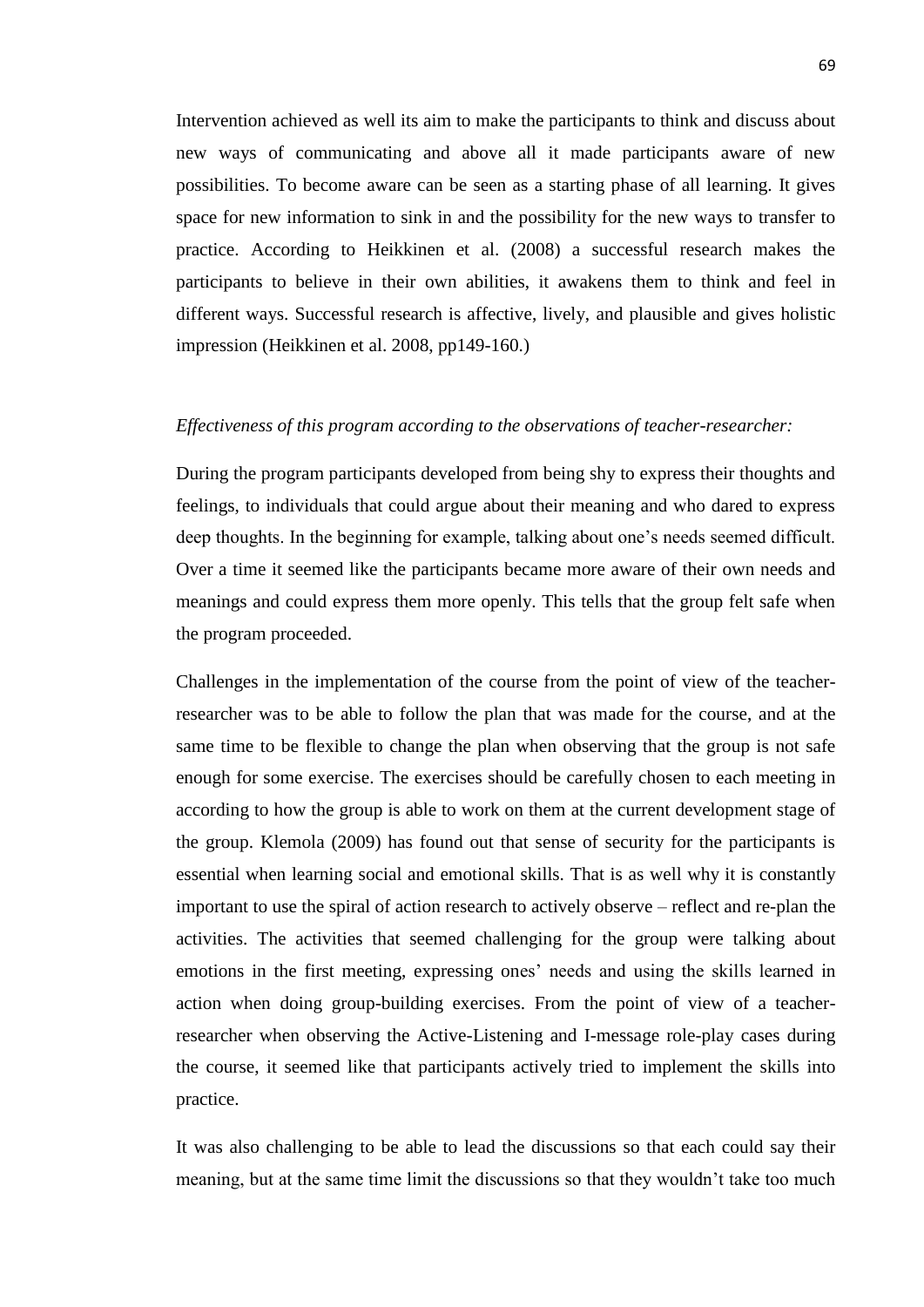Intervention achieved as well its aim to make the participants to think and discuss about new ways of communicating and above all it made participants aware of new possibilities. To become aware can be seen as a starting phase of all learning. It gives space for new information to sink in and the possibility for the new ways to transfer to practice. According to Heikkinen et al. (2008) a successful research makes the participants to believe in their own abilities, it awakens them to think and feel in different ways. Successful research is affective, lively, and plausible and gives holistic impression (Heikkinen et al. 2008, pp149-160.)

*Effectiveness of this program according to the observations of teacher-researcher:*

During the program participants developed from being shy to express their thoughts and feelings, to individuals that could argue about their meaning and who dared to express deep thoughts. In the beginning for example, talking about one's needs seemed difficult. Over a time it seemed like the participants became more aware of their own needs and meanings and could express them more openly. This tells that the group felt safe when the program proceeded.

Challenges in the implementation of the course from the point of view of the teacher-researcher was to be able to follow the plan that was made for the course, and at the same time to be flexible to change the plan when observing that the group is not safe enough for some exercise. The exercises should be carefully chosen to each meeting in according to how the group is able to work on them at the current development stage of the group. Klemola (2009) has found out that sense of security for the participants is essential when learning social and emotional skills. That is as well why it is constantly important to use the spiral of action research to actively observe – reflect and re-plan the activities. The activities that seemed challenging for the group were talking about emotions in the first meeting, expressing ones' needs and using the skills learned in action when doing group-building exercises. From the point of view of a teacher-researcher when observing the Active-Listening and I-message role-play cases during the course, it seemed like that participants actively tried to implement the skills into practice.

It was also challenging to be able to lead the discussions so that each could say their meaning, but at the same time limit the discussions so that they wouldn't take too much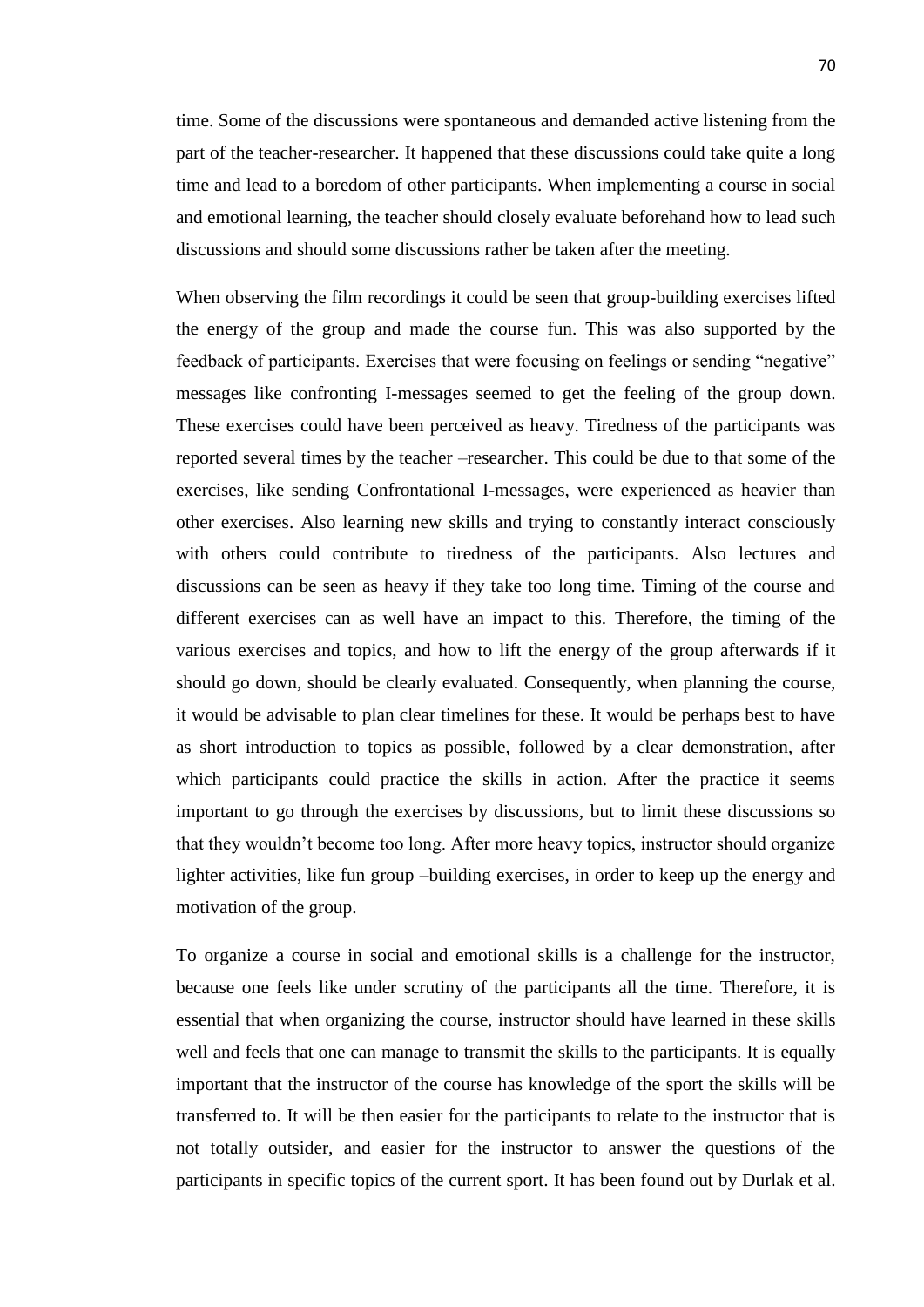time. Some of the discussions were spontaneous and demanded active listening from the part of the teacher-researcher. It happened that these discussions could take quite a long time and lead to a boredom of other participants. When implementing a course in social and emotional learning, the teacher should closely evaluate beforehand how to lead such discussions and should some discussions rather be taken after the meeting.

When observing the film recordings it could be seen that group-building exercises lifted the energy of the group and made the course fun. This was also supported by the feedback of participants. Exercises that were focusing on feelings or sending "negative" messages like confronting I-messages seemed to get the feeling of the group down. These exercises could have been perceived as heavy. Tiredness of the participants was reported several times by the teacher –researcher. This could be due to that some of the exercises, like sending Confrontational I-messages, were experienced as heavier than other exercises. Also learning new skills and trying to constantly interact consciously with others could contribute to tiredness of the participants. Also lectures and discussions can be seen as heavy if they take too long time. Timing of the course and different exercises can as well have an impact to this. Therefore, the timing of the various exercises and topics, and how to lift the energy of the group afterwards if it should go down, should be clearly evaluated. Consequently, when planning the course, it would be advisable to plan clear timelines for these. It would be perhaps best to have as short introduction to topics as possible, followed by a clear demonstration, after which participants could practice the skills in action. After the practice it seems important to go through the exercises by discussions, but to limit these discussions so that they wouldn't become too long. After more heavy topics, instructor should organize lighter activities, like fun group –building exercises, in order to keep up the energy and motivation of the group.

To organize a course in social and emotional skills is a challenge for the instructor, because one feels like under scrutiny of the participants all the time. Therefore, it is essential that when organizing the course, instructor should have learned in these skills well and feels that one can manage to transmit the skills to the participants. It is equally important that the instructor of the course has knowledge of the sport the skills will be transferred to. It will be then easier for the participants to relate to the instructor that is not totally outsider, and easier for the instructor to answer the questions of the participants in specific topics of the current sport. It has been found out by Durlak et al.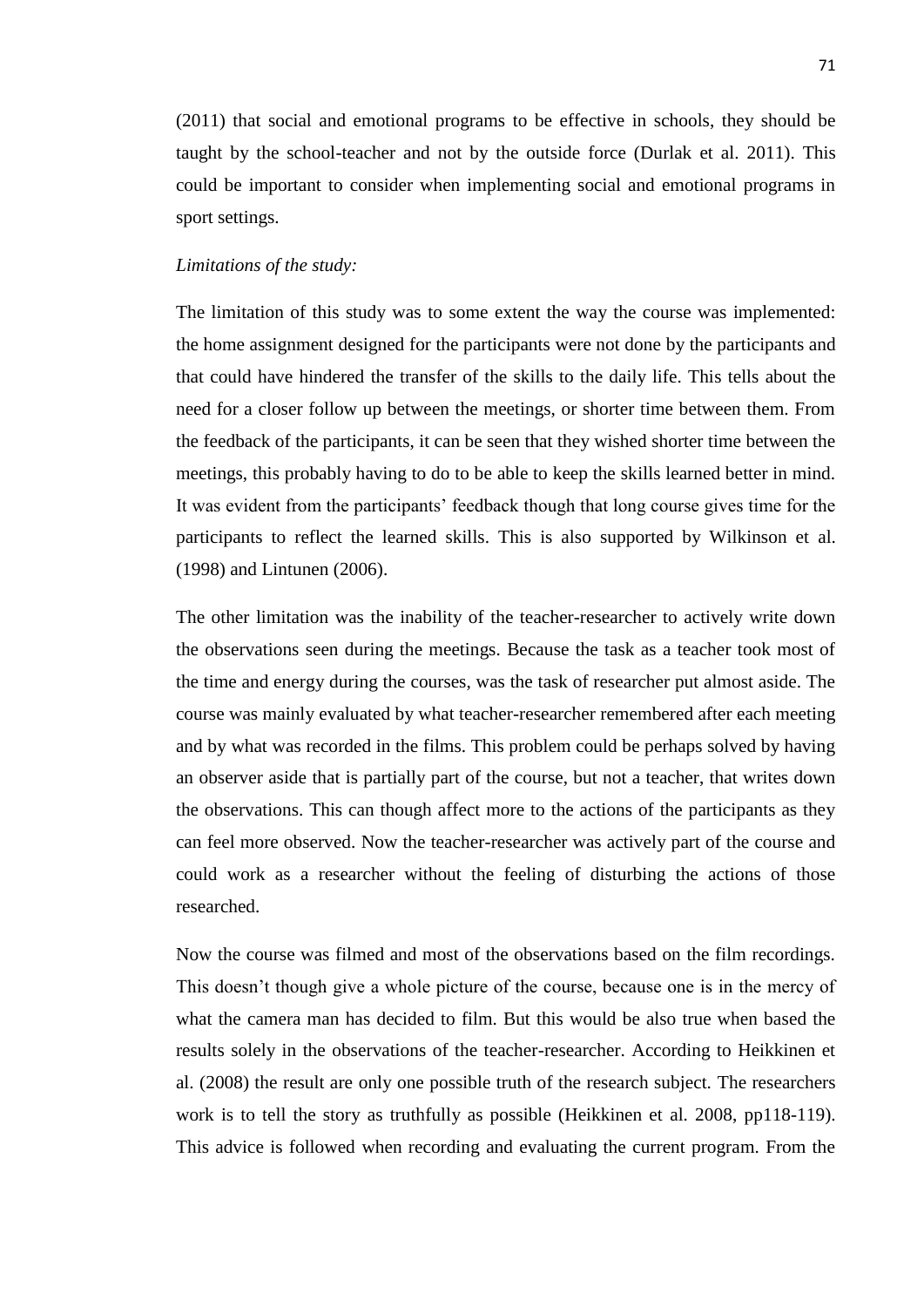(2011) that social and emotional programs to be effective in schools, they should be taught by the school-teacher and not by the outside force (Durlak et al. 2011). This could be important to consider when implementing social and emotional programs in sport settings.

*Limitations of the study:*

The limitation of this study was to some extent the way the course was implemented: the home assignment designed for the participants were not done by the participants and that could have hindered the transfer of the skills to the daily life. This tells about the need for a closer follow up between the meetings, or shorter time between them. From the feedback of the participants, it can be seen that they wished shorter time between the meetings, this probably having to do to be able to keep the skills learned better in mind. It was evident from the participants' feedback though that long course gives time for the participants to reflect the learned skills. This is also supported by Wilkinson et al. (1998) and Lintunen (2006).

The other limitation was the inability of the teacher-researcher to actively write down the observations seen during the meetings. Because the task as a teacher took most of the time and energy during the courses, was the task of researcher put almost aside. The course was mainly evaluated by what teacher-researcher remembered after each meeting and by what was recorded in the films. This problem could be perhaps solved by having an observer aside that is partially part of the course, but not a teacher, that writes down the observations. This can though affect more to the actions of the participants as they can feel more observed. Now the teacher-researcher was actively part of the course and could work as a researcher without the feeling of disturbing the actions of those researched.

Now the course was filmed and most of the observations based on the film recordings. This doesn't though give a whole picture of the course, because one is in the mercy of what the camera man has decided to film. But this would be also true when based the results solely in the observations of the teacher-researcher. According to Heikkinen et al. (2008) the result are only one possible truth of the research subject. The researchers work is to tell the story as truthfully as possible (Heikkinen et al. 2008, pp118-119). This advice is followed when recording and evaluating the current program. From the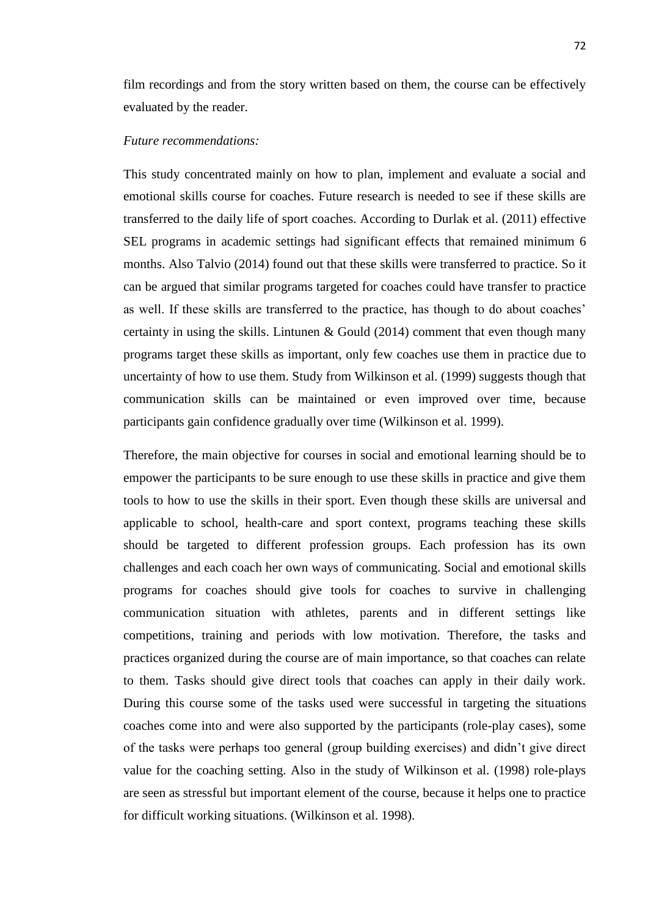film recordings and from the story written based on them, the course can be effectively evaluated by the reader.

*Future recommendations:*

This study concentrated mainly on how to plan, implement and evaluate a social and emotional skills course for coaches. Future research is needed to see if these skills are transferred to the daily life of sport coaches. According to Durlak et al. (2011) effective SEL programs in academic settings had significant effects that remained minimum 6 months. Also Talvio (2014) found out that these skills were transferred to practice. So it can be argued that similar programs targeted for coaches could have transfer to practice as well. If these skills are transferred to the practice, has though to do about coaches' certainty in using the skills. Lintunen & Gould (2014) comment that even though many programs target these skills as important, only few coaches use them in practice due to uncertainty of how to use them. Study from Wilkinson et al. (1999) suggests though that communication skills can be maintained or even improved over time, because participants gain confidence gradually over time (Wilkinson et al. 1999).

Therefore, the main objective for courses in social and emotional learning should be to empower the participants to be sure enough to use these skills in practice and give them tools to how to use the skills in their sport. Even though these skills are universal and applicable to school, health-care and sport context, programs teaching these skills should be targeted to different profession groups. Each profession has its own challenges and each coach her own ways of communicating. Social and emotional skills programs for coaches should give tools for coaches to survive in challenging communication situation with athletes, parents and in different settings like competitions, training and periods with low motivation. Therefore, the tasks and practices organized during the course are of main importance, so that coaches can relate to them. Tasks should give direct tools that coaches can apply in their daily work. During this course some of the tasks used were successful in targeting the situations coaches come into and were also supported by the participants (role-play cases), some of the tasks were perhaps too general (group building exercises) and didn't give direct value for the coaching setting. Also in the study of Wilkinson et al. (1998) role-plays are seen as stressful but important element of the course, because it helps one to practice for difficult working situations. (Wilkinson et al. 1998).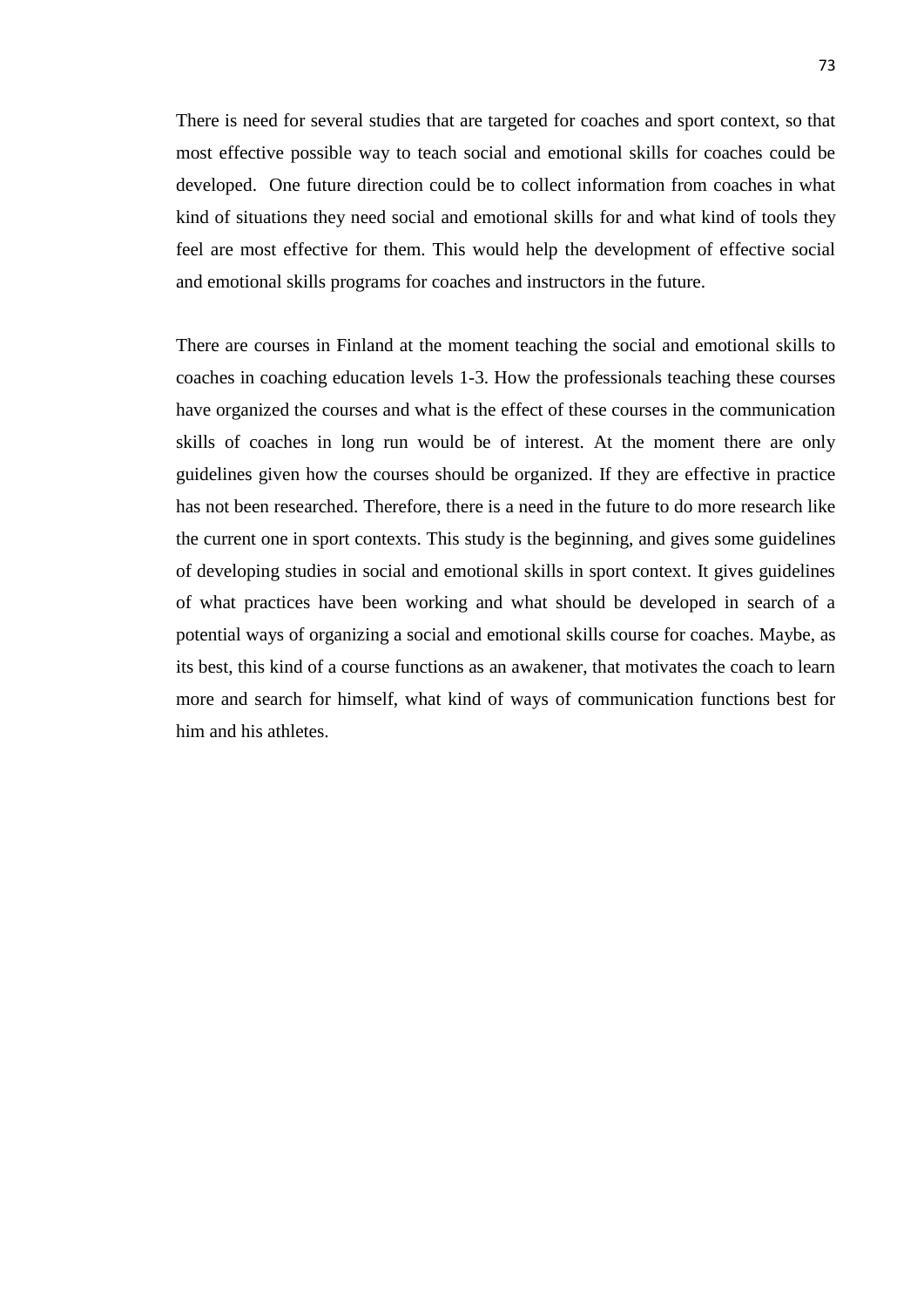There is need for several studies that are targeted for coaches and sport context, so that most effective possible way to teach social and emotional skills for coaches could be developed.  One future direction could be to collect information from coaches in what kind of situations they need social and emotional skills for and what kind of tools they feel are most effective for them. This would help the development of effective social and emotional skills programs for coaches and instructors in the future.

There are courses in Finland at the moment teaching the social and emotional skills to coaches in coaching education levels 1-3. How the professionals teaching these courses have organized the courses and what is the effect of these courses in the communication skills of coaches in long run would be of interest. At the moment there are only guidelines given how the courses should be organized. If they are effective in practice has not been researched. Therefore, there is a need in the future to do more research like the current one in sport contexts. This study is the beginning, and gives some guidelines of developing studies in social and emotional skills in sport context. It gives guidelines of what practices have been working and what should be developed in search of a potential ways of organizing a social and emotional skills course for coaches. Maybe, as its best, this kind of a course functions as an awakener, that motivates the coach to learn more and search for himself, what kind of ways of communication functions best for him and his athletes.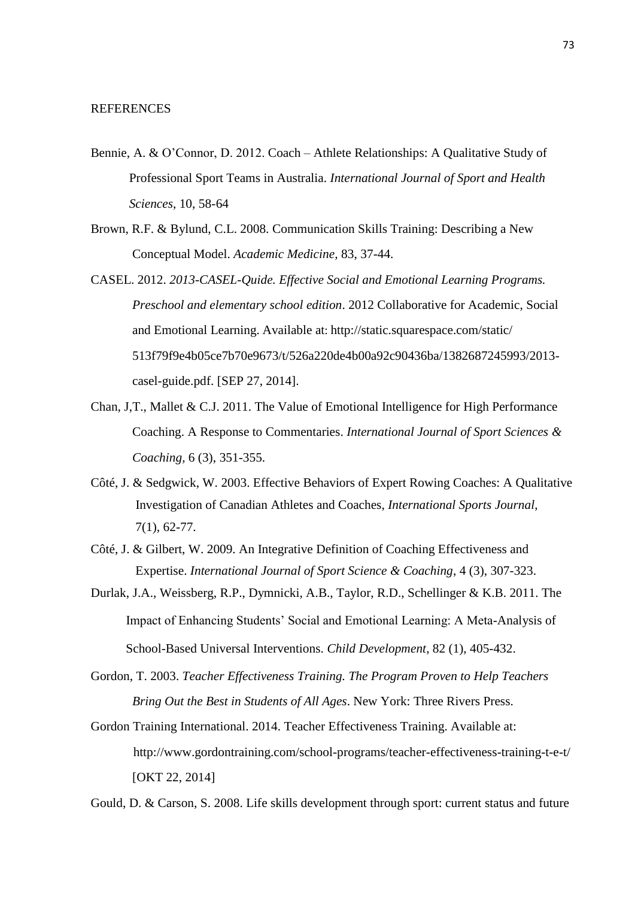REFERENCES

Bennie, A. & O'Connor, D. 2012. Coach – Athlete Relationships: A Qualitative Study of Professional Sport Teams in Australia. *International Journal of Sport and Health Sciences*, 10, 58-64

Brown, R.F. & Bylund, C.L. 2008. Communication Skills Training: Describing a New Conceptual Model. *Academic Medicine*, 83, 37-44.

CASEL. 2012. *2013-CASEL-Quide. Effective Social and Emotional Learning Programs. Preschool and elementary school edition*. 2012 Collaborative for Academic, Social and Emotional Learning. Available at: http://static.squarespace.com/static/513f79f9e4b05ce7b70e9673/t/526a220de4b00a92c90436ba/1382687245993/2013-casel-guide.pdf. [SEP 27, 2014].

Chan, J,T., Mallet & C.J. 2011. The Value of Emotional Intelligence for High Performance Coaching. A Response to Commentaries. *International Journal of Sport Sciences & Coaching*, 6 (3), 351-355.

Côté, J. & Sedgwick, W. 2003. Effective Behaviors of Expert Rowing Coaches: A Qualitative Investigation of Canadian Athletes and Coaches, *International Sports Journal*, 7(1), 62-77.

Côté, J. & Gilbert, W. 2009. An Integrative Definition of Coaching Effectiveness and Expertise. *International Journal of Sport Science & Coaching*, 4 (3), 307-323.

Durlak, J.A., Weissberg, R.P., Dymnicki, A.B., Taylor, R.D., Schellinger & K.B. 2011. The Impact of Enhancing Students' Social and Emotional Learning: A Meta-Analysis of School-Based Universal Interventions. *Child Development*, 82 (1), 405-432.

Gordon, T. 2003. *Teacher Effectiveness Training. The Program Proven to Help Teachers Bring Out the Best in Students of All Ages*. New York: Three Rivers Press.

Gordon Training International. 2014. Teacher Effectiveness Training. Available at: http://www.gordontraining.com/school-programs/teacher-effectiveness-training-t-e-t/ [OKT 22, 2014]

Gould, D. & Carson, S. 2008. Life skills development through sport: current status and future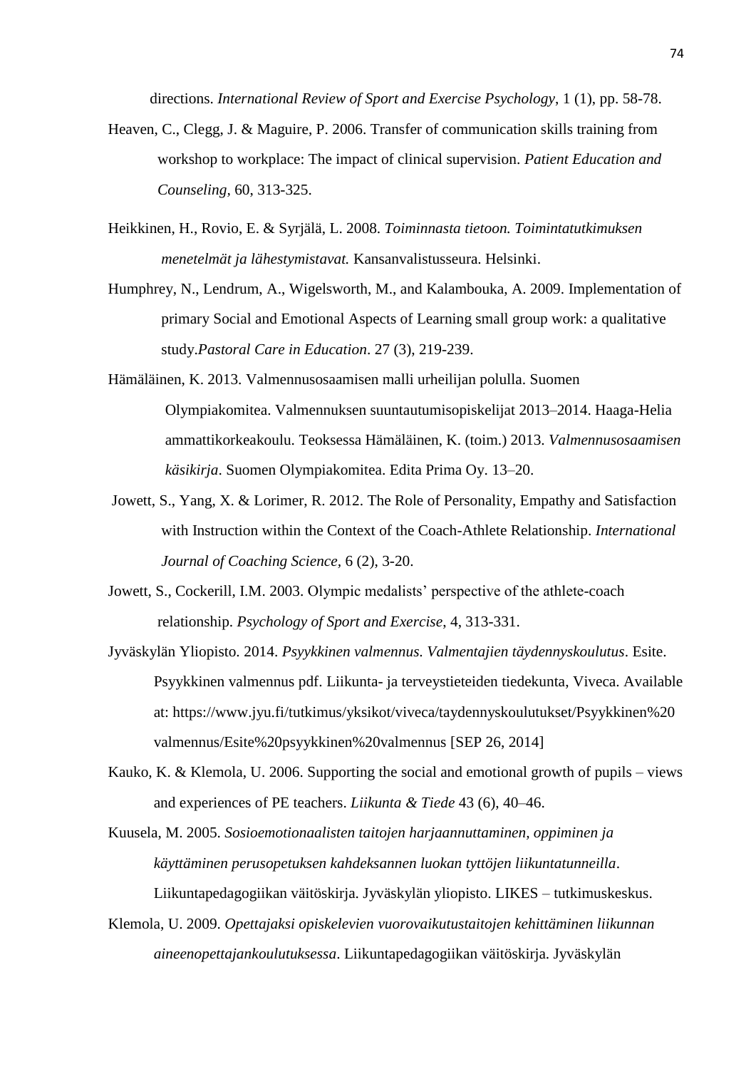directions. *International Review of Sport and Exercise Psychology*, 1 (1), pp. 58-78.

Heaven, C., Clegg, J. & Maguire, P. 2006. Transfer of communication skills training from workshop to workplace: The impact of clinical supervision. *Patient Education and Counseling,* 60, 313-325.

Heikkinen, H., Rovio, E. & Syrjälä, L. 2008. *Toiminnasta tietoon. Toimintatutkimuksen menetelmät ja lähestymistavat.* Kansanvalistusseura. Helsinki.

Humphrey, N., Lendrum, A., Wigelsworth, M., and Kalambouka, A. 2009. Implementation of primary Social and Emotional Aspects of Learning small group work: a qualitative study.*Pastoral Care in Education*. 27 (3), 219-239.

Hämäläinen, K. 2013. Valmennusosaamisen malli urheilijan polulla. Suomen Olympiakomitea. Valmennuksen suuntautumisopiskelijat 2013–2014. Haaga-Helia ammattikorkeakoulu. Teoksessa Hämäläinen, K. (toim.) 2013. *Valmennusosaamisen käsikirja*. Suomen Olympiakomitea. Edita Prima Oy. 13–20.

Jowett, S., Yang, X. & Lorimer, R. 2012. The Role of Personality, Empathy and Satisfaction with Instruction within the Context of the Coach-Athlete Relationship. *International Journal of Coaching Science,* 6 (2), 3-20.

Jowett, S., Cockerill, I.M. 2003. Olympic medalists' perspective of the athlete-coach relationship. *Psychology of Sport and Exercise,* 4, 313-331.

Jyväskylän Yliopisto. 2014. *Psyykkinen valmennus. Valmentajien täydennyskoulutus*. Esite. Psyykkinen valmennus pdf. Liikunta- ja terveystieteiden tiedekunta, Viveca. Available at: https://www.jyu.fi/tutkimus/yksikot/viveca/taydennyskoulutukset/Psyykkinen%20 valmennus/Esite%20psyykkinen%20valmennus [SEP 26, 2014]

Kauko, K. & Klemola, U. 2006. Supporting the social and emotional growth of pupils – views and experiences of PE teachers. *Liikunta & Tiede* 43 (6), 40–46.

Kuusela, M. 2005. *Sosioemotionaalisten taitojen harjaannuttaminen, oppiminen ja käyttäminen perusopetuksen kahdeksannen luokan tyttöjen liikuntatunneilla*. Liikuntapedagogiikan väitöskirja. Jyväskylän yliopisto. LIKES – tutkimuskeskus.

Klemola, U. 2009. *Opettajaksi opiskelevien vuorovaikutustaitojen kehittäminen liikunnan aineenopettajankoulutuksessa*. Liikuntapedagogiikan väitöskirja. Jyväskylän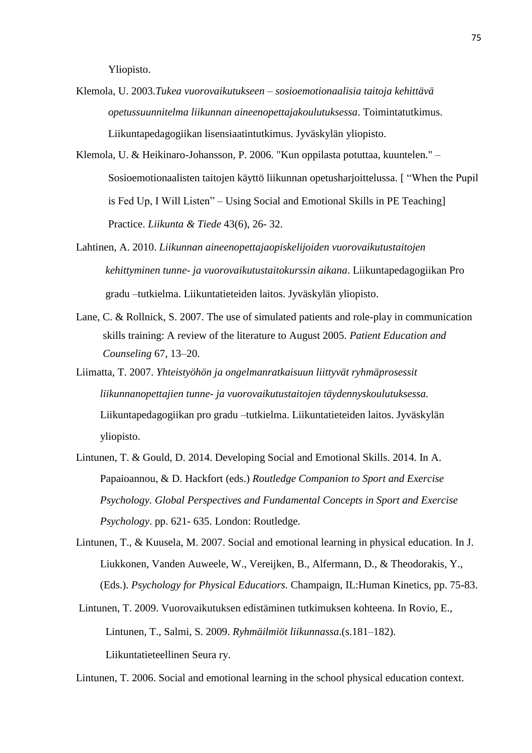Yliopisto.

Klemola, U. 2003.*Tukea vuorovaikutukseen – sosioemotionaalisia taitoja kehittävä opetussuunnitelma liikunnan aineenopettajakoulutuksessa*. Toimintatutkimus. Liikuntapedagogiikan lisensiaatintutkimus. Jyväskylän yliopisto.

Klemola, U. & Heikinaro-Johansson, P. 2006. "Kun oppilasta potuttaa, kuuntelen." – Sosioemotionaalisten taitojen käyttö liikunnan opetusharjoittelussa. [ “When the Pupil is Fed Up, I Will Listen” – Using Social and Emotional Skills in PE Teaching] Practice. *Liikunta & Tiede* 43(6), 26- 32.

Lahtinen, A. 2010. *Liikunnan aineenopettajaopiskelijoiden vuorovaikutustaitojen kehittyminen tunne- ja vuorovaikutustaitokurssin aikana*. Liikuntapedagogiikan Pro gradu –tutkielma. Liikuntatieteiden laitos. Jyväskylän yliopisto.

Lane, C. & Rollnick, S. 2007. The use of simulated patients and role-play in communication skills training: A review of the literature to August 2005. *Patient Education and Counseling* 67, 13–20.

Liimatta, T. 2007. *Yhteistyöhön ja ongelmanratkaisuun liittyvät ryhmäprosessit liikunnanopettajien tunne- ja vuorovaikutustaitojen täydennyskoulutuksessa.* Liikuntapedagogiikan pro gradu –tutkielma. Liikuntatieteiden laitos. Jyväskylän yliopisto.

Lintunen, T. & Gould, D. 2014. Developing Social and Emotional Skills. 2014. In A. Papaioannou, & D. Hackfort (eds.) *Routledge Companion to Sport and Exercise Psychology. Global Perspectives and Fundamental Concepts in Sport and Exercise Psychology*. pp. 621- 635. London: Routledge.

Lintunen, T., & Kuusela, M. 2007. Social and emotional learning in physical education. In J. Liukkonen, Vanden Auweele, W., Vereijken, B., Alfermann, D., & Theodorakis, Y., (Eds.). *Psychology for Physical Educatiors.* Champaign, IL:Human Kinetics, pp. 75-83.

Lintunen, T. 2009. Vuorovaikutuksen edistäminen tutkimuksen kohteena. In Rovio, E., Lintunen, T., Salmi, S. 2009. *Ryhmäilmiöt liikunnassa*.(s.181–182). Liikuntatieteellinen Seura ry.

Lintunen, T. 2006. Social and emotional learning in the school physical education context.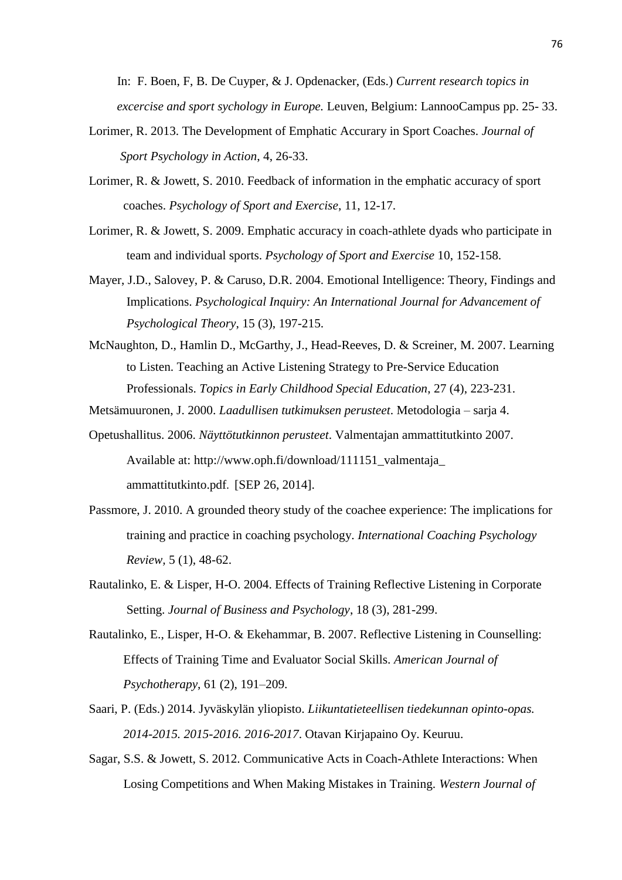In: F. Boen, F, B. De Cuyper, & J. Opdenacker, (Eds.) *Current research topics in excercise and sport sychology in Europe.* Leuven, Belgium: LannooCampus pp. 25- 33.

Lorimer, R. 2013. The Development of Emphatic Accurary in Sport Coaches. *Journal of Sport Psychology in Action*, 4, 26-33.

Lorimer, R. & Jowett, S. 2010. Feedback of information in the emphatic accuracy of sport coaches. *Psychology of Sport and Exercise*, 11, 12-17.

Lorimer, R. & Jowett, S. 2009. Emphatic accuracy in coach-athlete dyads who participate in team and individual sports. *Psychology of Sport and Exercise* 10, 152-158.

Mayer, J.D., Salovey, P. & Caruso, D.R. 2004. Emotional Intelligence: Theory, Findings and Implications. *Psychological Inquiry: An International Journal for Advancement of Psychological Theory*, 15 (3), 197-215.

McNaughton, D., Hamlin D., McGarthy, J., Head-Reeves, D. & Screiner, M. 2007. Learning to Listen. Teaching an Active Listening Strategy to Pre-Service Education Professionals. *Topics in Early Childhood Special Education*, 27 (4), 223-231.

Metsämuuronen, J. 2000. *Laadullisen tutkimuksen perusteet*. Metodologia – sarja 4.

Opetushallitus. 2006. *Näyttötutkinnon perusteet*. Valmentajan ammattitutkinto 2007. Available at: http://www.oph.fi/download/111151_valmentaja_ ammattitutkinto.pdf. [SEP 26, 2014].

Passmore, J. 2010. A grounded theory study of the coachee experience: The implications for training and practice in coaching psychology. *International Coaching Psychology Review*, 5 (1), 48-62.

Rautalinko, E. & Lisper, H-O. 2004. Effects of Training Reflective Listening in Corporate Setting. *Journal of Business and Psychology*, 18 (3), 281-299.

Rautalinko, E., Lisper, H-O. & Ekehammar, B. 2007. Reflective Listening in Counselling: Effects of Training Time and Evaluator Social Skills. *American Journal of Psychotherapy*, 61 (2), 191–209.

Saari, P. (Eds.) 2014. Jyväskylän yliopisto. *Liikuntatieteellisen tiedekunnan opinto-opas. 2014-2015. 2015-2016. 2016-2017*. Otavan Kirjapaino Oy. Keuruu.

Sagar, S.S. & Jowett, S. 2012. Communicative Acts in Coach-Athlete Interactions: When Losing Competitions and When Making Mistakes in Training. *Western Journal of*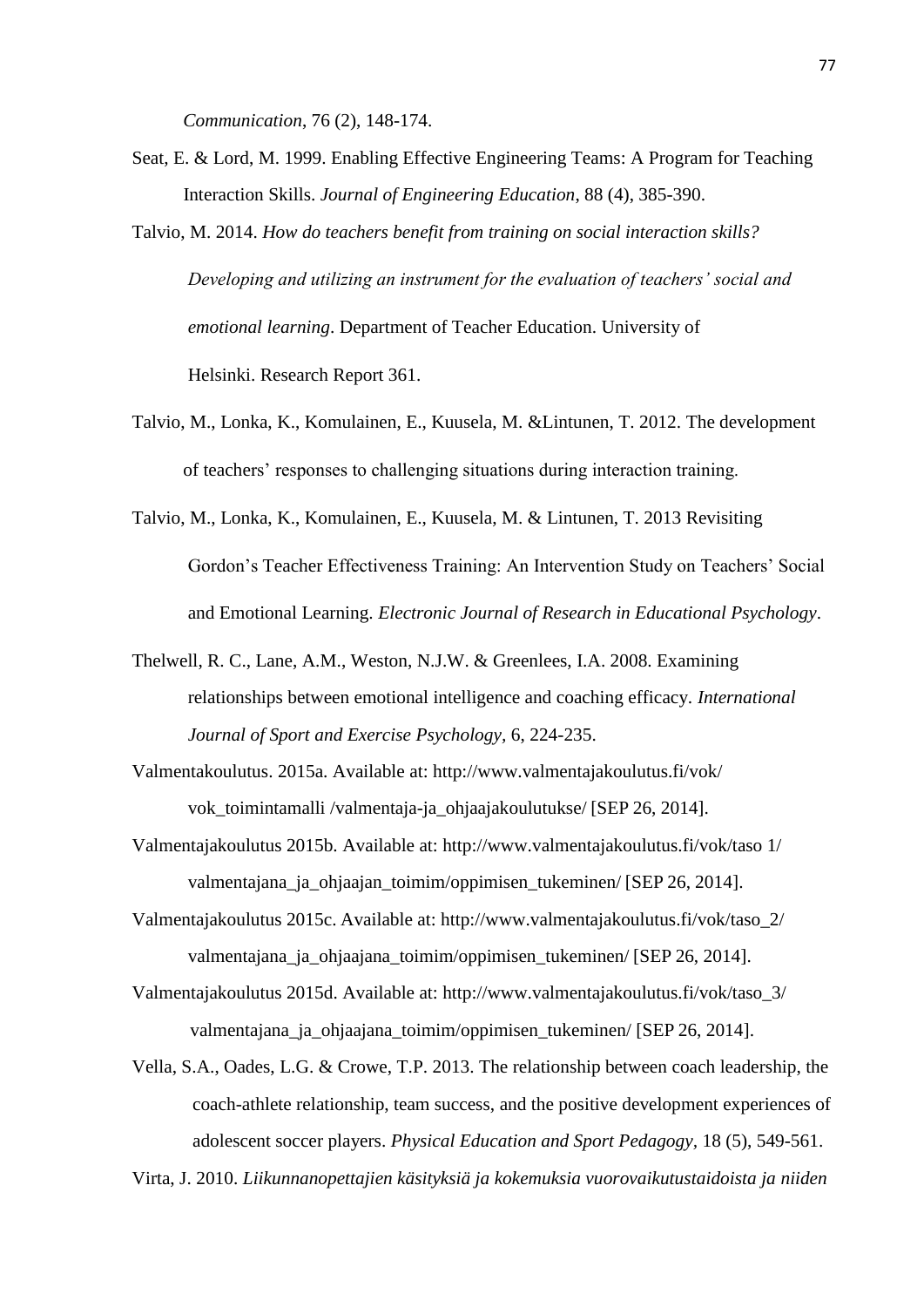*Communication*, 76 (2), 148-174.

Seat, E. & Lord, M. 1999. Enabling Effective Engineering Teams: A Program for Teaching Interaction Skills. *Journal of Engineering Education*, 88 (4), 385-390.

Talvio, M. 2014. *How do teachers benefit from training on social interaction skills? Developing and utilizing an instrument for the evaluation of teachers' social and emotional learning*. Department of Teacher Education. University of Helsinki. Research Report 361.

Talvio, M., Lonka, K., Komulainen, E., Kuusela, M. &Lintunen, T. 2012. The development of teachers' responses to challenging situations during interaction training.

Talvio, M., Lonka, K., Komulainen, E., Kuusela, M. & Lintunen, T. 2013 Revisiting Gordon's Teacher Effectiveness Training: An Intervention Study on Teachers' Social and Emotional Learning. *Electronic Journal of Research in Educational Psychology*.

Thelwell, R. C., Lane, A.M., Weston, N.J.W. & Greenlees, I.A. 2008. Examining relationships between emotional intelligence and coaching efficacy. *International Journal of Sport and Exercise Psychology*, 6, 224-235.

Valmentakoulutus. 2015a. Available at: http://www.valmentajakoulutus.fi/vok/ vok_toimintamalli /valmentaja-ja_ohjaajakoulutukse/ [SEP 26, 2014].

Valmentajakoulutus 2015b. Available at: http://www.valmentajakoulutus.fi/vok/taso 1/ valmentajana_ja_ohjaajan_toimim/oppimisen_tukeminen/ [SEP 26, 2014].

Valmentajakoulutus 2015c. Available at: http://www.valmentajakoulutus.fi/vok/taso_2/ valmentajana_ja_ohjaajana_toimim/oppimisen_tukeminen/ [SEP 26, 2014].

Valmentajakoulutus 2015d. Available at: http://www.valmentajakoulutus.fi/vok/taso_3/ valmentajana_ja_ohjaajana_toimim/oppimisen_tukeminen/ [SEP 26, 2014].

Vella, S.A., Oades, L.G. & Crowe, T.P. 2013. The relationship between coach leadership, the coach-athlete relationship, team success, and the positive development experiences of adolescent soccer players. *Physical Education and Sport Pedagogy*, 18 (5), 549-561.

Virta, J. 2010. *Liikunnanopettajien käsityksiä ja kokemuksia vuorovaikutustaidoista ja niiden*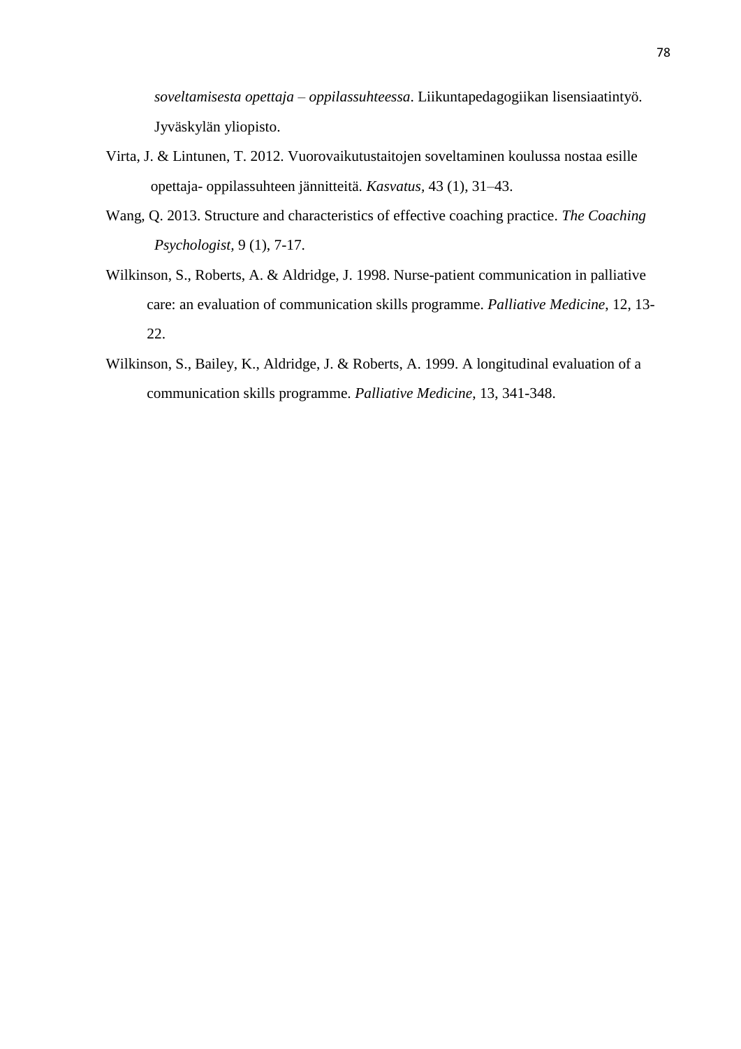*soveltamisesta opettaja – oppilassuhteessa*. Liikuntapedagogiikan lisensiaatintyö. Jyväskylän yliopisto.

Virta, J. & Lintunen, T. 2012. Vuorovaikutustaitojen soveltaminen koulussa nostaa esille opettaja- oppilassuhteen jännitteitä. *Kasvatus*, 43 (1), 31–43.

Wang, Q. 2013. Structure and characteristics of effective coaching practice. *The Coaching Psychologist*, 9 (1), 7-17.

Wilkinson, S., Roberts, A. & Aldridge, J. 1998. Nurse-patient communication in palliative care: an evaluation of communication skills programme. *Palliative Medicine*, 12, 13-22.

Wilkinson, S., Bailey, K., Aldridge, J. & Roberts, A. 1999. A longitudinal evaluation of a communication skills programme. *Palliative Medicine*, 13, 341-348.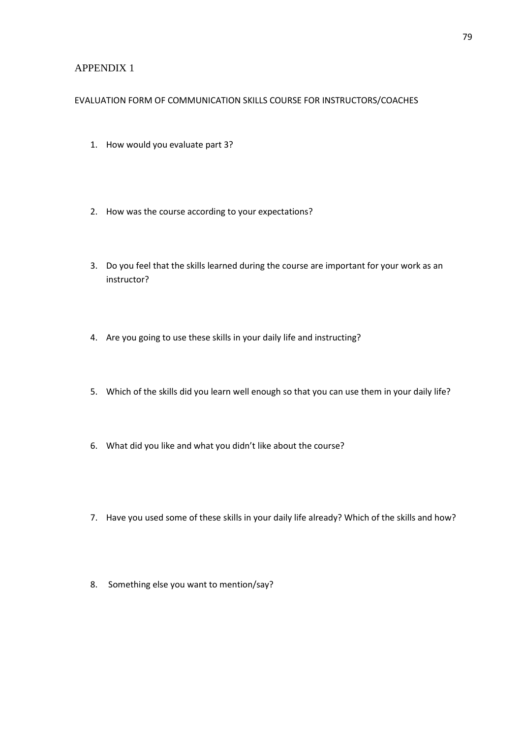# APPENDIX 1

EVALUATION FORM OF COMMUNICATION SKILLS COURSE FOR INSTRUCTORS/COACHES

1. How would you evaluate part 3?

2. How was the course according to your expectations?

3. Do you feel that the skills learned during the course are important for your work as an instructor?

4. Are you going to use these skills in your daily life and instructing?

5. Which of the skills did you learn well enough so that you can use them in your daily life?

6. What did you like and what you didn't like about the course?

7. Have you used some of these skills in your daily life already? Which of the skills and how?

8. Something else you want to mention/say?